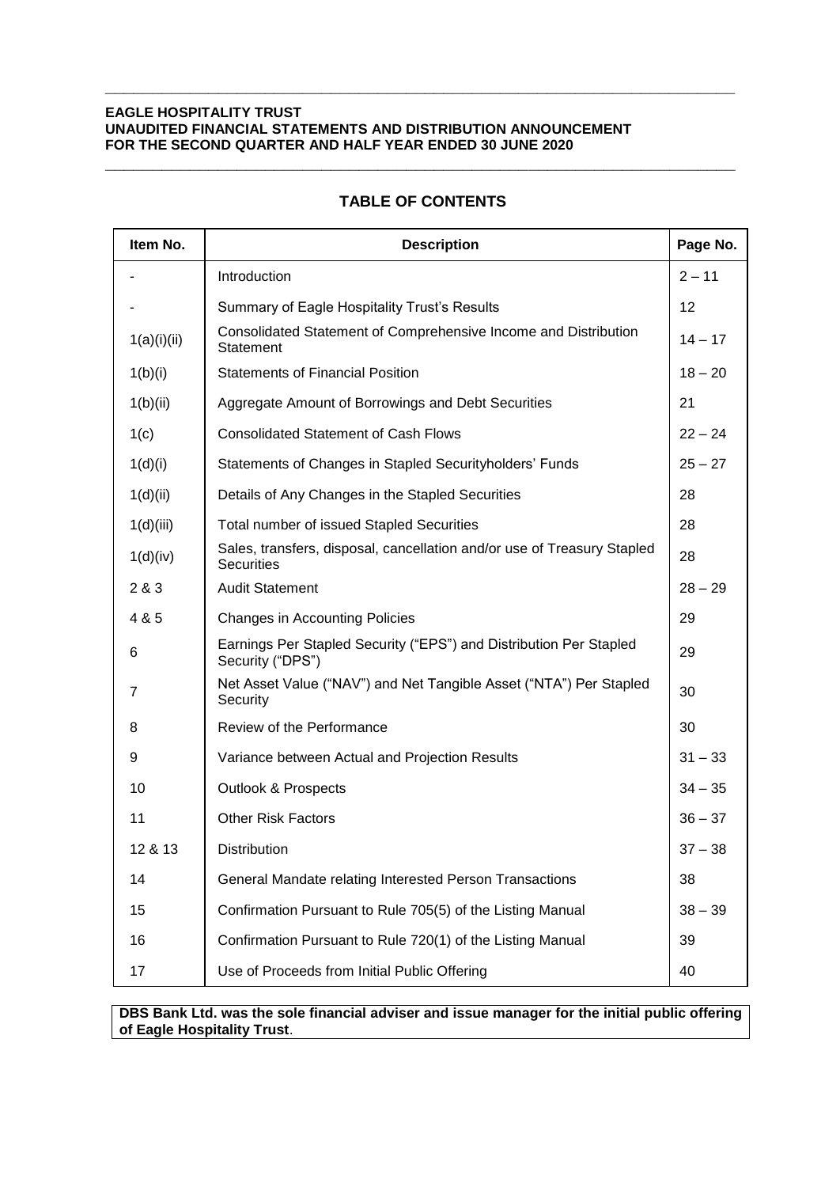**EAGLE HOSPITALITY TRUST**
**UNAUDITED FINANCIAL STATEMENTS AND DISTRIBUTION ANNOUNCEMENT**
**FOR THE SECOND QUARTER AND HALF YEAR ENDED 30 JUNE 2020**

## TABLE OF CONTENTS

| Item No. | Description | Page No. |
|---|---|---|
| - | Introduction | 2 – 11 |
| - | Summary of Eagle Hospitality Trust's Results | 12 |
| 1(a)(i)(ii) | Consolidated Statement of Comprehensive Income and Distribution Statement | 14 – 17 |
| 1(b)(i) | Statements of Financial Position | 18 – 20 |
| 1(b)(ii) | Aggregate Amount of Borrowings and Debt Securities | 21 |
| 1(c) | Consolidated Statement of Cash Flows | 22 – 24 |
| 1(d)(i) | Statements of Changes in Stapled Securityholders' Funds | 25 – 27 |
| 1(d)(ii) | Details of Any Changes in the Stapled Securities | 28 |
| 1(d)(iii) | Total number of issued Stapled Securities | 28 |
| 1(d)(iv) | Sales, transfers, disposal, cancellation and/or use of Treasury Stapled Securities | 28 |
| 2 & 3 | Audit Statement | 28 – 29 |
| 4 & 5 | Changes in Accounting Policies | 29 |
| 6 | Earnings Per Stapled Security ("EPS") and Distribution Per Stapled Security ("DPS") | 29 |
| 7 | Net Asset Value ("NAV") and Net Tangible Asset ("NTA") Per Stapled Security | 30 |
| 8 | Review of the Performance | 30 |
| 9 | Variance between Actual and Projection Results | 31 – 33 |
| 10 | Outlook & Prospects | 34 – 35 |
| 11 | Other Risk Factors | 36 – 37 |
| 12 & 13 | Distribution | 37 – 38 |
| 14 | General Mandate relating Interested Person Transactions | 38 |
| 15 | Confirmation Pursuant to Rule 705(5) of the Listing Manual | 38 – 39 |
| 16 | Confirmation Pursuant to Rule 720(1) of the Listing Manual | 39 |
| 17 | Use of Proceeds from Initial Public Offering | 40 |

**DBS Bank Ltd. was the sole financial adviser and issue manager for the initial public offering of Eagle Hospitality Trust**.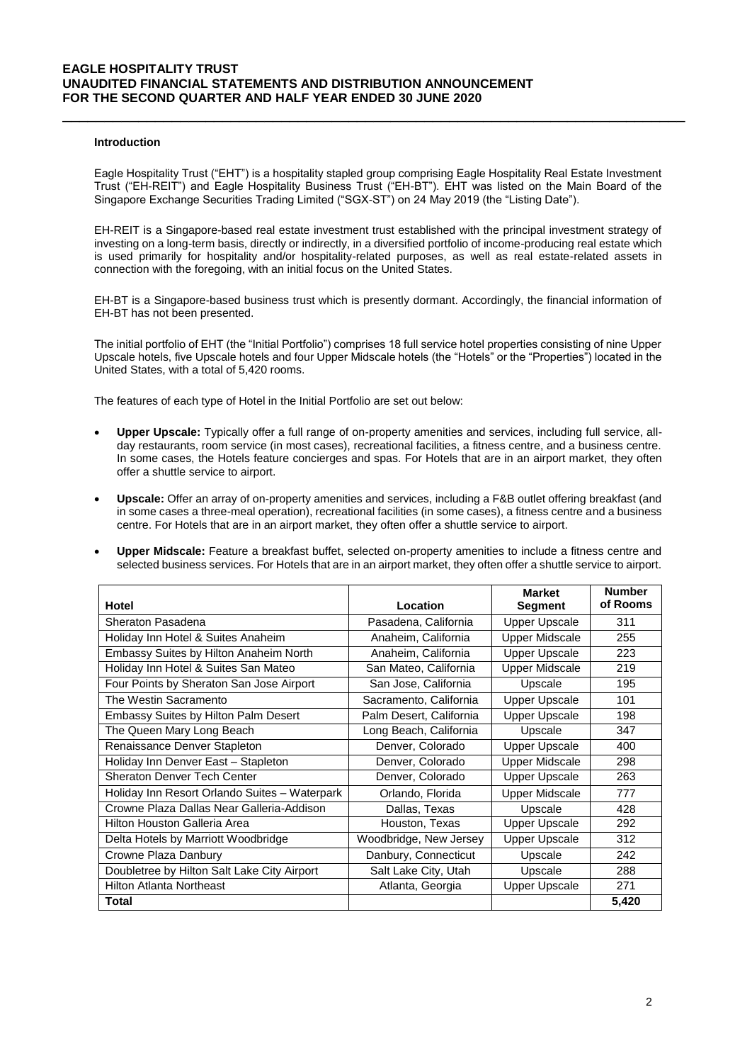## Introduction

Eagle Hospitality Trust ("EHT") is a hospitality stapled group comprising Eagle Hospitality Real Estate Investment Trust ("EH-REIT") and Eagle Hospitality Business Trust ("EH-BT"). EHT was listed on the Main Board of the Singapore Exchange Securities Trading Limited ("SGX-ST") on 24 May 2019 (the "Listing Date").

EH-REIT is a Singapore-based real estate investment trust established with the principal investment strategy of investing on a long-term basis, directly or indirectly, in a diversified portfolio of income-producing real estate which is used primarily for hospitality and/or hospitality-related purposes, as well as real estate-related assets in connection with the foregoing, with an initial focus on the United States.

EH-BT is a Singapore-based business trust which is presently dormant. Accordingly, the financial information of EH-BT has not been presented.

The initial portfolio of EHT (the "Initial Portfolio") comprises 18 full service hotel properties consisting of nine Upper Upscale hotels, five Upscale hotels and four Upper Midscale hotels (the "Hotels" or the "Properties") located in the United States, with a total of 5,420 rooms.

The features of each type of Hotel in the Initial Portfolio are set out below:

- **Upper Upscale:** Typically offer a full range of on-property amenities and services, including full service, all-day restaurants, room service (in most cases), recreational facilities, a fitness centre, and a business centre. In some cases, the Hotels feature concierges and spas. For Hotels that are in an airport market, they often offer a shuttle service to airport.
- **Upscale:** Offer an array of on-property amenities and services, including a F&B outlet offering breakfast (and in some cases a three-meal operation), recreational facilities (in some cases), a fitness centre and a business centre. For Hotels that are in an airport market, they often offer a shuttle service to airport.
- **Upper Midscale:** Feature a breakfast buffet, selected on-property amenities to include a fitness centre and selected business services. For Hotels that are in an airport market, they often offer a shuttle service to airport.

| Hotel | Location | Market Segment | Number of Rooms |
|---|---|---|---|
| Sheraton Pasadena | Pasadena, California | Upper Upscale | 311 |
| Holiday Inn Hotel & Suites Anaheim | Anaheim, California | Upper Midscale | 255 |
| Embassy Suites by Hilton Anaheim North | Anaheim, California | Upper Upscale | 223 |
| Holiday Inn Hotel & Suites San Mateo | San Mateo, California | Upper Midscale | 219 |
| Four Points by Sheraton San Jose Airport | San Jose, California | Upscale | 195 |
| The Westin Sacramento | Sacramento, California | Upper Upscale | 101 |
| Embassy Suites by Hilton Palm Desert | Palm Desert, California | Upper Upscale | 198 |
| The Queen Mary Long Beach | Long Beach, California | Upscale | 347 |
| Renaissance Denver Stapleton | Denver, Colorado | Upper Upscale | 400 |
| Holiday Inn Denver East – Stapleton | Denver, Colorado | Upper Midscale | 298 |
| Sheraton Denver Tech Center | Denver, Colorado | Upper Upscale | 263 |
| Holiday Inn Resort Orlando Suites – Waterpark | Orlando, Florida | Upper Midscale | 777 |
| Crowne Plaza Dallas Near Galleria-Addison | Dallas, Texas | Upscale | 428 |
| Hilton Houston Galleria Area | Houston, Texas | Upper Upscale | 292 |
| Delta Hotels by Marriott Woodbridge | Woodbridge, New Jersey | Upper Upscale | 312 |
| Crowne Plaza Danbury | Danbury, Connecticut | Upscale | 242 |
| Doubletree by Hilton Salt Lake City Airport | Salt Lake City, Utah | Upscale | 288 |
| Hilton Atlanta Northeast | Atlanta, Georgia | Upper Upscale | 271 |
| **Total** | | | **5,420** |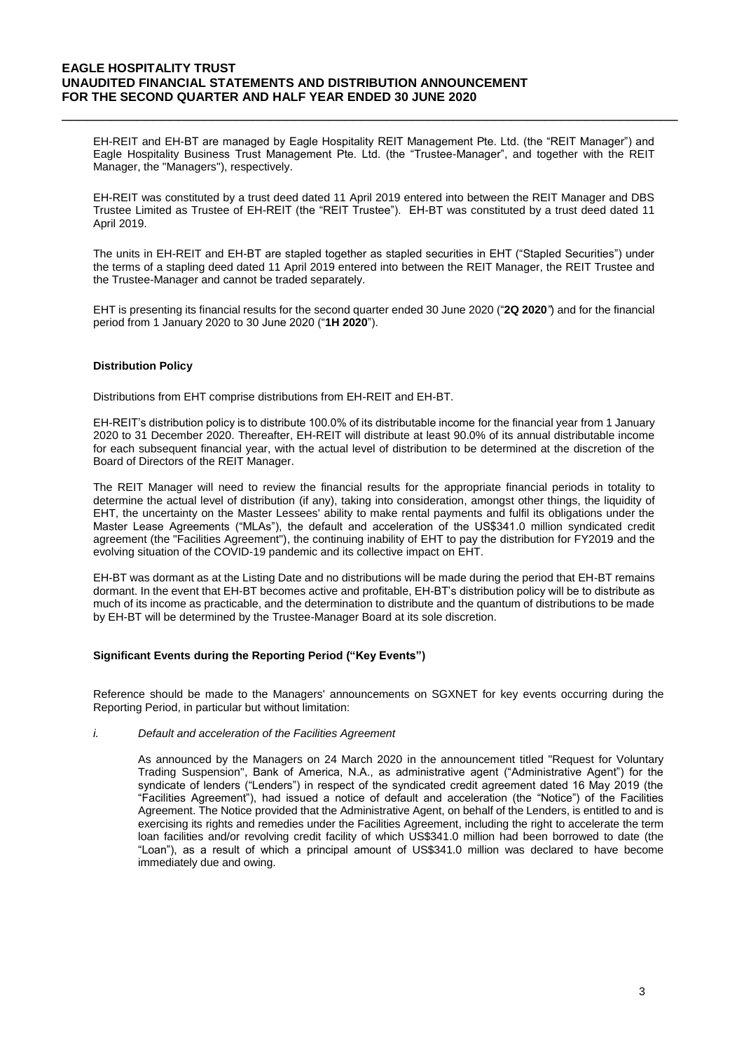EH-REIT and EH-BT are managed by Eagle Hospitality REIT Management Pte. Ltd. (the "REIT Manager") and Eagle Hospitality Business Trust Management Pte. Ltd. (the "Trustee-Manager", and together with the REIT Manager, the "Managers"), respectively.

EH-REIT was constituted by a trust deed dated 11 April 2019 entered into between the REIT Manager and DBS Trustee Limited as Trustee of EH-REIT (the "REIT Trustee"). EH-BT was constituted by a trust deed dated 11 April 2019.

The units in EH-REIT and EH-BT are stapled together as stapled securities in EHT ("Stapled Securities") under the terms of a stapling deed dated 11 April 2019 entered into between the REIT Manager, the REIT Trustee and the Trustee-Manager and cannot be traded separately.

EHT is presenting its financial results for the second quarter ended 30 June 2020 ("**2Q 2020**") and for the financial period from 1 January 2020 to 30 June 2020 ("**1H 2020**").

**Distribution Policy**

Distributions from EHT comprise distributions from EH-REIT and EH-BT.

EH-REIT's distribution policy is to distribute 100.0% of its distributable income for the financial year from 1 January 2020 to 31 December 2020. Thereafter, EH-REIT will distribute at least 90.0% of its annual distributable income for each subsequent financial year, with the actual level of distribution to be determined at the discretion of the Board of Directors of the REIT Manager.

The REIT Manager will need to review the financial results for the appropriate financial periods in totality to determine the actual level of distribution (if any), taking into consideration, amongst other things, the liquidity of EHT, the uncertainty on the Master Lessees' ability to make rental payments and fulfil its obligations under the Master Lease Agreements ("MLAs"), the default and acceleration of the US$341.0 million syndicated credit agreement (the "Facilities Agreement"), the continuing inability of EHT to pay the distribution for FY2019 and the evolving situation of the COVID-19 pandemic and its collective impact on EHT.

EH-BT was dormant as at the Listing Date and no distributions will be made during the period that EH-BT remains dormant. In the event that EH-BT becomes active and profitable, EH-BT's distribution policy will be to distribute as much of its income as practicable, and the determination to distribute and the quantum of distributions to be made by EH-BT will be determined by the Trustee-Manager Board at its sole discretion.

**Significant Events during the Reporting Period ("Key Events")**

Reference should be made to the Managers' announcements on SGXNET for key events occurring during the Reporting Period, in particular but without limitation:

*i. Default and acceleration of the Facilities Agreement*

As announced by the Managers on 24 March 2020 in the announcement titled "Request for Voluntary Trading Suspension", Bank of America, N.A., as administrative agent ("Administrative Agent") for the syndicate of lenders ("Lenders") in respect of the syndicated credit agreement dated 16 May 2019 (the "Facilities Agreement"), had issued a notice of default and acceleration (the "Notice") of the Facilities Agreement. The Notice provided that the Administrative Agent, on behalf of the Lenders, is entitled to and is exercising its rights and remedies under the Facilities Agreement, including the right to accelerate the term loan facilities and/or revolving credit facility of which US$341.0 million had been borrowed to date (the "Loan"), as a result of which a principal amount of US$341.0 million was declared to have become immediately due and owing.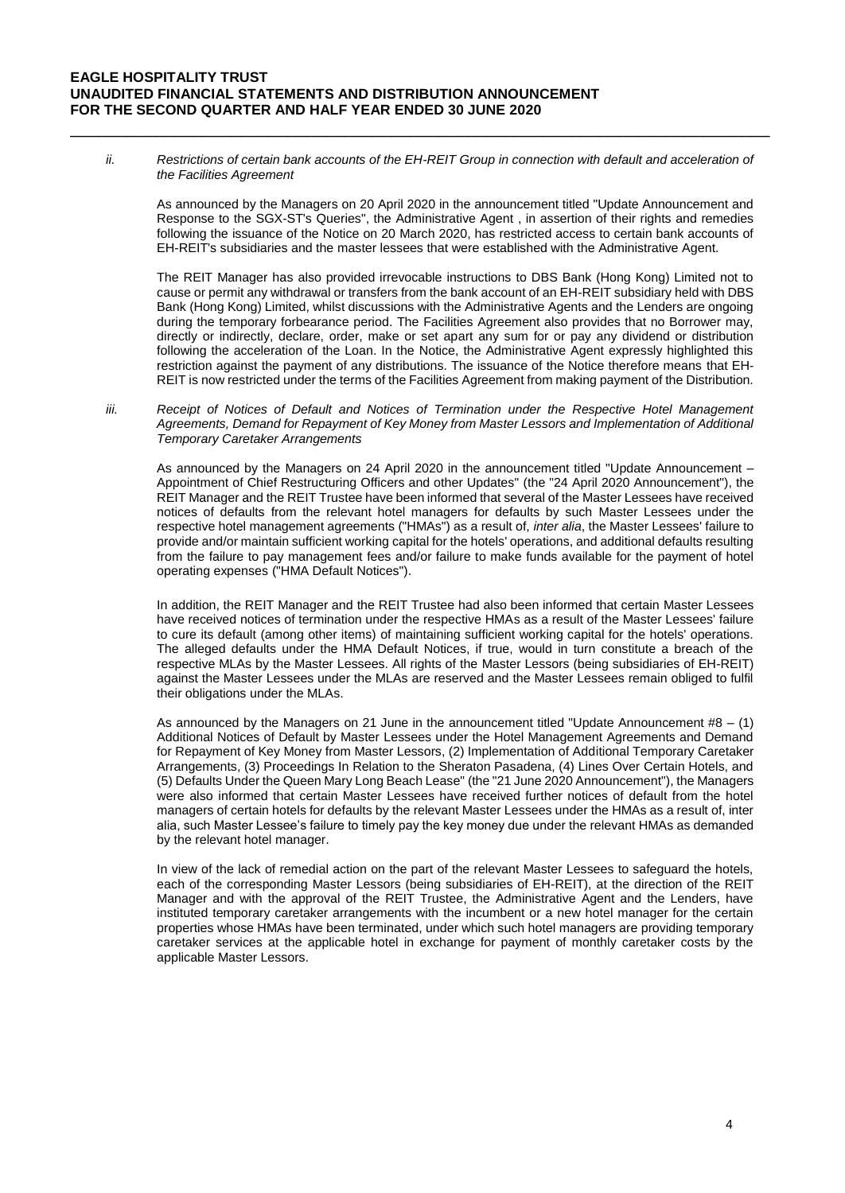*ii. Restrictions of certain bank accounts of the EH-REIT Group in connection with default and acceleration of the Facilities Agreement*

As announced by the Managers on 20 April 2020 in the announcement titled "Update Announcement and Response to the SGX-ST's Queries", the Administrative Agent , in assertion of their rights and remedies following the issuance of the Notice on 20 March 2020, has restricted access to certain bank accounts of EH-REIT's subsidiaries and the master lessees that were established with the Administrative Agent.

The REIT Manager has also provided irrevocable instructions to DBS Bank (Hong Kong) Limited not to cause or permit any withdrawal or transfers from the bank account of an EH-REIT subsidiary held with DBS Bank (Hong Kong) Limited, whilst discussions with the Administrative Agents and the Lenders are ongoing during the temporary forbearance period. The Facilities Agreement also provides that no Borrower may, directly or indirectly, declare, order, make or set apart any sum for or pay any dividend or distribution following the acceleration of the Loan. In the Notice, the Administrative Agent expressly highlighted this restriction against the payment of any distributions. The issuance of the Notice therefore means that EH-REIT is now restricted under the terms of the Facilities Agreement from making payment of the Distribution.

*iii. Receipt of Notices of Default and Notices of Termination under the Respective Hotel Management Agreements, Demand for Repayment of Key Money from Master Lessors and Implementation of Additional Temporary Caretaker Arrangements*

As announced by the Managers on 24 April 2020 in the announcement titled "Update Announcement – Appointment of Chief Restructuring Officers and other Updates" (the "24 April 2020 Announcement"), the REIT Manager and the REIT Trustee have been informed that several of the Master Lessees have received notices of defaults from the relevant hotel managers for defaults by such Master Lessees under the respective hotel management agreements ("HMAs") as a result of, *inter alia*, the Master Lessees' failure to provide and/or maintain sufficient working capital for the hotels' operations, and additional defaults resulting from the failure to pay management fees and/or failure to make funds available for the payment of hotel operating expenses ("HMA Default Notices").

In addition, the REIT Manager and the REIT Trustee had also been informed that certain Master Lessees have received notices of termination under the respective HMAs as a result of the Master Lessees' failure to cure its default (among other items) of maintaining sufficient working capital for the hotels' operations. The alleged defaults under the HMA Default Notices, if true, would in turn constitute a breach of the respective MLAs by the Master Lessees. All rights of the Master Lessors (being subsidiaries of EH-REIT) against the Master Lessees under the MLAs are reserved and the Master Lessees remain obliged to fulfil their obligations under the MLAs.

As announced by the Managers on 21 June in the announcement titled "Update Announcement #8 – (1) Additional Notices of Default by Master Lessees under the Hotel Management Agreements and Demand for Repayment of Key Money from Master Lessors, (2) Implementation of Additional Temporary Caretaker Arrangements, (3) Proceedings In Relation to the Sheraton Pasadena, (4) Lines Over Certain Hotels, and (5) Defaults Under the Queen Mary Long Beach Lease" (the "21 June 2020 Announcement"), the Managers were also informed that certain Master Lessees have received further notices of default from the hotel managers of certain hotels for defaults by the relevant Master Lessees under the HMAs as a result of, inter alia, such Master Lessee's failure to timely pay the key money due under the relevant HMAs as demanded by the relevant hotel manager.

In view of the lack of remedial action on the part of the relevant Master Lessees to safeguard the hotels, each of the corresponding Master Lessors (being subsidiaries of EH-REIT), at the direction of the REIT Manager and with the approval of the REIT Trustee, the Administrative Agent and the Lenders, have instituted temporary caretaker arrangements with the incumbent or a new hotel manager for the certain properties whose HMAs have been terminated, under which such hotel managers are providing temporary caretaker services at the applicable hotel in exchange for payment of monthly caretaker costs by the applicable Master Lessors.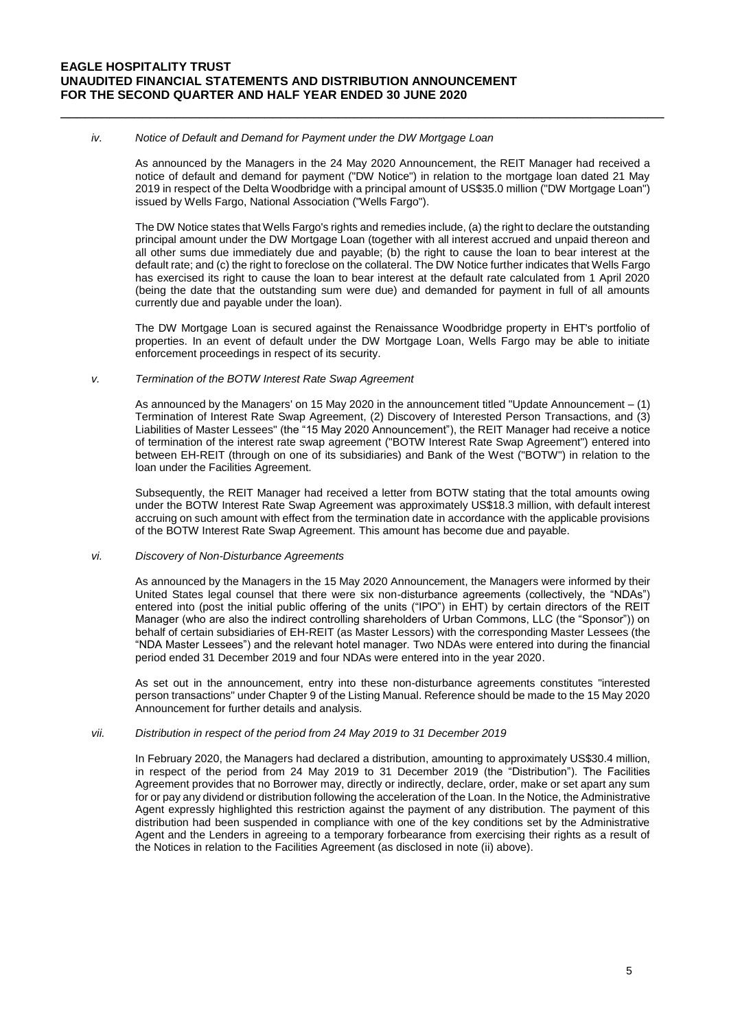*iv. Notice of Default and Demand for Payment under the DW Mortgage Loan*

As announced by the Managers in the 24 May 2020 Announcement, the REIT Manager had received a notice of default and demand for payment ("DW Notice") in relation to the mortgage loan dated 21 May 2019 in respect of the Delta Woodbridge with a principal amount of US$35.0 million ("DW Mortgage Loan") issued by Wells Fargo, National Association ("Wells Fargo").

The DW Notice states that Wells Fargo's rights and remedies include, (a) the right to declare the outstanding principal amount under the DW Mortgage Loan (together with all interest accrued and unpaid thereon and all other sums due immediately due and payable; (b) the right to cause the loan to bear interest at the default rate; and (c) the right to foreclose on the collateral. The DW Notice further indicates that Wells Fargo has exercised its right to cause the loan to bear interest at the default rate calculated from 1 April 2020 (being the date that the outstanding sum were due) and demanded for payment in full of all amounts currently due and payable under the loan).

The DW Mortgage Loan is secured against the Renaissance Woodbridge property in EHT's portfolio of properties. In an event of default under the DW Mortgage Loan, Wells Fargo may be able to initiate enforcement proceedings in respect of its security.

*v. Termination of the BOTW Interest Rate Swap Agreement*

As announced by the Managers' on 15 May 2020 in the announcement titled "Update Announcement – (1) Termination of Interest Rate Swap Agreement, (2) Discovery of Interested Person Transactions, and (3) Liabilities of Master Lessees" (the "15 May 2020 Announcement"), the REIT Manager had receive a notice of termination of the interest rate swap agreement ("BOTW Interest Rate Swap Agreement") entered into between EH-REIT (through on one of its subsidiaries) and Bank of the West ("BOTW") in relation to the loan under the Facilities Agreement.

Subsequently, the REIT Manager had received a letter from BOTW stating that the total amounts owing under the BOTW Interest Rate Swap Agreement was approximately US$18.3 million, with default interest accruing on such amount with effect from the termination date in accordance with the applicable provisions of the BOTW Interest Rate Swap Agreement. This amount has become due and payable.

*vi. Discovery of Non-Disturbance Agreements*

As announced by the Managers in the 15 May 2020 Announcement, the Managers were informed by their United States legal counsel that there were six non-disturbance agreements (collectively, the "NDAs") entered into (post the initial public offering of the units ("IPO") in EHT) by certain directors of the REIT Manager (who are also the indirect controlling shareholders of Urban Commons, LLC (the "Sponsor")) on behalf of certain subsidiaries of EH-REIT (as Master Lessors) with the corresponding Master Lessees (the "NDA Master Lessees") and the relevant hotel manager. Two NDAs were entered into during the financial period ended 31 December 2019 and four NDAs were entered into in the year 2020.

As set out in the announcement, entry into these non-disturbance agreements constitutes "interested person transactions" under Chapter 9 of the Listing Manual. Reference should be made to the 15 May 2020 Announcement for further details and analysis.

*vii. Distribution in respect of the period from 24 May 2019 to 31 December 2019*

In February 2020, the Managers had declared a distribution, amounting to approximately US$30.4 million, in respect of the period from 24 May 2019 to 31 December 2019 (the "Distribution"). The Facilities Agreement provides that no Borrower may, directly or indirectly, declare, order, make or set apart any sum for or pay any dividend or distribution following the acceleration of the Loan. In the Notice, the Administrative Agent expressly highlighted this restriction against the payment of any distribution. The payment of this distribution had been suspended in compliance with one of the key conditions set by the Administrative Agent and the Lenders in agreeing to a temporary forbearance from exercising their rights as a result of the Notices in relation to the Facilities Agreement (as disclosed in note (ii) above).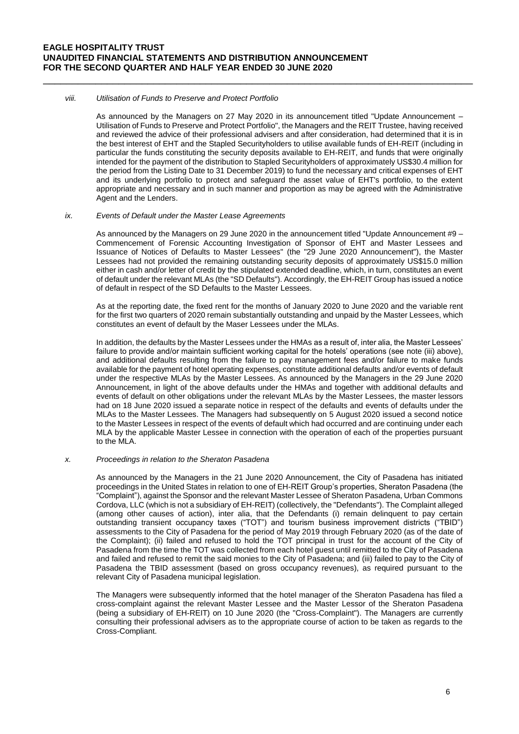*viii. Utilisation of Funds to Preserve and Protect Portfolio*

As announced by the Managers on 27 May 2020 in its announcement titled "Update Announcement – Utilisation of Funds to Preserve and Protect Portfolio", the Managers and the REIT Trustee, having received and reviewed the advice of their professional advisers and after consideration, had determined that it is in the best interest of EHT and the Stapled Securityholders to utilise available funds of EH-REIT (including in particular the funds constituting the security deposits available to EH-REIT, and funds that were originally intended for the payment of the distribution to Stapled Securityholders of approximately US$30.4 million for the period from the Listing Date to 31 December 2019) to fund the necessary and critical expenses of EHT and its underlying portfolio to protect and safeguard the asset value of EHT's portfolio, to the extent appropriate and necessary and in such manner and proportion as may be agreed with the Administrative Agent and the Lenders.

*ix. Events of Default under the Master Lease Agreements*

As announced by the Managers on 29 June 2020 in the announcement titled "Update Announcement #9 – Commencement of Forensic Accounting Investigation of Sponsor of EHT and Master Lessees and Issuance of Notices of Defaults to Master Lessees" (the "29 June 2020 Announcement"), the Master Lessees had not provided the remaining outstanding security deposits of approximately US$15.0 million either in cash and/or letter of credit by the stipulated extended deadline, which, in turn, constitutes an event of default under the relevant MLAs (the "SD Defaults"). Accordingly, the EH-REIT Group has issued a notice of default in respect of the SD Defaults to the Master Lessees.

As at the reporting date, the fixed rent for the months of January 2020 to June 2020 and the variable rent for the first two quarters of 2020 remain substantially outstanding and unpaid by the Master Lessees, which constitutes an event of default by the Maser Lessees under the MLAs.

In addition, the defaults by the Master Lessees under the HMAs as a result of, inter alia, the Master Lessees' failure to provide and/or maintain sufficient working capital for the hotels' operations (see note (iii) above), and additional defaults resulting from the failure to pay management fees and/or failure to make funds available for the payment of hotel operating expenses, constitute additional defaults and/or events of default under the respective MLAs by the Master Lessees. As announced by the Managers in the 29 June 2020 Announcement, in light of the above defaults under the HMAs and together with additional defaults and events of default on other obligations under the relevant MLAs by the Master Lessees, the master lessors had on 18 June 2020 issued a separate notice in respect of the defaults and events of defaults under the MLAs to the Master Lessees. The Managers had subsequently on 5 August 2020 issued a second notice to the Master Lessees in respect of the events of default which had occurred and are continuing under each MLA by the applicable Master Lessee in connection with the operation of each of the properties pursuant to the MLA.

*x. Proceedings in relation to the Sheraton Pasadena*

As announced by the Managers in the 21 June 2020 Announcement, the City of Pasadena has initiated proceedings in the United States in relation to one of EH-REIT Group's properties, Sheraton Pasadena (the "Complaint"), against the Sponsor and the relevant Master Lessee of Sheraton Pasadena, Urban Commons Cordova, LLC (which is not a subsidiary of EH-REIT) (collectively, the "Defendants"). The Complaint alleged (among other causes of action), inter alia, that the Defendants (i) remain delinquent to pay certain outstanding transient occupancy taxes ("TOT") and tourism business improvement districts ("TBID") assessments to the City of Pasadena for the period of May 2019 through February 2020 (as of the date of the Complaint); (ii) failed and refused to hold the TOT principal in trust for the account of the City of Pasadena from the time the TOT was collected from each hotel guest until remitted to the City of Pasadena and failed and refused to remit the said monies to the City of Pasadena; and (iii) failed to pay to the City of Pasadena the TBID assessment (based on gross occupancy revenues), as required pursuant to the relevant City of Pasadena municipal legislation.

The Managers were subsequently informed that the hotel manager of the Sheraton Pasadena has filed a cross-complaint against the relevant Master Lessee and the Master Lessor of the Sheraton Pasadena (being a subsidiary of EH-REIT) on 10 June 2020 (the "Cross-Complaint"). The Managers are currently consulting their professional advisers as to the appropriate course of action to be taken as regards to the Cross-Compliant.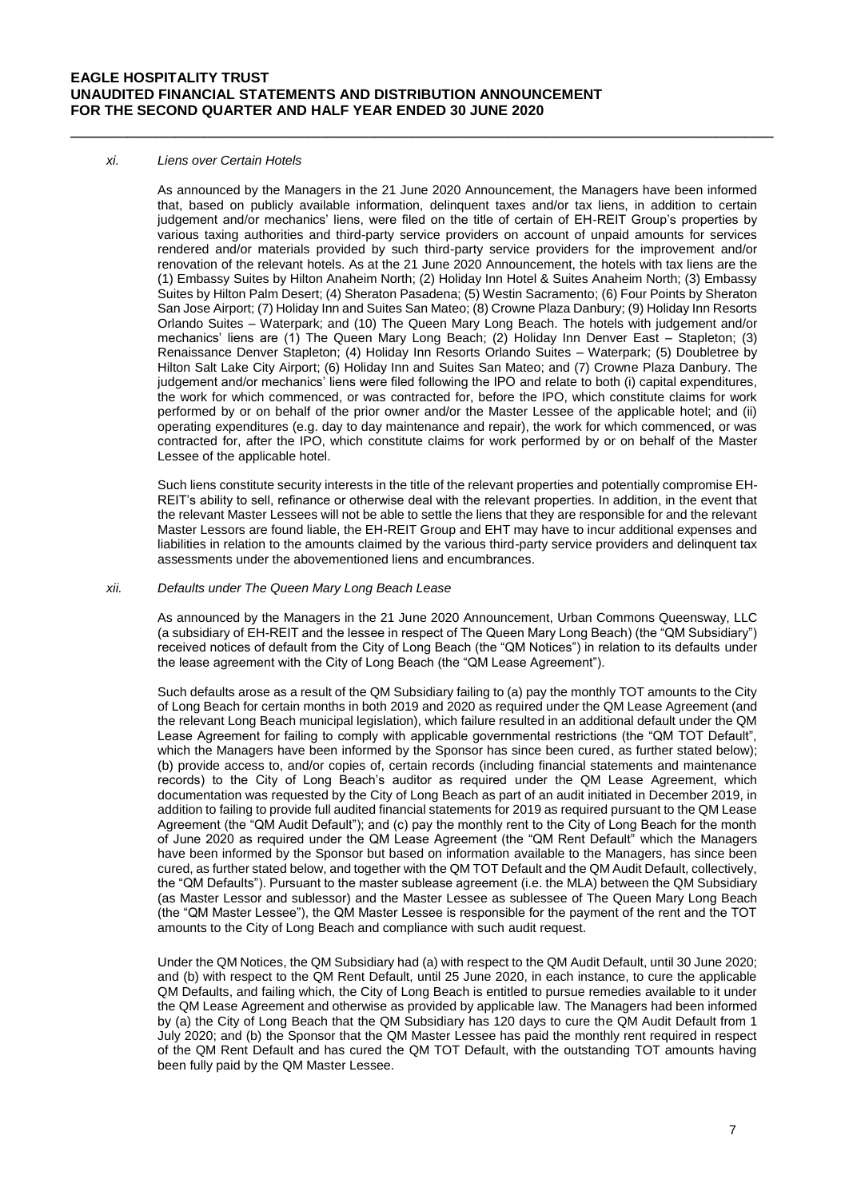*xi. Liens over Certain Hotels*

As announced by the Managers in the 21 June 2020 Announcement, the Managers have been informed that, based on publicly available information, delinquent taxes and/or tax liens, in addition to certain judgement and/or mechanics' liens, were filed on the title of certain of EH-REIT Group's properties by various taxing authorities and third-party service providers on account of unpaid amounts for services rendered and/or materials provided by such third-party service providers for the improvement and/or renovation of the relevant hotels. As at the 21 June 2020 Announcement, the hotels with tax liens are the (1) Embassy Suites by Hilton Anaheim North; (2) Holiday Inn Hotel & Suites Anaheim North; (3) Embassy Suites by Hilton Palm Desert; (4) Sheraton Pasadena; (5) Westin Sacramento; (6) Four Points by Sheraton San Jose Airport; (7) Holiday Inn and Suites San Mateo; (8) Crowne Plaza Danbury; (9) Holiday Inn Resorts Orlando Suites – Waterpark; and (10) The Queen Mary Long Beach. The hotels with judgement and/or mechanics' liens are (1) The Queen Mary Long Beach; (2) Holiday Inn Denver East – Stapleton; (3) Renaissance Denver Stapleton; (4) Holiday Inn Resorts Orlando Suites – Waterpark; (5) Doubletree by Hilton Salt Lake City Airport; (6) Holiday Inn and Suites San Mateo; and (7) Crowne Plaza Danbury. The judgement and/or mechanics' liens were filed following the IPO and relate to both (i) capital expenditures, the work for which commenced, or was contracted for, before the IPO, which constitute claims for work performed by or on behalf of the prior owner and/or the Master Lessee of the applicable hotel; and (ii) operating expenditures (e.g. day to day maintenance and repair), the work for which commenced, or was contracted for, after the IPO, which constitute claims for work performed by or on behalf of the Master Lessee of the applicable hotel.

Such liens constitute security interests in the title of the relevant properties and potentially compromise EH-REIT's ability to sell, refinance or otherwise deal with the relevant properties. In addition, in the event that the relevant Master Lessees will not be able to settle the liens that they are responsible for and the relevant Master Lessors are found liable, the EH-REIT Group and EHT may have to incur additional expenses and liabilities in relation to the amounts claimed by the various third-party service providers and delinquent tax assessments under the abovementioned liens and encumbrances.

*xii. Defaults under The Queen Mary Long Beach Lease*

As announced by the Managers in the 21 June 2020 Announcement, Urban Commons Queensway, LLC (a subsidiary of EH-REIT and the lessee in respect of The Queen Mary Long Beach) (the "QM Subsidiary") received notices of default from the City of Long Beach (the "QM Notices") in relation to its defaults under the lease agreement with the City of Long Beach (the "QM Lease Agreement").

Such defaults arose as a result of the QM Subsidiary failing to (a) pay the monthly TOT amounts to the City of Long Beach for certain months in both 2019 and 2020 as required under the QM Lease Agreement (and the relevant Long Beach municipal legislation), which failure resulted in an additional default under the QM Lease Agreement for failing to comply with applicable governmental restrictions (the "QM TOT Default", which the Managers have been informed by the Sponsor has since been cured, as further stated below); (b) provide access to, and/or copies of, certain records (including financial statements and maintenance records) to the City of Long Beach's auditor as required under the QM Lease Agreement, which documentation was requested by the City of Long Beach as part of an audit initiated in December 2019, in addition to failing to provide full audited financial statements for 2019 as required pursuant to the QM Lease Agreement (the "QM Audit Default"); and (c) pay the monthly rent to the City of Long Beach for the month of June 2020 as required under the QM Lease Agreement (the "QM Rent Default" which the Managers have been informed by the Sponsor but based on information available to the Managers, has since been cured, as further stated below, and together with the QM TOT Default and the QM Audit Default, collectively, the "QM Defaults"). Pursuant to the master sublease agreement (i.e. the MLA) between the QM Subsidiary (as Master Lessor and sublessor) and the Master Lessee as sublessee of The Queen Mary Long Beach (the "QM Master Lessee"), the QM Master Lessee is responsible for the payment of the rent and the TOT amounts to the City of Long Beach and compliance with such audit request.

Under the QM Notices, the QM Subsidiary had (a) with respect to the QM Audit Default, until 30 June 2020; and (b) with respect to the QM Rent Default, until 25 June 2020, in each instance, to cure the applicable QM Defaults, and failing which, the City of Long Beach is entitled to pursue remedies available to it under the QM Lease Agreement and otherwise as provided by applicable law. The Managers had been informed by (a) the City of Long Beach that the QM Subsidiary has 120 days to cure the QM Audit Default from 1 July 2020; and (b) the Sponsor that the QM Master Lessee has paid the monthly rent required in respect of the QM Rent Default and has cured the QM TOT Default, with the outstanding TOT amounts having been fully paid by the QM Master Lessee.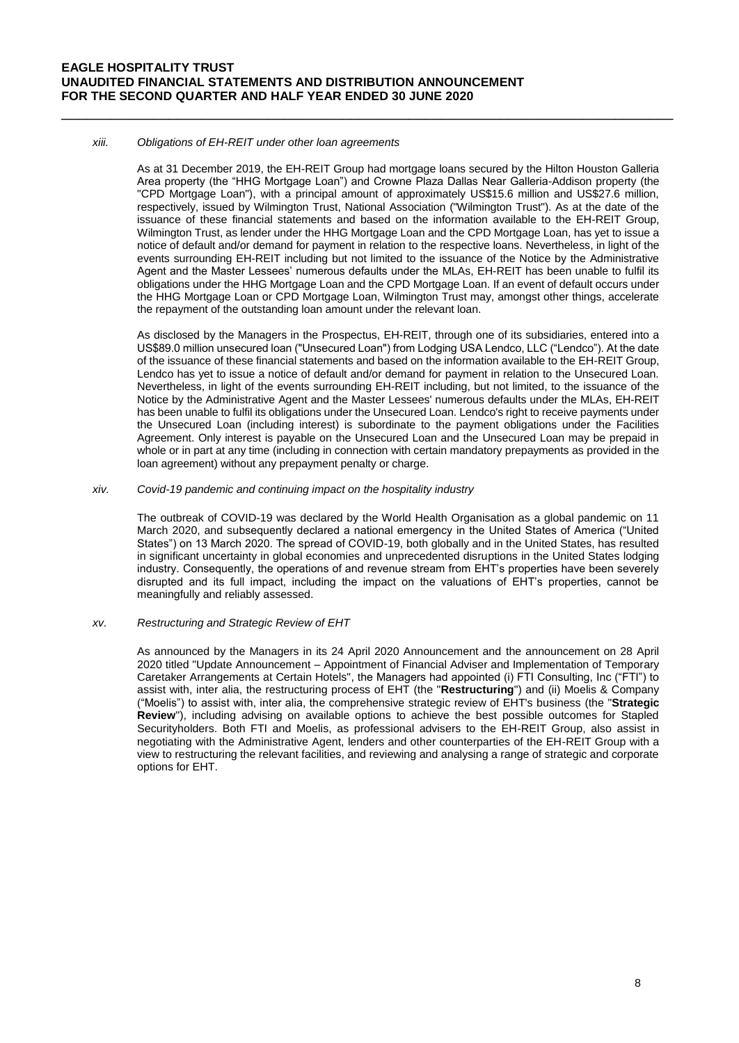*xiii. Obligations of EH-REIT under other loan agreements*

As at 31 December 2019, the EH-REIT Group had mortgage loans secured by the Hilton Houston Galleria Area property (the "HHG Mortgage Loan") and Crowne Plaza Dallas Near Galleria-Addison property (the "CPD Mortgage Loan"), with a principal amount of approximately US$15.6 million and US$27.6 million, respectively, issued by Wilmington Trust, National Association ("Wilmington Trust"). As at the date of the issuance of these financial statements and based on the information available to the EH-REIT Group, Wilmington Trust, as lender under the HHG Mortgage Loan and the CPD Mortgage Loan, has yet to issue a notice of default and/or demand for payment in relation to the respective loans. Nevertheless, in light of the events surrounding EH-REIT including but not limited to the issuance of the Notice by the Administrative Agent and the Master Lessees' numerous defaults under the MLAs, EH-REIT has been unable to fulfil its obligations under the HHG Mortgage Loan and the CPD Mortgage Loan. If an event of default occurs under the HHG Mortgage Loan or CPD Mortgage Loan, Wilmington Trust may, amongst other things, accelerate the repayment of the outstanding loan amount under the relevant loan.

As disclosed by the Managers in the Prospectus, EH-REIT, through one of its subsidiaries, entered into a US$89.0 million unsecured loan ("Unsecured Loan") from Lodging USA Lendco, LLC ("Lendco"). At the date of the issuance of these financial statements and based on the information available to the EH-REIT Group, Lendco has yet to issue a notice of default and/or demand for payment in relation to the Unsecured Loan. Nevertheless, in light of the events surrounding EH-REIT including, but not limited, to the issuance of the Notice by the Administrative Agent and the Master Lessees' numerous defaults under the MLAs, EH-REIT has been unable to fulfil its obligations under the Unsecured Loan. Lendco's right to receive payments under the Unsecured Loan (including interest) is subordinate to the payment obligations under the Facilities Agreement. Only interest is payable on the Unsecured Loan and the Unsecured Loan may be prepaid in whole or in part at any time (including in connection with certain mandatory prepayments as provided in the loan agreement) without any prepayment penalty or charge.

*xiv. Covid-19 pandemic and continuing impact on the hospitality industry*

The outbreak of COVID-19 was declared by the World Health Organisation as a global pandemic on 11 March 2020, and subsequently declared a national emergency in the United States of America ("United States") on 13 March 2020. The spread of COVID-19, both globally and in the United States, has resulted in significant uncertainty in global economies and unprecedented disruptions in the United States lodging industry. Consequently, the operations of and revenue stream from EHT's properties have been severely disrupted and its full impact, including the impact on the valuations of EHT's properties, cannot be meaningfully and reliably assessed.

*xv. Restructuring and Strategic Review of EHT*

As announced by the Managers in its 24 April 2020 Announcement and the announcement on 28 April 2020 titled "Update Announcement – Appointment of Financial Adviser and Implementation of Temporary Caretaker Arrangements at Certain Hotels", the Managers had appointed (i) FTI Consulting, Inc ("FTI") to assist with, inter alia, the restructuring process of EHT (the "**Restructuring**") and (ii) Moelis & Company ("Moelis") to assist with, inter alia, the comprehensive strategic review of EHT's business (the "**Strategic Review**"), including advising on available options to achieve the best possible outcomes for Stapled Securityholders. Both FTI and Moelis, as professional advisers to the EH-REIT Group, also assist in negotiating with the Administrative Agent, lenders and other counterparties of the EH-REIT Group with a view to restructuring the relevant facilities, and reviewing and analysing a range of strategic and corporate options for EHT.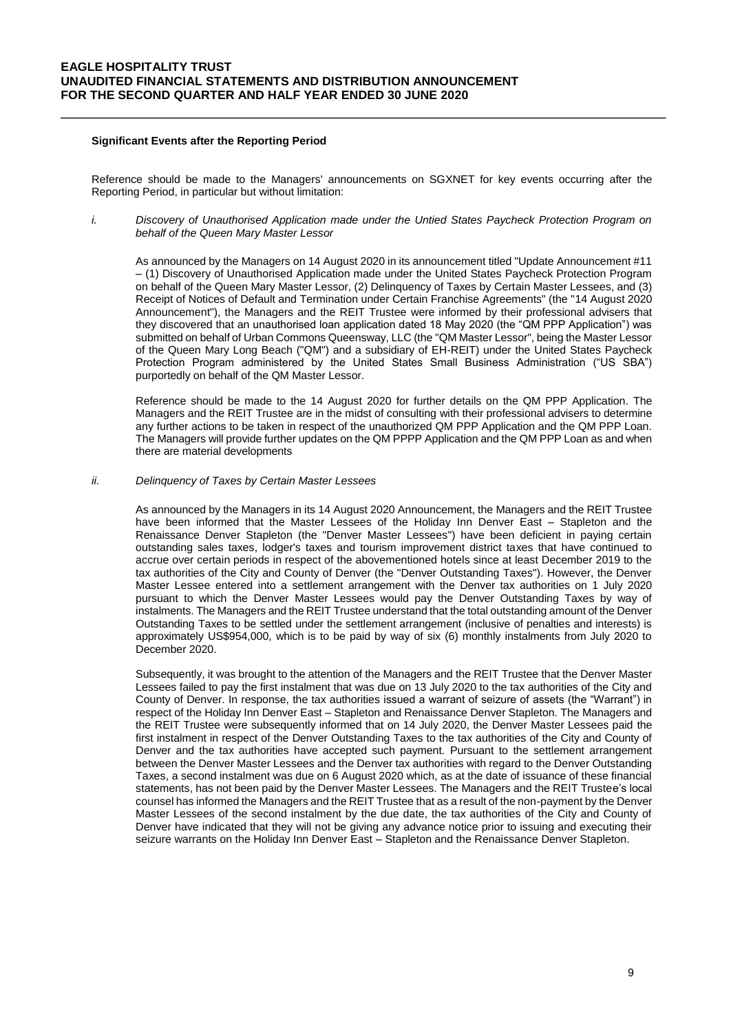**Significant Events after the Reporting Period**

Reference should be made to the Managers' announcements on SGXNET for key events occurring after the Reporting Period, in particular but without limitation:

*i. Discovery of Unauthorised Application made under the Untied States Paycheck Protection Program on behalf of the Queen Mary Master Lessor*

As announced by the Managers on 14 August 2020 in its announcement titled "Update Announcement #11 – (1) Discovery of Unauthorised Application made under the United States Paycheck Protection Program on behalf of the Queen Mary Master Lessor, (2) Delinquency of Taxes by Certain Master Lessees, and (3) Receipt of Notices of Default and Termination under Certain Franchise Agreements" (the "14 August 2020 Announcement"), the Managers and the REIT Trustee were informed by their professional advisers that they discovered that an unauthorised loan application dated 18 May 2020 (the "QM PPP Application") was submitted on behalf of Urban Commons Queensway, LLC (the "QM Master Lessor", being the Master Lessor of the Queen Mary Long Beach ("QM") and a subsidiary of EH-REIT) under the United States Paycheck Protection Program administered by the United States Small Business Administration ("US SBA") purportedly on behalf of the QM Master Lessor.

Reference should be made to the 14 August 2020 for further details on the QM PPP Application. The Managers and the REIT Trustee are in the midst of consulting with their professional advisers to determine any further actions to be taken in respect of the unauthorized QM PPP Application and the QM PPP Loan. The Managers will provide further updates on the QM PPPP Application and the QM PPP Loan as and when there are material developments

*ii. Delinquency of Taxes by Certain Master Lessees*

As announced by the Managers in its 14 August 2020 Announcement, the Managers and the REIT Trustee have been informed that the Master Lessees of the Holiday Inn Denver East – Stapleton and the Renaissance Denver Stapleton (the "Denver Master Lessees") have been deficient in paying certain outstanding sales taxes, lodger's taxes and tourism improvement district taxes that have continued to accrue over certain periods in respect of the abovementioned hotels since at least December 2019 to the tax authorities of the City and County of Denver (the "Denver Outstanding Taxes"). However, the Denver Master Lessee entered into a settlement arrangement with the Denver tax authorities on 1 July 2020 pursuant to which the Denver Master Lessees would pay the Denver Outstanding Taxes by way of instalments. The Managers and the REIT Trustee understand that the total outstanding amount of the Denver Outstanding Taxes to be settled under the settlement arrangement (inclusive of penalties and interests) is approximately US$954,000, which is to be paid by way of six (6) monthly instalments from July 2020 to December 2020.

Subsequently, it was brought to the attention of the Managers and the REIT Trustee that the Denver Master Lessees failed to pay the first instalment that was due on 13 July 2020 to the tax authorities of the City and County of Denver. In response, the tax authorities issued a warrant of seizure of assets (the "Warrant") in respect of the Holiday Inn Denver East – Stapleton and Renaissance Denver Stapleton. The Managers and the REIT Trustee were subsequently informed that on 14 July 2020, the Denver Master Lessees paid the first instalment in respect of the Denver Outstanding Taxes to the tax authorities of the City and County of Denver and the tax authorities have accepted such payment. Pursuant to the settlement arrangement between the Denver Master Lessees and the Denver tax authorities with regard to the Denver Outstanding Taxes, a second instalment was due on 6 August 2020 which, as at the date of issuance of these financial statements, has not been paid by the Denver Master Lessees. The Managers and the REIT Trustee's local counsel has informed the Managers and the REIT Trustee that as a result of the non-payment by the Denver Master Lessees of the second instalment by the due date, the tax authorities of the City and County of Denver have indicated that they will not be giving any advance notice prior to issuing and executing their seizure warrants on the Holiday Inn Denver East – Stapleton and the Renaissance Denver Stapleton.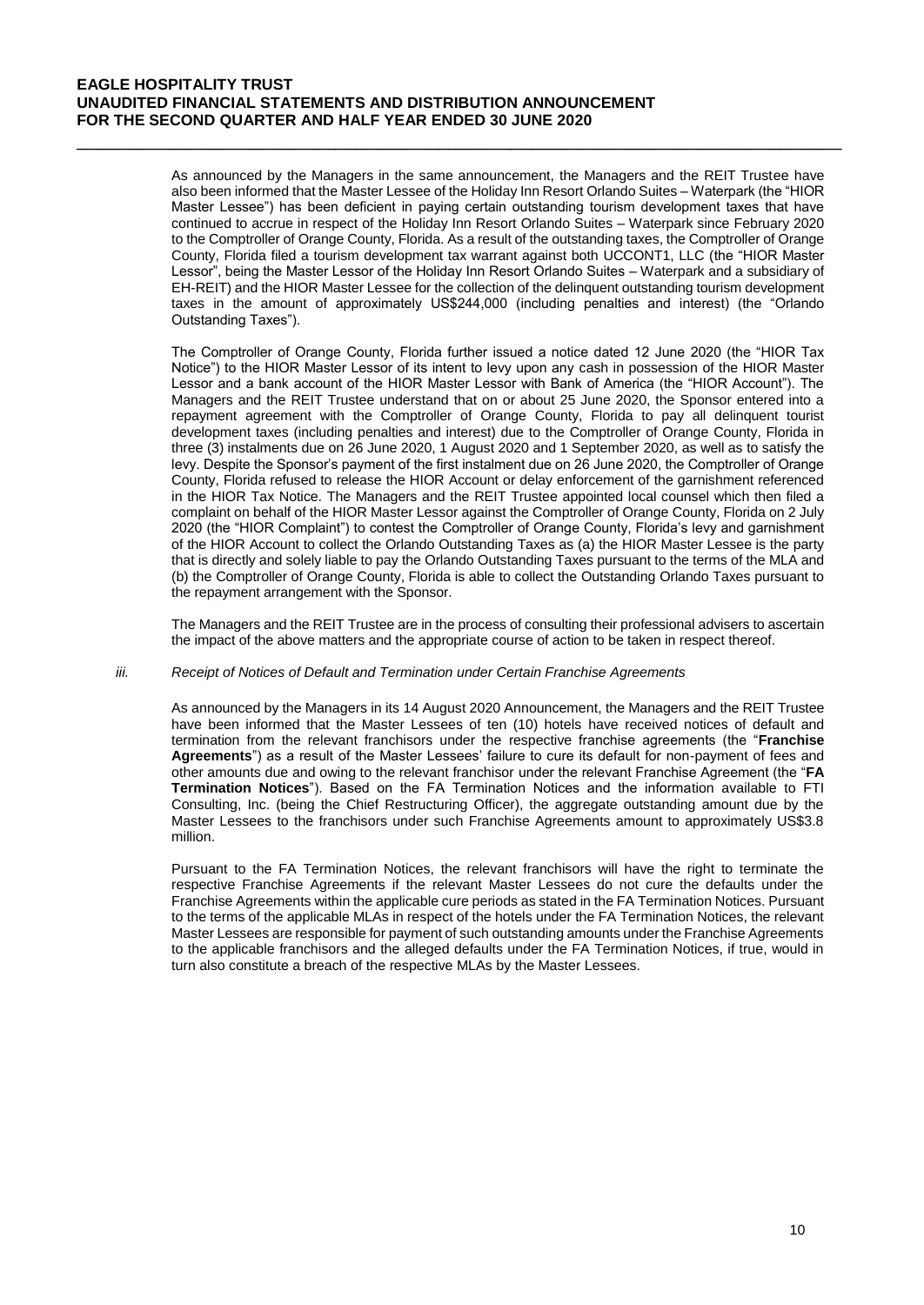As announced by the Managers in the same announcement, the Managers and the REIT Trustee have also been informed that the Master Lessee of the Holiday Inn Resort Orlando Suites – Waterpark (the "HIOR Master Lessee") has been deficient in paying certain outstanding tourism development taxes that have continued to accrue in respect of the Holiday Inn Resort Orlando Suites – Waterpark since February 2020 to the Comptroller of Orange County, Florida. As a result of the outstanding taxes, the Comptroller of Orange County, Florida filed a tourism development tax warrant against both UCCONT1, LLC (the "HIOR Master Lessor", being the Master Lessor of the Holiday Inn Resort Orlando Suites – Waterpark and a subsidiary of EH-REIT) and the HIOR Master Lessee for the collection of the delinquent outstanding tourism development taxes in the amount of approximately US$244,000 (including penalties and interest) (the "Orlando Outstanding Taxes").

The Comptroller of Orange County, Florida further issued a notice dated 12 June 2020 (the "HIOR Tax Notice") to the HIOR Master Lessor of its intent to levy upon any cash in possession of the HIOR Master Lessor and a bank account of the HIOR Master Lessor with Bank of America (the "HIOR Account"). The Managers and the REIT Trustee understand that on or about 25 June 2020, the Sponsor entered into a repayment agreement with the Comptroller of Orange County, Florida to pay all delinquent tourist development taxes (including penalties and interest) due to the Comptroller of Orange County, Florida in three (3) instalments due on 26 June 2020, 1 August 2020 and 1 September 2020, as well as to satisfy the levy. Despite the Sponsor's payment of the first instalment due on 26 June 2020, the Comptroller of Orange County, Florida refused to release the HIOR Account or delay enforcement of the garnishment referenced in the HIOR Tax Notice. The Managers and the REIT Trustee appointed local counsel which then filed a complaint on behalf of the HIOR Master Lessor against the Comptroller of Orange County, Florida on 2 July 2020 (the "HIOR Complaint") to contest the Comptroller of Orange County, Florida's levy and garnishment of the HIOR Account to collect the Orlando Outstanding Taxes as (a) the HIOR Master Lessee is the party that is directly and solely liable to pay the Orlando Outstanding Taxes pursuant to the terms of the MLA and (b) the Comptroller of Orange County, Florida is able to collect the Outstanding Orlando Taxes pursuant to the repayment arrangement with the Sponsor.

The Managers and the REIT Trustee are in the process of consulting their professional advisers to ascertain the impact of the above matters and the appropriate course of action to be taken in respect thereof.

*iii. Receipt of Notices of Default and Termination under Certain Franchise Agreements*

As announced by the Managers in its 14 August 2020 Announcement, the Managers and the REIT Trustee have been informed that the Master Lessees of ten (10) hotels have received notices of default and termination from the relevant franchisors under the respective franchise agreements (the "**Franchise Agreements**") as a result of the Master Lessees' failure to cure its default for non-payment of fees and other amounts due and owing to the relevant franchisor under the relevant Franchise Agreement (the "**FA Termination Notices**"). Based on the FA Termination Notices and the information available to FTI Consulting, Inc. (being the Chief Restructuring Officer), the aggregate outstanding amount due by the Master Lessees to the franchisors under such Franchise Agreements amount to approximately US$3.8 million.

Pursuant to the FA Termination Notices, the relevant franchisors will have the right to terminate the respective Franchise Agreements if the relevant Master Lessees do not cure the defaults under the Franchise Agreements within the applicable cure periods as stated in the FA Termination Notices. Pursuant to the terms of the applicable MLAs in respect of the hotels under the FA Termination Notices, the relevant Master Lessees are responsible for payment of such outstanding amounts under the Franchise Agreements to the applicable franchisors and the alleged defaults under the FA Termination Notices, if true, would in turn also constitute a breach of the respective MLAs by the Master Lessees.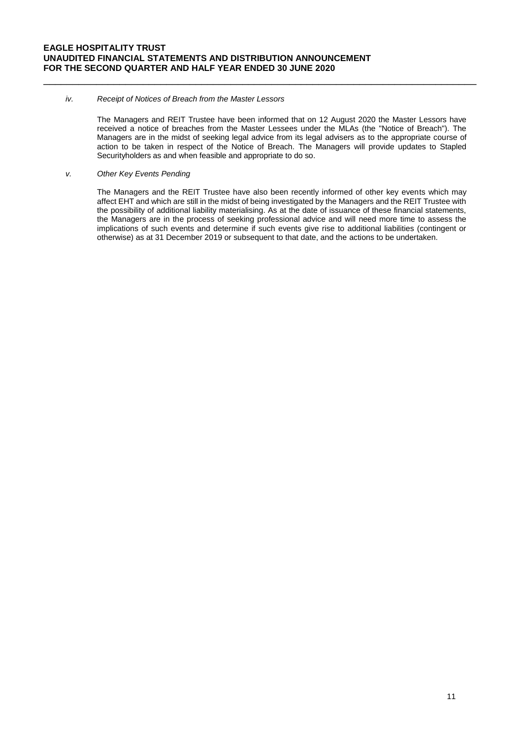*iv. Receipt of Notices of Breach from the Master Lessors*

The Managers and REIT Trustee have been informed that on 12 August 2020 the Master Lessors have received a notice of breaches from the Master Lessees under the MLAs (the "Notice of Breach"). The Managers are in the midst of seeking legal advice from its legal advisers as to the appropriate course of action to be taken in respect of the Notice of Breach. The Managers will provide updates to Stapled Securityholders as and when feasible and appropriate to do so.

*v. Other Key Events Pending*

The Managers and the REIT Trustee have also been recently informed of other key events which may affect EHT and which are still in the midst of being investigated by the Managers and the REIT Trustee with the possibility of additional liability materialising. As at the date of issuance of these financial statements, the Managers are in the process of seeking professional advice and will need more time to assess the implications of such events and determine if such events give rise to additional liabilities (contingent or otherwise) as at 31 December 2019 or subsequent to that date, and the actions to be undertaken.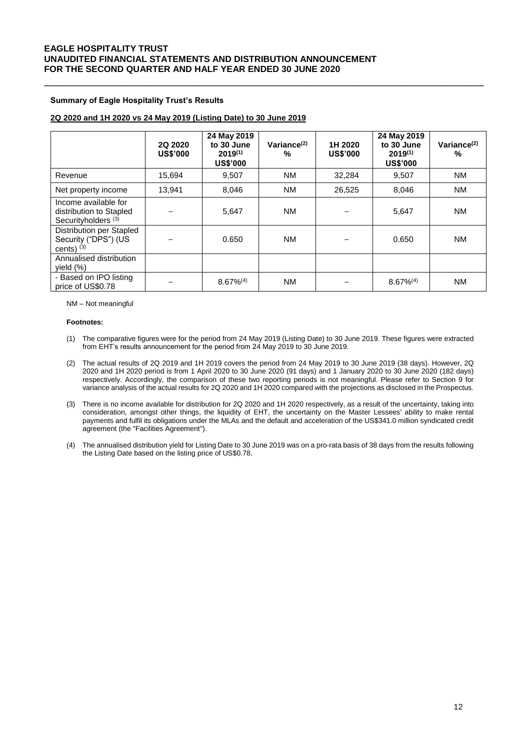**Summary of Eagle Hospitality Trust's Results**

**2Q 2020 and 1H 2020 vs 24 May 2019 (Listing Date) to 30 June 2019**

| | 2Q 2020 US$'000 | 24 May 2019 to 30 June 2019[(1)] US$'000 | Variance[(2)] % | 1H 2020 US$'000 | 24 May 2019 to 30 June 2019[(1)] US$'000 | Variance[(2)] % |
|---|---|---|---|---|---|---|
| Revenue | 15,694 | 9,507 | NM | 32,284 | 9,507 | NM |
| Net property income | 13,941 | 8,046 | NM | 26,525 | 8,046 | NM |
| Income available for distribution to Stapled Securityholders [(3)] | – | 5,647 | NM | – | 5,647 | NM |
| Distribution per Stapled Security ("DPS") (US cents) [(3)] | – | 0.650 | NM | – | 0.650 | NM |
| Annualised distribution yield (%) | | | | | | |
| - Based on IPO listing price of US$0.78 | – | 8.67%[(4)] | NM | – | 8.67%[(4)] | NM |

NM – Not meaningful

**Footnotes:**

(1) The comparative figures were for the period from 24 May 2019 (Listing Date) to 30 June 2019. These figures were extracted from EHT's results announcement for the period from 24 May 2019 to 30 June 2019.

(2) The actual results of 2Q 2019 and 1H 2019 covers the period from 24 May 2019 to 30 June 2019 (38 days). However, 2Q 2020 and 1H 2020 period is from 1 April 2020 to 30 June 2020 (91 days) and 1 January 2020 to 30 June 2020 (182 days) respectively. Accordingly, the comparison of these two reporting periods is not meaningful. Please refer to Section 9 for variance analysis of the actual results for 2Q 2020 and 1H 2020 compared with the projections as disclosed in the Prospectus.

(3) There is no income available for distribution for 2Q 2020 and 1H 2020 respectively, as a result of the uncertainty, taking into consideration, amongst other things, the liquidity of EHT, the uncertainty on the Master Lessees' ability to make rental payments and fulfil its obligations under the MLAs and the default and acceleration of the US$341.0 million syndicated credit agreement (the "Facilities Agreement").

(4) The annualised distribution yield for Listing Date to 30 June 2019 was on a pro-rata basis of 38 days from the results following the Listing Date based on the listing price of US$0.78.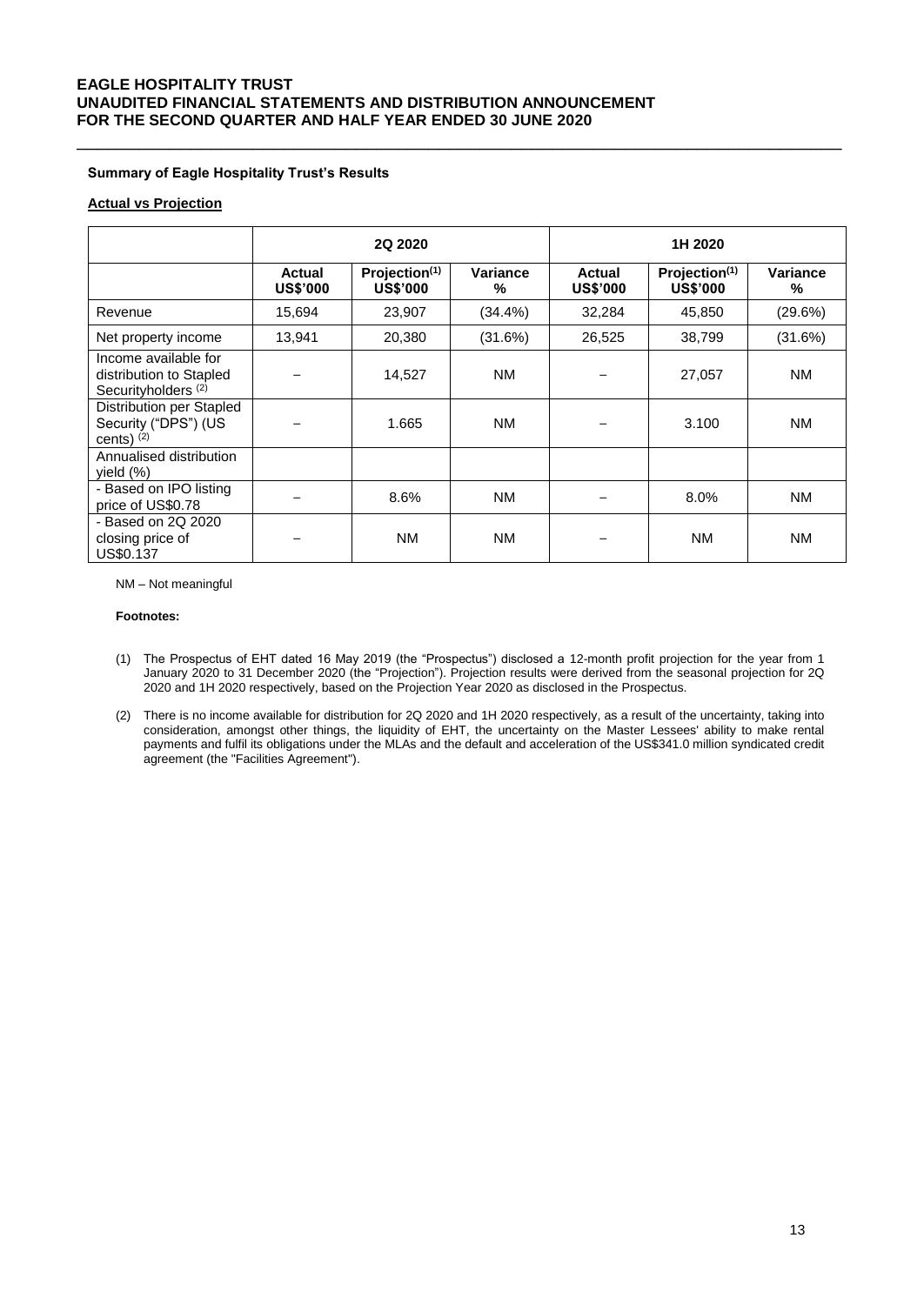**Summary of Eagle Hospitality Trust's Results**

**Actual vs Projection**

| | 2Q 2020 | | | 1H 2020 | | |
|---|---|---|---|---|---|---|
| | Actual US$'000 | Projection[1] US$'000 | Variance % | Actual US$'000 | Projection[1] US$'000 | Variance % |
| Revenue | 15,694 | 23,907 | (34.4%) | 32,284 | 45,850 | (29.6%) |
| Net property income | 13,941 | 20,380 | (31.6%) | 26,525 | 38,799 | (31.6%) |
| Income available for distribution to Stapled Securityholders [2] | – | 14,527 | NM | – | 27,057 | NM |
| Distribution per Stapled Security ("DPS") (US cents) [2] | – | 1.665 | NM | – | 3.100 | NM |
| Annualised distribution yield (%) | | | | | | |
| - Based on IPO listing price of US$0.78 | – | 8.6% | NM | – | 8.0% | NM |
| - Based on 2Q 2020 closing price of US$0.137 | – | NM | NM | – | NM | NM |

NM – Not meaningful

**Footnotes:**

(1) The Prospectus of EHT dated 16 May 2019 (the "Prospectus") disclosed a 12-month profit projection for the year from 1 January 2020 to 31 December 2020 (the "Projection"). Projection results were derived from the seasonal projection for 2Q 2020 and 1H 2020 respectively, based on the Projection Year 2020 as disclosed in the Prospectus.

(2) There is no income available for distribution for 2Q 2020 and 1H 2020 respectively, as a result of the uncertainty, taking into consideration, amongst other things, the liquidity of EHT, the uncertainty on the Master Lessees' ability to make rental payments and fulfil its obligations under the MLAs and the default and acceleration of the US$341.0 million syndicated credit agreement (the "Facilities Agreement").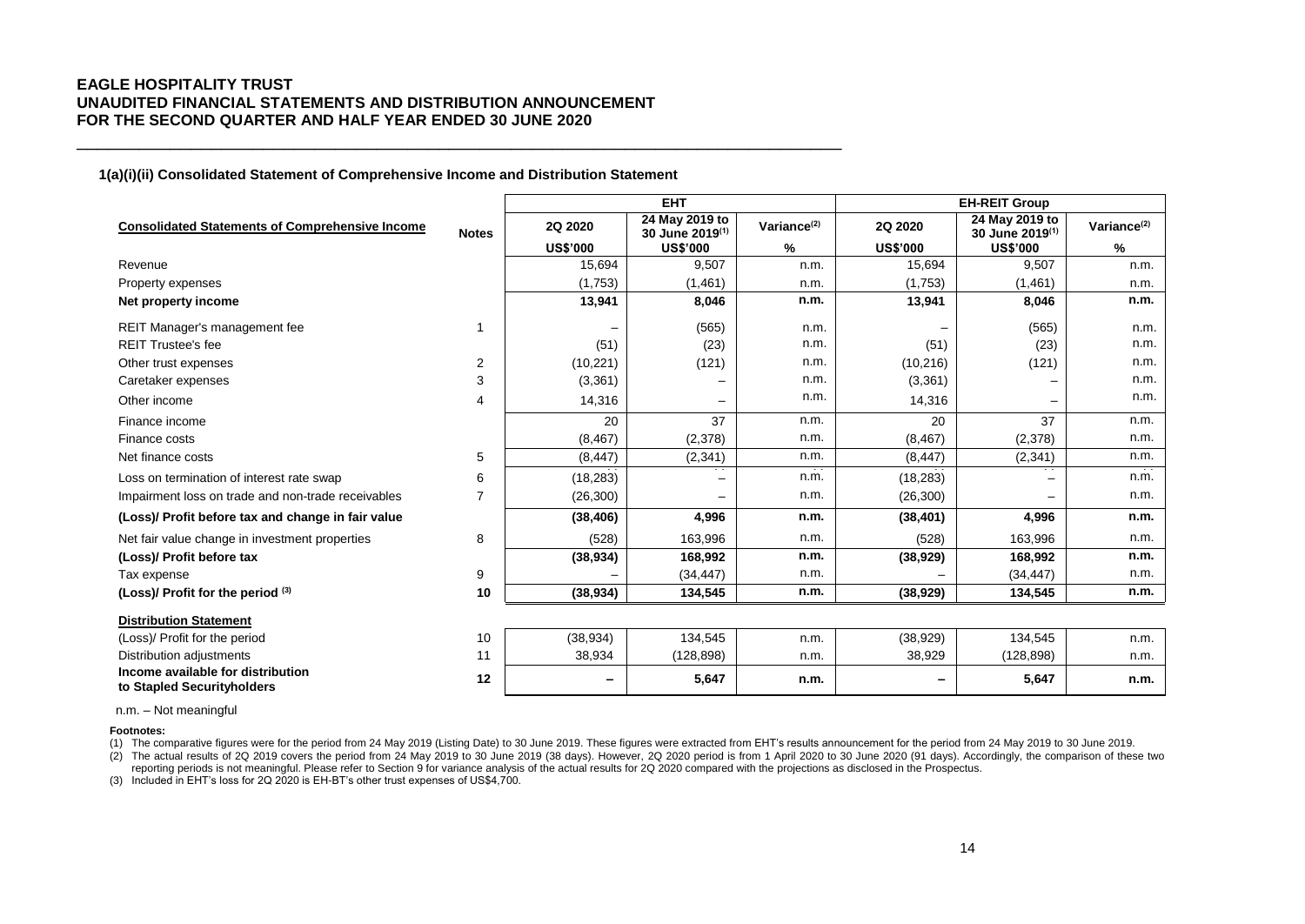**EAGLE HOSPITALITY TRUST**
**UNAUDITED FINANCIAL STATEMENTS AND DISTRIBUTION ANNOUNCEMENT**
**FOR THE SECOND QUARTER AND HALF YEAR ENDED 30 JUNE 2020**

### 1(a)(i)(ii) Consolidated Statement of Comprehensive Income and Distribution Statement

| | | EHT | | | EH-REIT Group | | |
|---|---|---|---|---|---|---|---|
| **Consolidated Statements of Comprehensive Income** | **Notes** | **2Q 2020** | **24 May 2019 to 30 June 2019[1]** | **Variance[2]** | **2Q 2020** | **24 May 2019 to 30 June 2019[1]** | **Variance[2]** |
| | | **US$'000** | **US$'000** | **%** | **US$'000** | **US$'000** | **%** |
| Revenue | | 15,694 | 9,507 | n.m. | 15,694 | 9,507 | n.m. |
| Property expenses | | (1,753) | (1,461) | n.m. | (1,753) | (1,461) | n.m. |
| **Net property income** | | **13,941** | **8,046** | **n.m.** | **13,941** | **8,046** | **n.m.** |
| REIT Manager's management fee | 1 | – | (565) | n.m. | – | (565) | n.m. |
| REIT Trustee's fee | | (51) | (23) | n.m. | (51) | (23) | n.m. |
| Other trust expenses | 2 | (10,221) | (121) | n.m. | (10,216) | (121) | n.m. |
| Caretaker expenses | 3 | (3,361) | – | n.m. | (3,361) | – | n.m. |
| Other income | 4 | 14,316 | – | n.m. | 14,316 | – | n.m. |
| Finance income | | 20 | 37 | n.m. | 20 | 37 | n.m. |
| Finance costs | | (8,467) | (2,378) | n.m. | (8,467) | (2,378) | n.m. |
| Net finance costs | 5 | (8,447) | (2,341) | n.m. | (8,447) | (2,341) | n.m. |
| Loss on termination of interest rate swap | 6 | (18,283) | – | n.m. | (18,283) | – | n.m. |
| Impairment loss on trade and non-trade receivables | 7 | (26,300) | – | n.m. | (26,300) | – | n.m. |
| **(Loss)/ Profit before tax and change in fair value** | | **(38,406)** | **4,996** | **n.m.** | **(38,401)** | **4,996** | **n.m.** |
| Net fair value change in investment properties | 8 | (528) | 163,996 | n.m. | (528) | 163,996 | n.m. |
| **(Loss)/ Profit before tax** | | **(38,934)** | **168,992** | **n.m.** | **(38,929)** | **168,992** | **n.m.** |
| Tax expense | 9 | – | (34,447) | n.m. | – | (34,447) | n.m. |
| **(Loss)/ Profit for the period [3]** | **10** | **(38,934)** | **134,545** | **n.m.** | **(38,929)** | **134,545** | **n.m.** |
| **Distribution Statement** | | | | | | | |
| (Loss)/ Profit for the period | 10 | (38,934) | 134,545 | n.m. | (38,929) | 134,545 | n.m. |
| Distribution adjustments | 11 | 38,934 | (128,898) | n.m. | 38,929 | (128,898) | n.m. |
| **Income available for distribution to Stapled Securityholders** | **12** | **–** | **5,647** | **n.m.** | **–** | **5,647** | **n.m.** |

n.m. – Not meaningful

**Footnotes:**

(1) The comparative figures were for the period from 24 May 2019 (Listing Date) to 30 June 2019. These figures were extracted from EHT's results announcement for the period from 24 May 2019 to 30 June 2019.

(2) The actual results of 2Q 2019 covers the period from 24 May 2019 to 30 June 2019 (38 days). However, 2Q 2020 period is from 1 April 2020 to 30 June 2020 (91 days). Accordingly, the comparison of these two reporting periods is not meaningful. Please refer to Section 9 for variance analysis of the actual results for 2Q 2020 compared with the projections as disclosed in the Prospectus.

(3) Included in EHT's loss for 2Q 2020 is EH-BT's other trust expenses of US$4,700.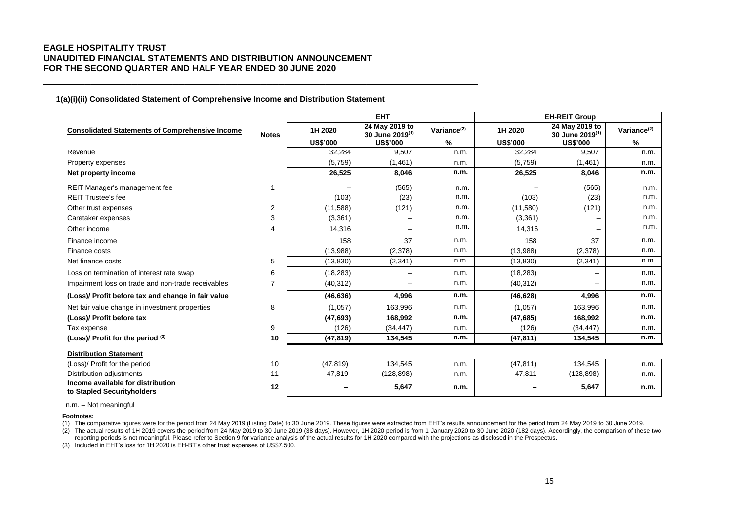**EAGLE HOSPITALITY TRUST**
**UNAUDITED FINANCIAL STATEMENTS AND DISTRIBUTION ANNOUNCEMENT**
**FOR THE SECOND QUARTER AND HALF YEAR ENDED 30 JUNE 2020**

**1(a)(i)(ii) Consolidated Statement of Comprehensive Income and Distribution Statement**

| Consolidated Statements of Comprehensive Income | Notes | EHT | | | EH-REIT Group | | |
|---|---|---|---|---|---|---|---|
| | | 1H 2020 | 24 May 2019 to 30 June 2019[(1)] | Variance[(2)] | 1H 2020 | 24 May 2019 to 30 June 2019[(1)] | Variance[(2)] |
| | | US$'000 | US$'000 | % | US$'000 | US$'000 | % |
| Revenue | | 32,284 | 9,507 | n.m. | 32,284 | 9,507 | n.m. |
| Property expenses | | (5,759) | (1,461) | n.m. | (5,759) | (1,461) | n.m. |
| **Net property income** | | **26,525** | **8,046** | **n.m.** | **26,525** | **8,046** | **n.m.** |
| REIT Manager's management fee | 1 | – | (565) | n.m. | – | (565) | n.m. |
| REIT Trustee's fee | | (103) | (23) | n.m. | (103) | (23) | n.m. |
| Other trust expenses | 2 | (11,588) | (121) | n.m. | (11,580) | (121) | n.m. |
| Caretaker expenses | 3 | (3,361) | – | n.m. | (3,361) | – | n.m. |
| Other income | 4 | 14,316 | – | n.m. | 14,316 | – | n.m. |
| Finance income | | 158 | 37 | n.m. | 158 | 37 | n.m. |
| Finance costs | | (13,988) | (2,378) | n.m. | (13,988) | (2,378) | n.m. |
| Net finance costs | 5 | (13,830) | (2,341) | n.m. | (13,830) | (2,341) | n.m. |
| Loss on termination of interest rate swap | 6 | (18,283) | – | n.m. | (18,283) | – | n.m. |
| Impairment loss on trade and non-trade receivables | 7 | (40,312) | – | n.m. | (40,312) | – | n.m. |
| **(Loss)/ Profit before tax and change in fair value** | | **(46,636)** | **4,996** | **n.m.** | **(46,628)** | **4,996** | **n.m.** |
| Net fair value change in investment properties | 8 | (1,057) | 163,996 | n.m. | (1,057) | 163,996 | n.m. |
| **(Loss)/ Profit before tax** | | **(47,693)** | **168,992** | **n.m.** | **(47,685)** | **168,992** | **n.m.** |
| Tax expense | 9 | (126) | (34,447) | n.m. | (126) | (34,447) | n.m. |
| **(Loss)/ Profit for the period [(3)]** | **10** | **(47,819)** | **134,545** | **n.m.** | **(47,811)** | **134,545** | **n.m.** |
| **Distribution Statement** | | | | | | | |
| (Loss)/ Profit for the period | 10 | (47,819) | 134,545 | n.m. | (47,811) | 134,545 | n.m. |
| Distribution adjustments | 11 | 47,819 | (128,898) | n.m. | 47,811 | (128,898) | n.m. |
| **Income available for distribution to Stapled Securityholders** | **12** | **–** | **5,647** | **n.m.** | **–** | **5,647** | **n.m.** |

n.m. – Not meaningful

**Footnotes:**

(1) The comparative figures were for the period from 24 May 2019 (Listing Date) to 30 June 2019. These figures were extracted from EHT's results announcement for the period from 24 May 2019 to 30 June 2019.

(2) The actual results of 1H 2019 covers the period from 24 May 2019 to 30 June 2019 (38 days). However, 1H 2020 period is from 1 January 2020 to 30 June 2020 (182 days). Accordingly, the comparison of these two reporting periods is not meaningful. Please refer to Section 9 for variance analysis of the actual results for 1H 2020 compared with the projections as disclosed in the Prospectus.

(3) Included in EHT's loss for 1H 2020 is EH-BT's other trust expenses of US$7,500.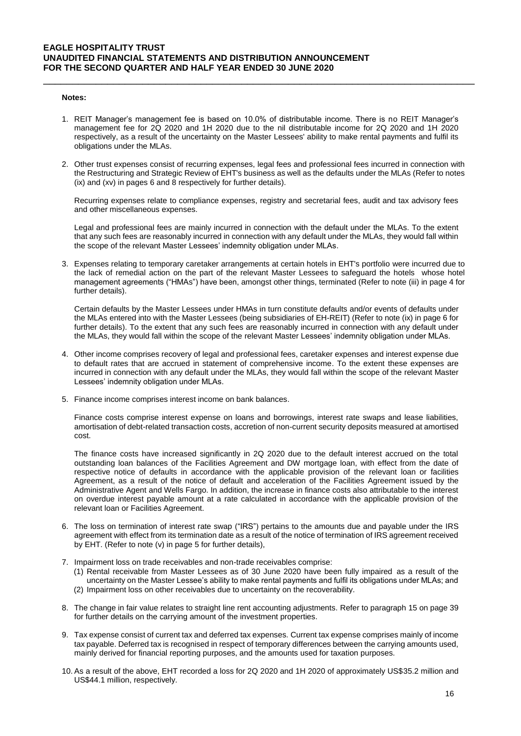**Notes:**

1. REIT Manager's management fee is based on 10.0% of distributable income. There is no REIT Manager's management fee for 2Q 2020 and 1H 2020 due to the nil distributable income for 2Q 2020 and 1H 2020 respectively, as a result of the uncertainty on the Master Lessees' ability to make rental payments and fulfil its obligations under the MLAs.

2. Other trust expenses consist of recurring expenses, legal fees and professional fees incurred in connection with the Restructuring and Strategic Review of EHT's business as well as the defaults under the MLAs (Refer to notes (ix) and (xv) in pages 6 and 8 respectively for further details).

   Recurring expenses relate to compliance expenses, registry and secretarial fees, audit and tax advisory fees and other miscellaneous expenses.

   Legal and professional fees are mainly incurred in connection with the default under the MLAs. To the extent that any such fees are reasonably incurred in connection with any default under the MLAs, they would fall within the scope of the relevant Master Lessees' indemnity obligation under MLAs.

3. Expenses relating to temporary caretaker arrangements at certain hotels in EHT's portfolio were incurred due to the lack of remedial action on the part of the relevant Master Lessees to safeguard the hotels whose hotel management agreements ("HMAs") have been, amongst other things, terminated (Refer to note (iii) in page 4 for further details).

   Certain defaults by the Master Lessees under HMAs in turn constitute defaults and/or events of defaults under the MLAs entered into with the Master Lessees (being subsidiaries of EH-REIT) (Refer to note (ix) in page 6 for further details). To the extent that any such fees are reasonably incurred in connection with any default under the MLAs, they would fall within the scope of the relevant Master Lessees' indemnity obligation under MLAs.

4. Other income comprises recovery of legal and professional fees, caretaker expenses and interest expense due to default rates that are accrued in statement of comprehensive income. To the extent these expenses are incurred in connection with any default under the MLAs, they would fall within the scope of the relevant Master Lessees' indemnity obligation under MLAs.

5. Finance income comprises interest income on bank balances.

   Finance costs comprise interest expense on loans and borrowings, interest rate swaps and lease liabilities, amortisation of debt-related transaction costs, accretion of non-current security deposits measured at amortised cost.

   The finance costs have increased significantly in 2Q 2020 due to the default interest accrued on the total outstanding loan balances of the Facilities Agreement and DW mortgage loan, with effect from the date of respective notice of defaults in accordance with the applicable provision of the relevant loan or facilities Agreement, as a result of the notice of default and acceleration of the Facilities Agreement issued by the Administrative Agent and Wells Fargo. In addition, the increase in finance costs also attributable to the interest on overdue interest payable amount at a rate calculated in accordance with the applicable provision of the relevant loan or Facilities Agreement.

6. The loss on termination of interest rate swap ("IRS") pertains to the amounts due and payable under the IRS agreement with effect from its termination date as a result of the notice of termination of IRS agreement received by EHT. (Refer to note (v) in page 5 for further details),

7. Impairment loss on trade receivables and non-trade receivables comprise:
   (1) Rental receivable from Master Lessees as of 30 June 2020 have been fully impaired as a result of the uncertainty on the Master Lessee's ability to make rental payments and fulfil its obligations under MLAs; and
   (2) Impairment loss on other receivables due to uncertainty on the recoverability.

8. The change in fair value relates to straight line rent accounting adjustments. Refer to paragraph 15 on page 39 for further details on the carrying amount of the investment properties.

9. Tax expense consist of current tax and deferred tax expenses. Current tax expense comprises mainly of income tax payable. Deferred tax is recognised in respect of temporary differences between the carrying amounts used, mainly derived for financial reporting purposes, and the amounts used for taxation purposes.

10. As a result of the above, EHT recorded a loss for 2Q 2020 and 1H 2020 of approximately US$35.2 million and US$44.1 million, respectively.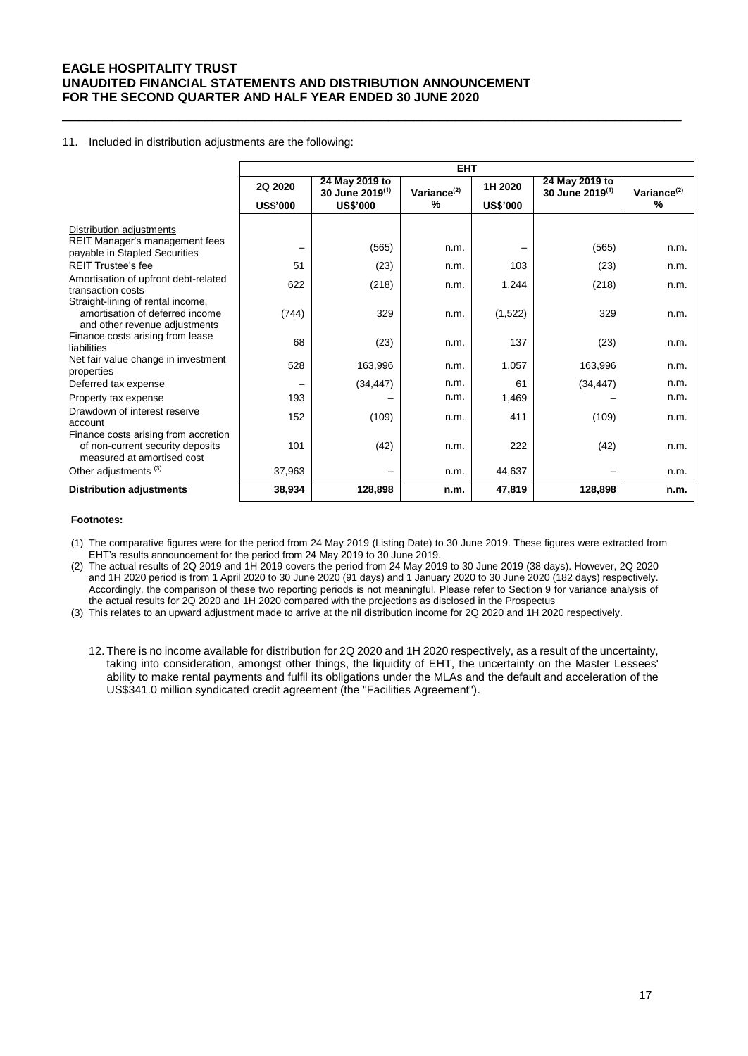11. Included in distribution adjustments are the following:

| | EHT | | | | | |
|---|---|---|---|---|---|---|
| | 2Q 2020 | 24 May 2019 to 30 June 2019[1] | Variance[2] | 1H 2020 | 24 May 2019 to 30 June 2019[1] | Variance[2] |
| | US$'000 | US$'000 | % | US$'000 | | % |
| Distribution adjustments | | | | | | |
| REIT Manager's management fees payable in Stapled Securities | – | (565) | n.m. | – | (565) | n.m. |
| REIT Trustee's fee | 51 | (23) | n.m. | 103 | (23) | n.m. |
| Amortisation of upfront debt-related transaction costs | 622 | (218) | n.m. | 1,244 | (218) | n.m. |
| Straight-lining of rental income, amortisation of deferred income and other revenue adjustments | (744) | 329 | n.m. | (1,522) | 329 | n.m. |
| Finance costs arising from lease liabilities | 68 | (23) | n.m. | 137 | (23) | n.m. |
| Net fair value change in investment properties | 528 | 163,996 | n.m. | 1,057 | 163,996 | n.m. |
| Deferred tax expense | – | (34,447) | n.m. | 61 | (34,447) | n.m. |
| Property tax expense | 193 | – | n.m. | 1,469 | – | n.m. |
| Drawdown of interest reserve account | 152 | (109) | n.m. | 411 | (109) | n.m. |
| Finance costs arising from accretion of non-current security deposits measured at amortised cost | 101 | (42) | n.m. | 222 | (42) | n.m. |
| Other adjustments [3] | 37,963 | – | n.m. | 44,637 | – | n.m. |
| **Distribution adjustments** | **38,934** | **128,898** | **n.m.** | **47,819** | **128,898** | **n.m.** |

**Footnotes:**

(1) The comparative figures were for the period from 24 May 2019 (Listing Date) to 30 June 2019. These figures were extracted from EHT's results announcement for the period from 24 May 2019 to 30 June 2019.

(2) The actual results of 2Q 2019 and 1H 2019 covers the period from 24 May 2019 to 30 June 2019 (38 days). However, 2Q 2020 and 1H 2020 period is from 1 April 2020 to 30 June 2020 (91 days) and 1 January 2020 to 30 June 2020 (182 days) respectively. Accordingly, the comparison of these two reporting periods is not meaningful. Please refer to Section 9 for variance analysis of the actual results for 2Q 2020 and 1H 2020 compared with the projections as disclosed in the Prospectus

(3) This relates to an upward adjustment made to arrive at the nil distribution income for 2Q 2020 and 1H 2020 respectively.

12. There is no income available for distribution for 2Q 2020 and 1H 2020 respectively, as a result of the uncertainty, taking into consideration, amongst other things, the liquidity of EHT, the uncertainty on the Master Lessees' ability to make rental payments and fulfil its obligations under the MLAs and the default and acceleration of the US$341.0 million syndicated credit agreement (the "Facilities Agreement").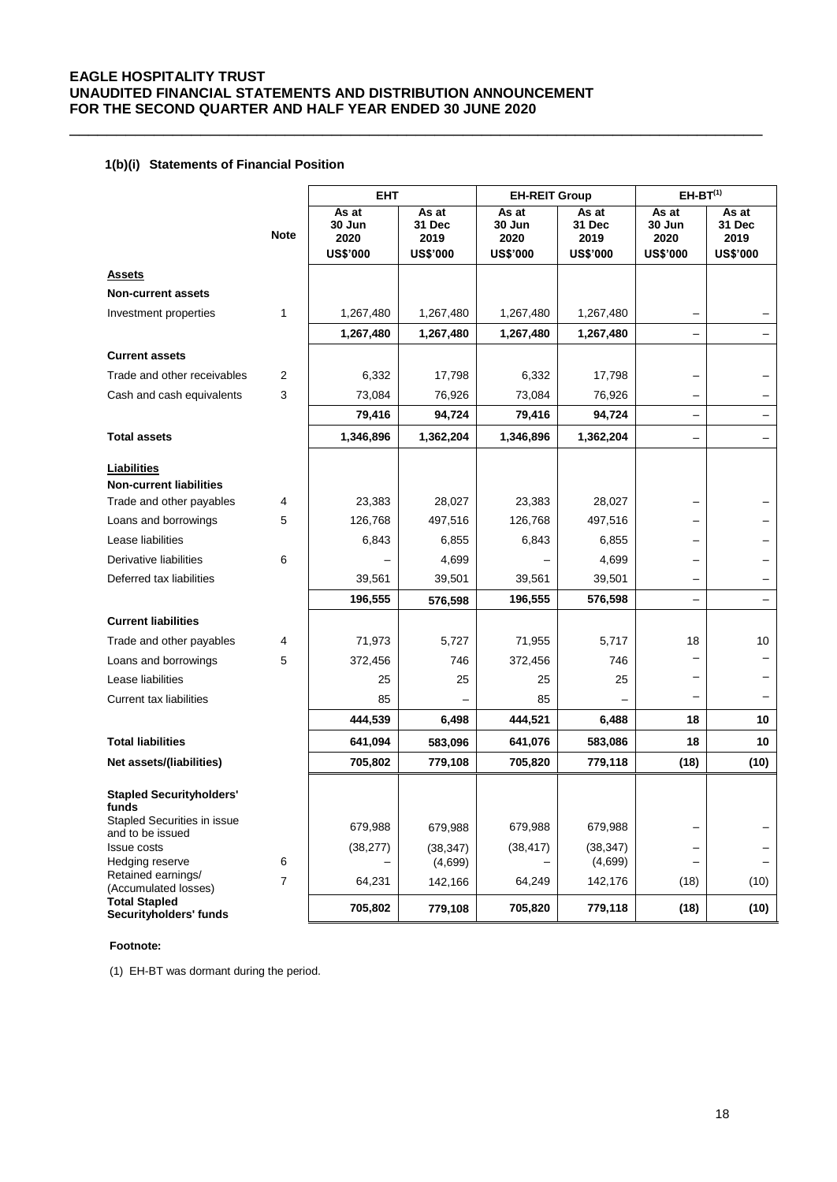### 1(b)(i) Statements of Financial Position

| | Note | EHT | | EH-REIT Group | | EH-BT[(1)] | |
|---|---|---|---|---|---|---|---|
| | | As at 30 Jun 2020 US$'000 | As at 31 Dec 2019 US$'000 | As at 30 Jun 2020 US$'000 | As at 31 Dec 2019 US$'000 | As at 30 Jun 2020 US$'000 | As at 31 Dec 2019 US$'000 |
| **Assets** | | | | | | | |
| **Non-current assets** | | | | | | | |
| Investment properties | 1 | 1,267,480 | 1,267,480 | 1,267,480 | 1,267,480 | – | – |
| | | **1,267,480** | **1,267,480** | **1,267,480** | **1,267,480** | – | – |
| **Current assets** | | | | | | | |
| Trade and other receivables | 2 | 6,332 | 17,798 | 6,332 | 17,798 | – | – |
| Cash and cash equivalents | 3 | 73,084 | 76,926 | 73,084 | 76,926 | – | – |
| | | **79,416** | **94,724** | **79,416** | **94,724** | – | – |
| **Total assets** | | **1,346,896** | **1,362,204** | **1,346,896** | **1,362,204** | – | – |
| **Liabilities** | | | | | | | |
| **Non-current liabilities** | | | | | | | |
| Trade and other payables | 4 | 23,383 | 28,027 | 23,383 | 28,027 | – | – |
| Loans and borrowings | 5 | 126,768 | 497,516 | 126,768 | 497,516 | – | – |
| Lease liabilities | | 6,843 | 6,855 | 6,843 | 6,855 | – | – |
| Derivative liabilities | 6 | – | 4,699 | – | 4,699 | – | – |
| Deferred tax liabilities | | 39,561 | 39,501 | 39,561 | 39,501 | – | – |
| | | **196,555** | **576,598** | **196,555** | **576,598** | – | – |
| **Current liabilities** | | | | | | | |
| Trade and other payables | 4 | 71,973 | 5,727 | 71,955 | 5,717 | 18 | 10 |
| Loans and borrowings | 5 | 372,456 | 746 | 372,456 | 746 | – | – |
| Lease liabilities | | 25 | 25 | 25 | 25 | – | – |
| Current tax liabilities | | 85 | – | 85 | – | – | – |
| | | **444,539** | **6,498** | **444,521** | **6,488** | **18** | **10** |
| **Total liabilities** | | **641,094** | **583,096** | **641,076** | **583,086** | **18** | **10** |
| **Net assets/(liabilities)** | | **705,802** | **779,108** | **705,820** | **779,118** | **(18)** | **(10)** |
| **Stapled Securityholders' funds** | | | | | | | |
| Stapled Securities in issue and to be issued | | 679,988 | 679,988 | 679,988 | 679,988 | – | – |
| Issue costs | | (38,277) | (38,347) | (38,417) | (38,347) | – | – |
| Hedging reserve | 6 | – | (4,699) | – | (4,699) | – | – |
| Retained earnings/ (Accumulated losses) | 7 | 64,231 | 142,166 | 64,249 | 142,176 | (18) | (10) |
| **Total Stapled Securityholders' funds** | | **705,802** | **779,108** | **705,820** | **779,118** | **(18)** | **(10)** |

**Footnote:**

(1) EH-BT was dormant during the period.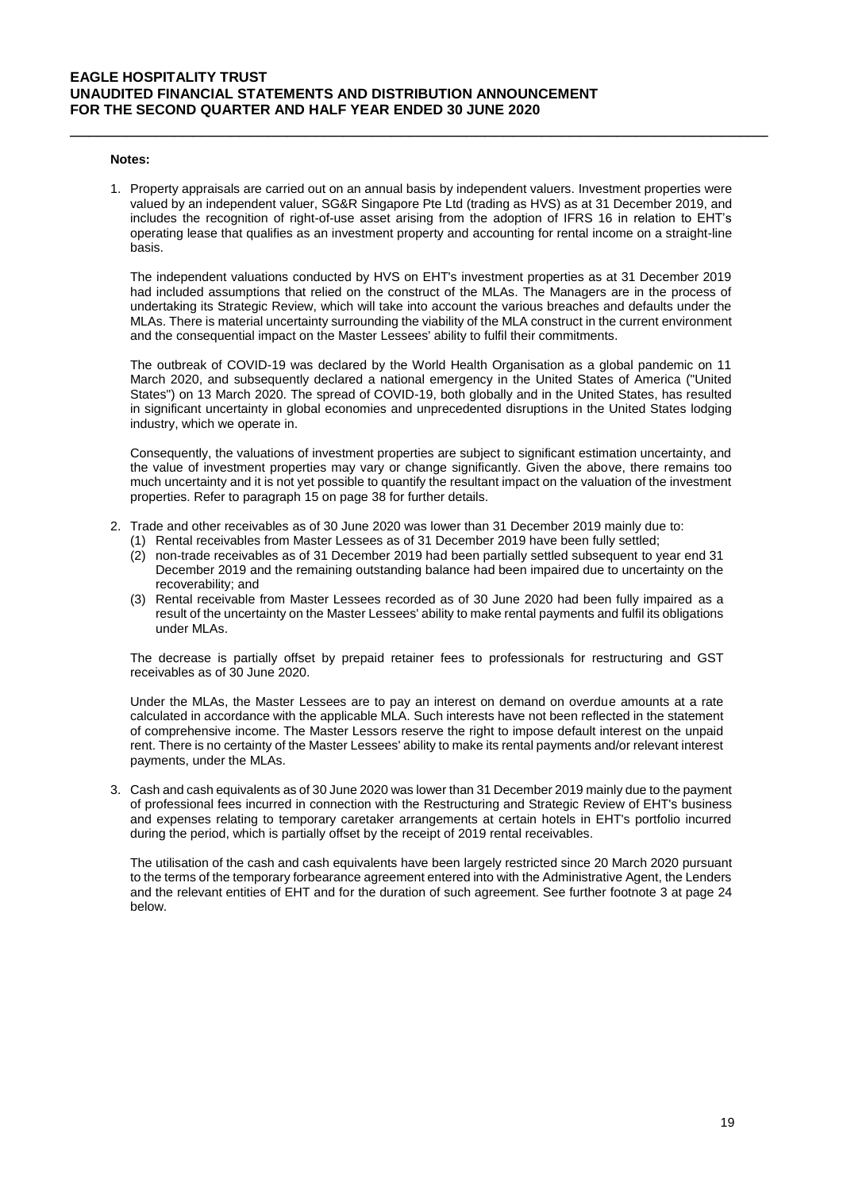**Notes:**

1. Property appraisals are carried out on an annual basis by independent valuers. Investment properties were valued by an independent valuer, SG&R Singapore Pte Ltd (trading as HVS) as at 31 December 2019, and includes the recognition of right-of-use asset arising from the adoption of IFRS 16 in relation to EHT's operating lease that qualifies as an investment property and accounting for rental income on a straight-line basis.

   The independent valuations conducted by HVS on EHT's investment properties as at 31 December 2019 had included assumptions that relied on the construct of the MLAs. The Managers are in the process of undertaking its Strategic Review, which will take into account the various breaches and defaults under the MLAs. There is material uncertainty surrounding the viability of the MLA construct in the current environment and the consequential impact on the Master Lessees' ability to fulfil their commitments.

   The outbreak of COVID-19 was declared by the World Health Organisation as a global pandemic on 11 March 2020, and subsequently declared a national emergency in the United States of America ("United States") on 13 March 2020. The spread of COVID-19, both globally and in the United States, has resulted in significant uncertainty in global economies and unprecedented disruptions in the United States lodging industry, which we operate in.

   Consequently, the valuations of investment properties are subject to significant estimation uncertainty, and the value of investment properties may vary or change significantly. Given the above, there remains too much uncertainty and it is not yet possible to quantify the resultant impact on the valuation of the investment properties. Refer to paragraph 15 on page 38 for further details.

2. Trade and other receivables as of 30 June 2020 was lower than 31 December 2019 mainly due to:
   (1) Rental receivables from Master Lessees as of 31 December 2019 have been fully settled;
   (2) non-trade receivables as of 31 December 2019 had been partially settled subsequent to year end 31 December 2019 and the remaining outstanding balance had been impaired due to uncertainty on the recoverability; and
   (3) Rental receivable from Master Lessees recorded as of 30 June 2020 had been fully impaired as a result of the uncertainty on the Master Lessees' ability to make rental payments and fulfil its obligations under MLAs.

   The decrease is partially offset by prepaid retainer fees to professionals for restructuring and GST receivables as of 30 June 2020.

   Under the MLAs, the Master Lessees are to pay an interest on demand on overdue amounts at a rate calculated in accordance with the applicable MLA. Such interests have not been reflected in the statement of comprehensive income. The Master Lessors reserve the right to impose default interest on the unpaid rent. There is no certainty of the Master Lessees' ability to make its rental payments and/or relevant interest payments, under the MLAs.

3. Cash and cash equivalents as of 30 June 2020 was lower than 31 December 2019 mainly due to the payment of professional fees incurred in connection with the Restructuring and Strategic Review of EHT's business and expenses relating to temporary caretaker arrangements at certain hotels in EHT's portfolio incurred during the period, which is partially offset by the receipt of 2019 rental receivables.

   The utilisation of the cash and cash equivalents have been largely restricted since 20 March 2020 pursuant to the terms of the temporary forbearance agreement entered into with the Administrative Agent, the Lenders and the relevant entities of EHT and for the duration of such agreement. See further footnote 3 at page 24 below.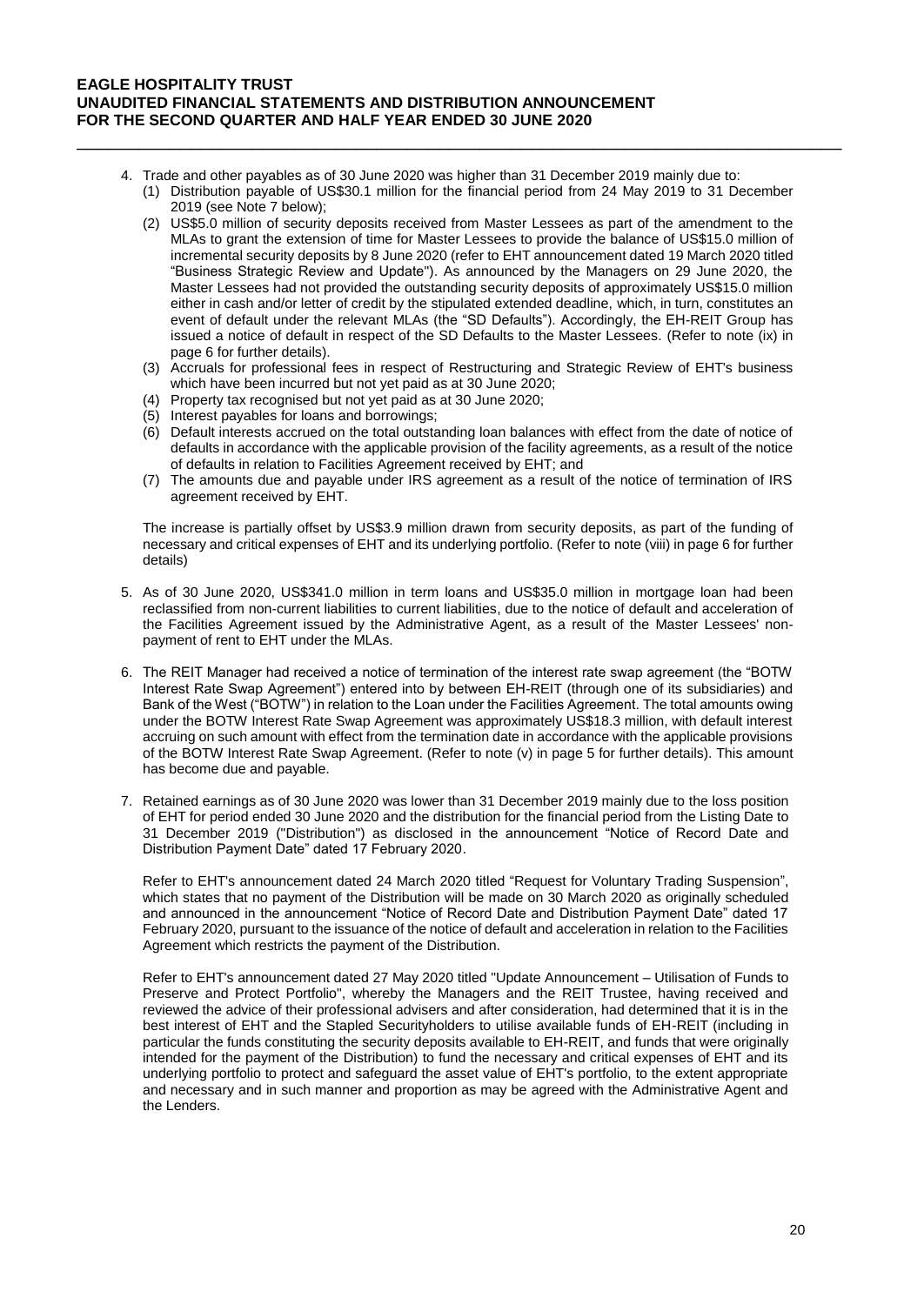4. Trade and other payables as of 30 June 2020 was higher than 31 December 2019 mainly due to:
   (1) Distribution payable of US$30.1 million for the financial period from 24 May 2019 to 31 December 2019 (see Note 7 below);
   (2) US$5.0 million of security deposits received from Master Lessees as part of the amendment to the MLAs to grant the extension of time for Master Lessees to provide the balance of US$15.0 million of incremental security deposits by 8 June 2020 (refer to EHT announcement dated 19 March 2020 titled "Business Strategic Review and Update"). As announced by the Managers on 29 June 2020, the Master Lessees had not provided the outstanding security deposits of approximately US$15.0 million either in cash and/or letter of credit by the stipulated extended deadline, which, in turn, constitutes an event of default under the relevant MLAs (the "SD Defaults"). Accordingly, the EH-REIT Group has issued a notice of default in respect of the SD Defaults to the Master Lessees. (Refer to note (ix) in page 6 for further details).
   (3) Accruals for professional fees in respect of Restructuring and Strategic Review of EHT's business which have been incurred but not yet paid as at 30 June 2020;
   (4) Property tax recognised but not yet paid as at 30 June 2020;
   (5) Interest payables for loans and borrowings;
   (6) Default interests accrued on the total outstanding loan balances with effect from the date of notice of defaults in accordance with the applicable provision of the facility agreements, as a result of the notice of defaults in relation to Facilities Agreement received by EHT; and
   (7) The amounts due and payable under IRS agreement as a result of the notice of termination of IRS agreement received by EHT.

   The increase is partially offset by US$3.9 million drawn from security deposits, as part of the funding of necessary and critical expenses of EHT and its underlying portfolio. (Refer to note (viii) in page 6 for further details)

5. As of 30 June 2020, US$341.0 million in term loans and US$35.0 million in mortgage loan had been reclassified from non-current liabilities to current liabilities, due to the notice of default and acceleration of the Facilities Agreement issued by the Administrative Agent, as a result of the Master Lessees' non-payment of rent to EHT under the MLAs.

6. The REIT Manager had received a notice of termination of the interest rate swap agreement (the "BOTW Interest Rate Swap Agreement") entered into by between EH-REIT (through one of its subsidiaries) and Bank of the West ("BOTW") in relation to the Loan under the Facilities Agreement. The total amounts owing under the BOTW Interest Rate Swap Agreement was approximately US$18.3 million, with default interest accruing on such amount with effect from the termination date in accordance with the applicable provisions of the BOTW Interest Rate Swap Agreement. (Refer to note (v) in page 5 for further details). This amount has become due and payable.

7. Retained earnings as of 30 June 2020 was lower than 31 December 2019 mainly due to the loss position of EHT for period ended 30 June 2020 and the distribution for the financial period from the Listing Date to 31 December 2019 ("Distribution") as disclosed in the announcement "Notice of Record Date and Distribution Payment Date" dated 17 February 2020.

   Refer to EHT's announcement dated 24 March 2020 titled "Request for Voluntary Trading Suspension", which states that no payment of the Distribution will be made on 30 March 2020 as originally scheduled and announced in the announcement "Notice of Record Date and Distribution Payment Date" dated 17 February 2020, pursuant to the issuance of the notice of default and acceleration in relation to the Facilities Agreement which restricts the payment of the Distribution.

   Refer to EHT's announcement dated 27 May 2020 titled "Update Announcement – Utilisation of Funds to Preserve and Protect Portfolio", whereby the Managers and the REIT Trustee, having received and reviewed the advice of their professional advisers and after consideration, had determined that it is in the best interest of EHT and the Stapled Securityholders to utilise available funds of EH-REIT (including in particular the funds constituting the security deposits available to EH-REIT, and funds that were originally intended for the payment of the Distribution) to fund the necessary and critical expenses of EHT and its underlying portfolio to protect and safeguard the asset value of EHT's portfolio, to the extent appropriate and necessary and in such manner and proportion as may be agreed with the Administrative Agent and the Lenders.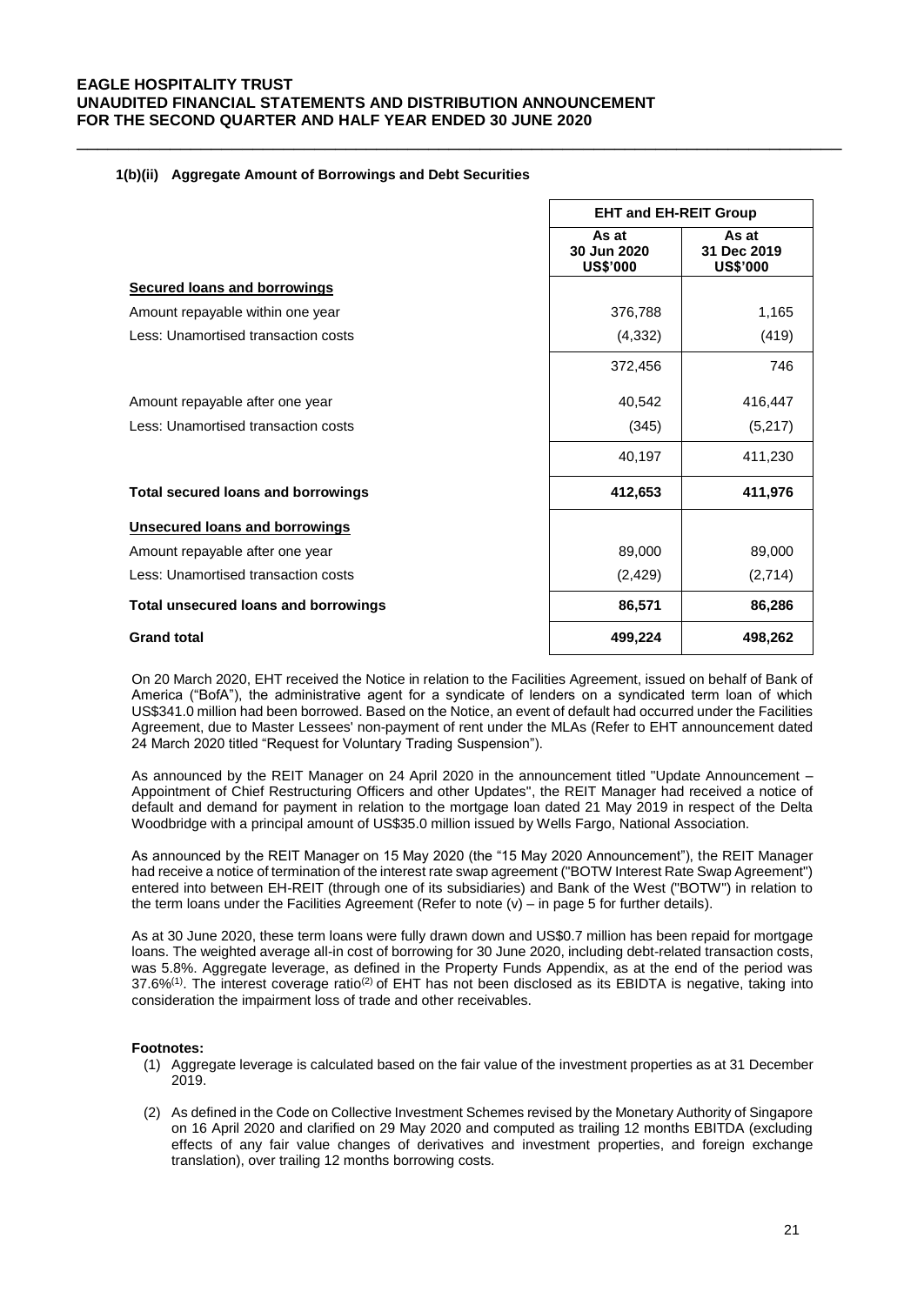#### 1(b)(ii) Aggregate Amount of Borrowings and Debt Securities

| | EHT and EH-REIT Group | |
|---|---|---|
| | As at 30 Jun 2020 US$'000 | As at 31 Dec 2019 US$'000 |
| **Secured loans and borrowings** | | |
| Amount repayable within one year | 376,788 | 1,165 |
| Less: Unamortised transaction costs | (4,332) | (419) |
| | 372,456 | 746 |
| Amount repayable after one year | 40,542 | 416,447 |
| Less: Unamortised transaction costs | (345) | (5,217) |
| | 40,197 | 411,230 |
| **Total secured loans and borrowings** | **412,653** | **411,976** |
| **Unsecured loans and borrowings** | | |
| Amount repayable after one year | 89,000 | 89,000 |
| Less: Unamortised transaction costs | (2,429) | (2,714) |
| **Total unsecured loans and borrowings** | **86,571** | **86,286** |
| **Grand total** | **499,224** | **498,262** |

On 20 March 2020, EHT received the Notice in relation to the Facilities Agreement, issued on behalf of Bank of America ("BofA"), the administrative agent for a syndicate of lenders on a syndicated term loan of which US$341.0 million had been borrowed. Based on the Notice, an event of default had occurred under the Facilities Agreement, due to Master Lessees' non-payment of rent under the MLAs (Refer to EHT announcement dated 24 March 2020 titled "Request for Voluntary Trading Suspension").

As announced by the REIT Manager on 24 April 2020 in the announcement titled "Update Announcement – Appointment of Chief Restructuring Officers and other Updates", the REIT Manager had received a notice of default and demand for payment in relation to the mortgage loan dated 21 May 2019 in respect of the Delta Woodbridge with a principal amount of US$35.0 million issued by Wells Fargo, National Association.

As announced by the REIT Manager on 15 May 2020 (the "15 May 2020 Announcement"), the REIT Manager had receive a notice of termination of the interest rate swap agreement ("BOTW Interest Rate Swap Agreement") entered into between EH-REIT (through one of its subsidiaries) and Bank of the West ("BOTW") in relation to the term loans under the Facilities Agreement (Refer to note (v) – in page 5 for further details).

As at 30 June 2020, these term loans were fully drawn down and US$0.7 million has been repaid for mortgage loans. The weighted average all-in cost of borrowing for 30 June 2020, including debt-related transaction costs, was 5.8%. Aggregate leverage, as defined in the Property Funds Appendix, as at the end of the period was 37.6%[1]. The interest coverage ratio[2] of EHT has not been disclosed as its EBIDTA is negative, taking into consideration the impairment loss of trade and other receivables.

**Footnotes:**

(1) Aggregate leverage is calculated based on the fair value of the investment properties as at 31 December 2019.

(2) As defined in the Code on Collective Investment Schemes revised by the Monetary Authority of Singapore on 16 April 2020 and clarified on 29 May 2020 and computed as trailing 12 months EBITDA (excluding effects of any fair value changes of derivatives and investment properties, and foreign exchange translation), over trailing 12 months borrowing costs.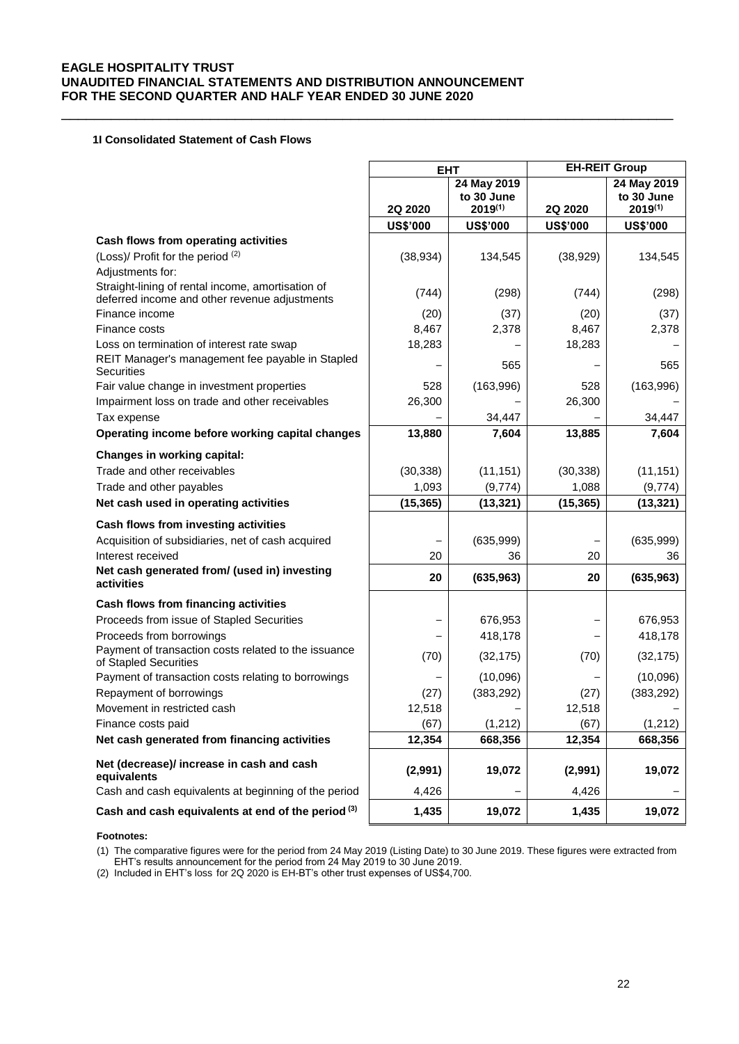**1I Consolidated Statement of Cash Flows**

| | EHT | | EH-REIT Group | |
|---|---|---|---|---|
| | 2Q 2020 | 24 May 2019 to 30 June 2019[(1)] | 2Q 2020 | 24 May 2019 to 30 June 2019[(1)] |
| | US$'000 | US$'000 | US$'000 | US$'000 |
| **Cash flows from operating activities** | | | | |
| (Loss)/ Profit for the period [(2)] | (38,934) | 134,545 | (38,929) | 134,545 |
| Adjustments for: | | | | |
| Straight-lining of rental income, amortisation of deferred income and other revenue adjustments | (744) | (298) | (744) | (298) |
| Finance income | (20) | (37) | (20) | (37) |
| Finance costs | 8,467 | 2,378 | 8,467 | 2,378 |
| Loss on termination of interest rate swap | 18,283 | – | 18,283 | – |
| REIT Manager's management fee payable in Stapled Securities | – | 565 | – | 565 |
| Fair value change in investment properties | 528 | (163,996) | 528 | (163,996) |
| Impairment loss on trade and other receivables | 26,300 | – | 26,300 | – |
| Tax expense | – | 34,447 | – | 34,447 |
| **Operating income before working capital changes** | **13,880** | **7,604** | **13,885** | **7,604** |
| **Changes in working capital:** | | | | |
| Trade and other receivables | (30,338) | (11,151) | (30,338) | (11,151) |
| Trade and other payables | 1,093 | (9,774) | 1,088 | (9,774) |
| **Net cash used in operating activities** | **(15,365)** | **(13,321)** | **(15,365)** | **(13,321)** |
| **Cash flows from investing activities** | | | | |
| Acquisition of subsidiaries, net of cash acquired | – | (635,999) | – | (635,999) |
| Interest received | 20 | 36 | 20 | 36 |
| **Net cash generated from/ (used in) investing activities** | **20** | **(635,963)** | **20** | **(635,963)** |
| **Cash flows from financing activities** | | | | |
| Proceeds from issue of Stapled Securities | – | 676,953 | – | 676,953 |
| Proceeds from borrowings | – | 418,178 | – | 418,178 |
| Payment of transaction costs related to the issuance of Stapled Securities | (70) | (32,175) | (70) | (32,175) |
| Payment of transaction costs relating to borrowings | – | (10,096) | – | (10,096) |
| Repayment of borrowings | (27) | (383,292) | (27) | (383,292) |
| Movement in restricted cash | 12,518 | – | 12,518 | – |
| Finance costs paid | (67) | (1,212) | (67) | (1,212) |
| **Net cash generated from financing activities** | **12,354** | **668,356** | **12,354** | **668,356** |
| **Net (decrease)/ increase in cash and cash equivalents** | **(2,991)** | **19,072** | **(2,991)** | **19,072** |
| Cash and cash equivalents at beginning of the period | 4,426 | – | 4,426 | – |
| **Cash and cash equivalents at end of the period [(3)]** | **1,435** | **19,072** | **1,435** | **19,072** |

**Footnotes:**

(1) The comparative figures were for the period from 24 May 2019 (Listing Date) to 30 June 2019. These figures were extracted from EHT's results announcement for the period from 24 May 2019 to 30 June 2019.

(2) Included in EHT's loss for 2Q 2020 is EH-BT's other trust expenses of US$4,700.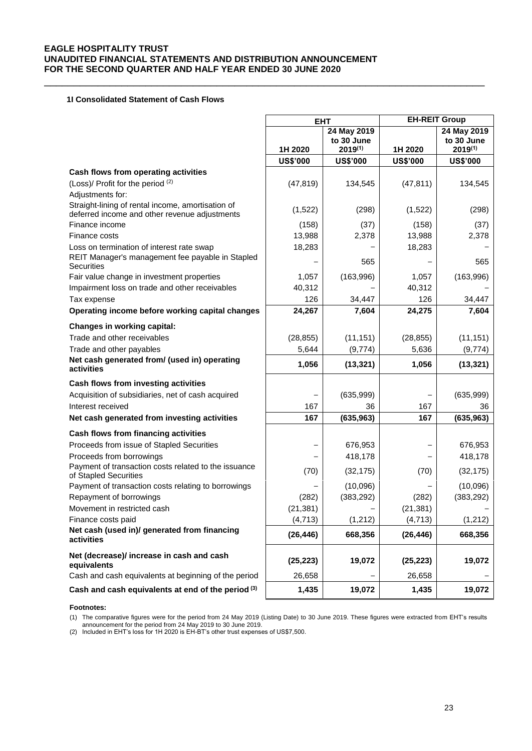#### 1I Consolidated Statement of Cash Flows

| | EHT | | EH-REIT Group | |
|---|---|---|---|---|
| | 1H 2020 | 24 May 2019 to 30 June 2019[(1)] | 1H 2020 | 24 May 2019 to 30 June 2019[(1)] |
| | US$'000 | US$'000 | US$'000 | US$'000 |
| **Cash flows from operating activities** | | | | |
| (Loss)/ Profit for the period [(2)] | (47,819) | 134,545 | (47,811) | 134,545 |
| Adjustments for: | | | | |
| Straight-lining of rental income, amortisation of deferred income and other revenue adjustments | (1,522) | (298) | (1,522) | (298) |
| Finance income | (158) | (37) | (158) | (37) |
| Finance costs | 13,988 | 2,378 | 13,988 | 2,378 |
| Loss on termination of interest rate swap | 18,283 | – | 18,283 | – |
| REIT Manager's management fee payable in Stapled Securities | – | 565 | – | 565 |
| Fair value change in investment properties | 1,057 | (163,996) | 1,057 | (163,996) |
| Impairment loss on trade and other receivables | 40,312 | – | 40,312 | – |
| Tax expense | 126 | 34,447 | 126 | 34,447 |
| **Operating income before working capital changes** | **24,267** | **7,604** | **24,275** | **7,604** |
| **Changes in working capital:** | | | | |
| Trade and other receivables | (28,855) | (11,151) | (28,855) | (11,151) |
| Trade and other payables | 5,644 | (9,774) | 5,636 | (9,774) |
| **Net cash generated from/ (used in) operating activities** | **1,056** | **(13,321)** | **1,056** | **(13,321)** |
| **Cash flows from investing activities** | | | | |
| Acquisition of subsidiaries, net of cash acquired | – | (635,999) | – | (635,999) |
| Interest received | 167 | 36 | 167 | 36 |
| **Net cash generated from investing activities** | **167** | **(635,963)** | **167** | **(635,963)** |
| **Cash flows from financing activities** | | | | |
| Proceeds from issue of Stapled Securities | – | 676,953 | – | 676,953 |
| Proceeds from borrowings | – | 418,178 | – | 418,178 |
| Payment of transaction costs related to the issuance of Stapled Securities | (70) | (32,175) | (70) | (32,175) |
| Payment of transaction costs relating to borrowings | – | (10,096) | – | (10,096) |
| Repayment of borrowings | (282) | (383,292) | (282) | (383,292) |
| Movement in restricted cash | (21,381) | – | (21,381) | – |
| Finance costs paid | (4,713) | (1,212) | (4,713) | (1,212) |
| **Net cash (used in)/ generated from financing activities** | **(26,446)** | **668,356** | **(26,446)** | **668,356** |
| **Net (decrease)/ increase in cash and cash equivalents** | **(25,223)** | **19,072** | **(25,223)** | **19,072** |
| Cash and cash equivalents at beginning of the period | 26,658 | – | 26,658 | – |
| **Cash and cash equivalents at end of the period [(3)]** | **1,435** | **19,072** | **1,435** | **19,072** |

**Footnotes:**

(1) The comparative figures were for the period from 24 May 2019 (Listing Date) to 30 June 2019. These figures were extracted from EHT's results announcement for the period from 24 May 2019 to 30 June 2019.

(2) Included in EHT's loss for 1H 2020 is EH-BT's other trust expenses of US$7,500.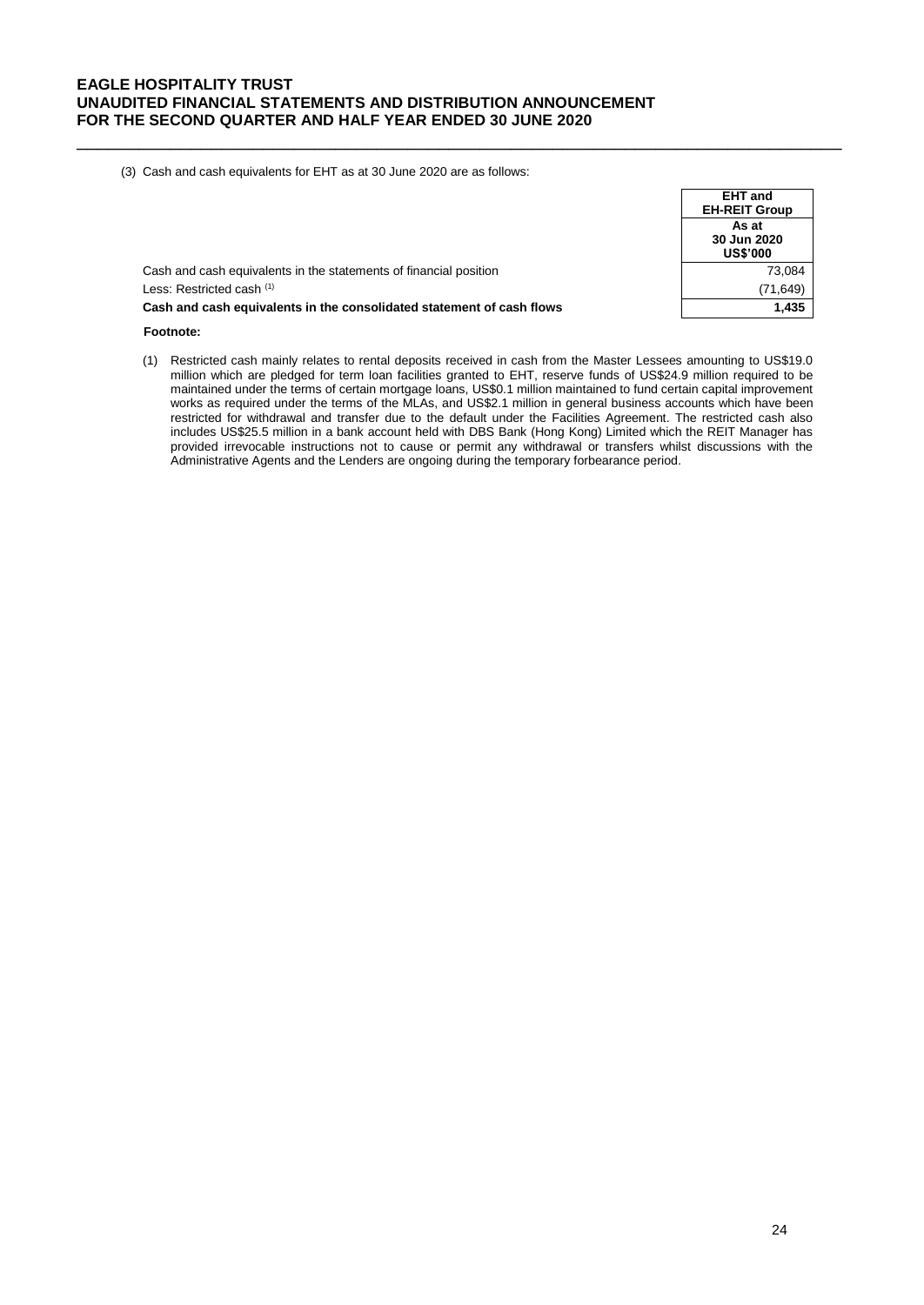(3) Cash and cash equivalents for EHT as at 30 June 2020 are as follows:

| | EHT and EH-REIT Group |
|---|---|
| | As at 30 Jun 2020 US$'000 |
| Cash and cash equivalents in the statements of financial position | 73,084 |
| Less: Restricted cash [1] | (71,649) |
| **Cash and cash equivalents in the consolidated statement of cash flows** | **1,435** |

**Footnote:**

(1) Restricted cash mainly relates to rental deposits received in cash from the Master Lessees amounting to US$19.0 million which are pledged for term loan facilities granted to EHT, reserve funds of US$24.9 million required to be maintained under the terms of certain mortgage loans, US$0.1 million maintained to fund certain capital improvement works as required under the terms of the MLAs, and US$2.1 million in general business accounts which have been restricted for withdrawal and transfer due to the default under the Facilities Agreement. The restricted cash also includes US$25.5 million in a bank account held with DBS Bank (Hong Kong) Limited which the REIT Manager has provided irrevocable instructions not to cause or permit any withdrawal or transfers whilst discussions with the Administrative Agents and the Lenders are ongoing during the temporary forbearance period.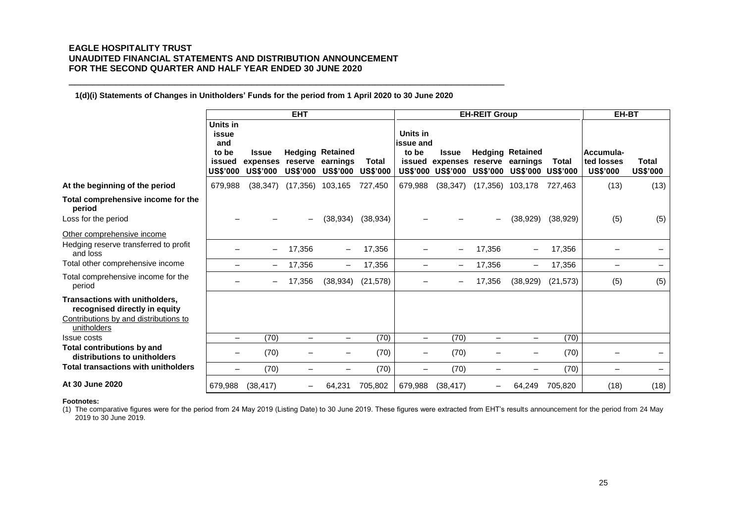**EAGLE HOSPITALITY TRUST**
**UNAUDITED FINANCIAL STATEMENTS AND DISTRIBUTION ANNOUNCEMENT**
**FOR THE SECOND QUARTER AND HALF YEAR ENDED 30 JUNE 2020**

**1(d)(i) Statements of Changes in Unitholders' Funds for the period from 1 April 2020 to 30 June 2020**

| | EHT | | | | | EH-REIT Group | | | | | EH-BT | |
|---|---|---|---|---|---|---|---|---|---|---|---|---|
| | Units in issue and to be issued US$'000 | Issue expenses US$'000 | Hedging reserve US$'000 | Retained earnings US$'000 | Total US$'000 | Units in issue and to be issued US$'000 | Issue expenses US$'000 | Hedging reserve US$'000 | Retained earnings US$'000 | Total US$'000 | Accumulated losses US$'000 | Total US$'000 |
| **At the beginning of the period** | 679,988 | (38,347) | (17,356) | 103,165 | 727,450 | 679,988 | (38,347) | (17,356) | 103,178 | 727,463 | (13) | (13) |
| **Total comprehensive income for the period** | | | | | | | | | | | | |
| Loss for the period | – | – | – | (38,934) | (38,934) | – | – | – | (38,929) | (38,929) | (5) | (5) |
| Other comprehensive income | | | | | | | | | | | | |
| Hedging reserve transferred to profit and loss | – | – | 17,356 | – | 17,356 | – | – | 17,356 | – | 17,356 | – | – |
| Total other comprehensive income | – | – | 17,356 | – | 17,356 | – | – | 17,356 | – | 17,356 | – | – |
| Total comprehensive income for the period | – | – | 17,356 | (38,934) | (21,578) | – | – | 17,356 | (38,929) | (21,573) | (5) | (5) |
| **Transactions with unitholders, recognised directly in equity** | | | | | | | | | | | | |
| Contributions by and distributions to unitholders | | | | | | | | | | | | |
| Issue costs | – | (70) | – | – | (70) | – | (70) | – | – | (70) | | |
| **Total contributions by and distributions to unitholders** | – | (70) | – | – | (70) | – | (70) | – | – | (70) | – | – |
| **Total transactions with unitholders** | – | (70) | – | – | (70) | – | (70) | – | – | (70) | – | – |
| **At 30 June 2020** | 679,988 | (38,417) | – | 64,231 | 705,802 | 679,988 | (38,417) | – | 64,249 | 705,820 | (18) | (18) |

**Footnotes:**

(1) The comparative figures were for the period from 24 May 2019 (Listing Date) to 30 June 2019. These figures were extracted from EHT's results announcement for the period from 24 May 2019 to 30 June 2019.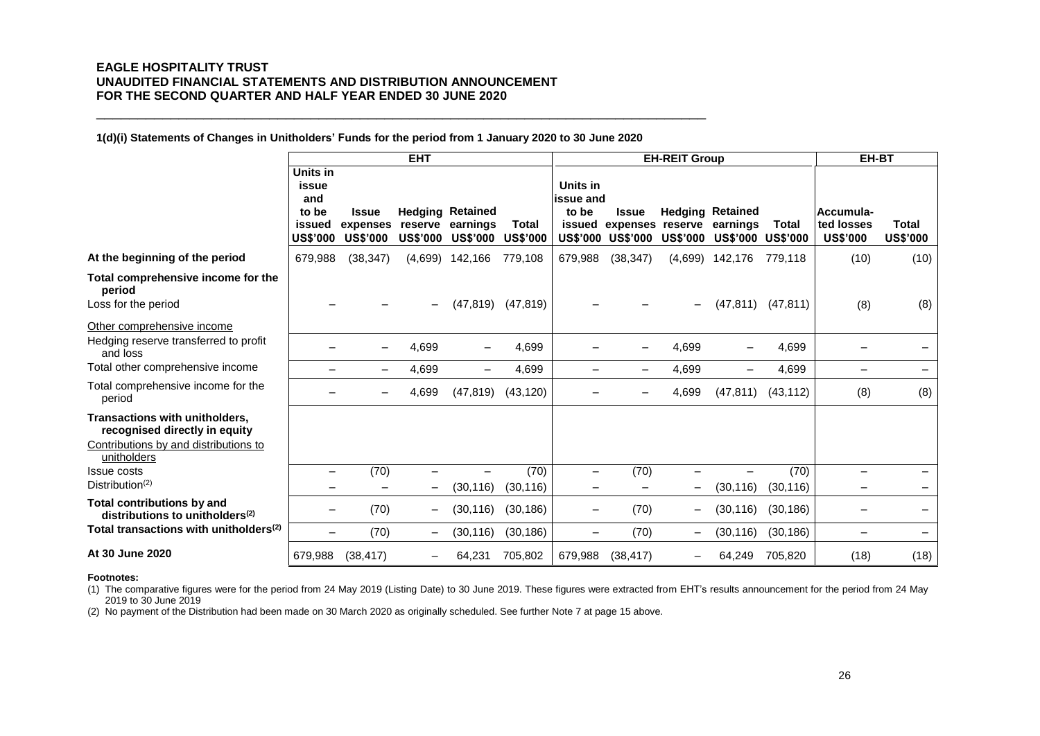**EAGLE HOSPITALITY TRUST**
**UNAUDITED FINANCIAL STATEMENTS AND DISTRIBUTION ANNOUNCEMENT**
**FOR THE SECOND QUARTER AND HALF YEAR ENDED 30 JUNE 2020**

**1(d)(i) Statements of Changes in Unitholders' Funds for the period from 1 January 2020 to 30 June 2020**

| | EHT | | | | | EH-REIT Group | | | | | EH-BT | |
|---|---|---|---|---|---|---|---|---|---|---|---|---|
| | Units in issue and to be issued US$'000 | Issue expenses US$'000 | Hedging reserve US$'000 | Retained earnings US$'000 | Total US$'000 | Units in issue and to be issued US$'000 | Issue expenses US$'000 | Hedging reserve US$'000 | Retained earnings US$'000 | Total US$'000 | Accumulated losses US$'000 | Total US$'000 |
| **At the beginning of the period** | 679,988 | (38,347) | (4,699) | 142,166 | 779,108 | 679,988 | (38,347) | (4,699) | 142,176 | 779,118 | (10) | (10) |
| **Total comprehensive income for the period** | | | | | | | | | | | | |
| Loss for the period | – | – | – | (47,819) | (47,819) | – | – | – | (47,811) | (47,811) | (8) | (8) |
| Other comprehensive income | | | | | | | | | | | | |
| Hedging reserve transferred to profit and loss | – | – | 4,699 | – | 4,699 | – | – | 4,699 | – | 4,699 | – | – |
| Total other comprehensive income | – | – | 4,699 | – | 4,699 | – | – | 4,699 | – | 4,699 | – | – |
| Total comprehensive income for the period | – | – | 4,699 | (47,819) | (43,120) | – | – | 4,699 | (47,811) | (43,112) | (8) | (8) |
| **Transactions with unitholders, recognised directly in equity** | | | | | | | | | | | | |
| Contributions by and distributions to unitholders | | | | | | | | | | | | |
| Issue costs | – | (70) | – | – | (70) | – | (70) | – | – | (70) | – | – |
| Distribution[(2)] | – | – | – | (30,116) | (30,116) | – | – | – | (30,116) | (30,116) | – | – |
| **Total contributions by and distributions to unitholders[(2)]** | – | (70) | – | (30,116) | (30,186) | – | (70) | – | (30,116) | (30,186) | – | – |
| **Total transactions with unitholders[(2)]** | – | (70) | – | (30,116) | (30,186) | – | (70) | – | (30,116) | (30,186) | – | – |
| **At 30 June 2020** | 679,988 | (38,417) | – | 64,231 | 705,802 | 679,988 | (38,417) | – | 64,249 | 705,820 | (18) | (18) |

**Footnotes:**

(1) The comparative figures were for the period from 24 May 2019 (Listing Date) to 30 June 2019. These figures were extracted from EHT's results announcement for the period from 24 May 2019 to 30 June 2019

(2) No payment of the Distribution had been made on 30 March 2020 as originally scheduled. See further Note 7 at page 15 above.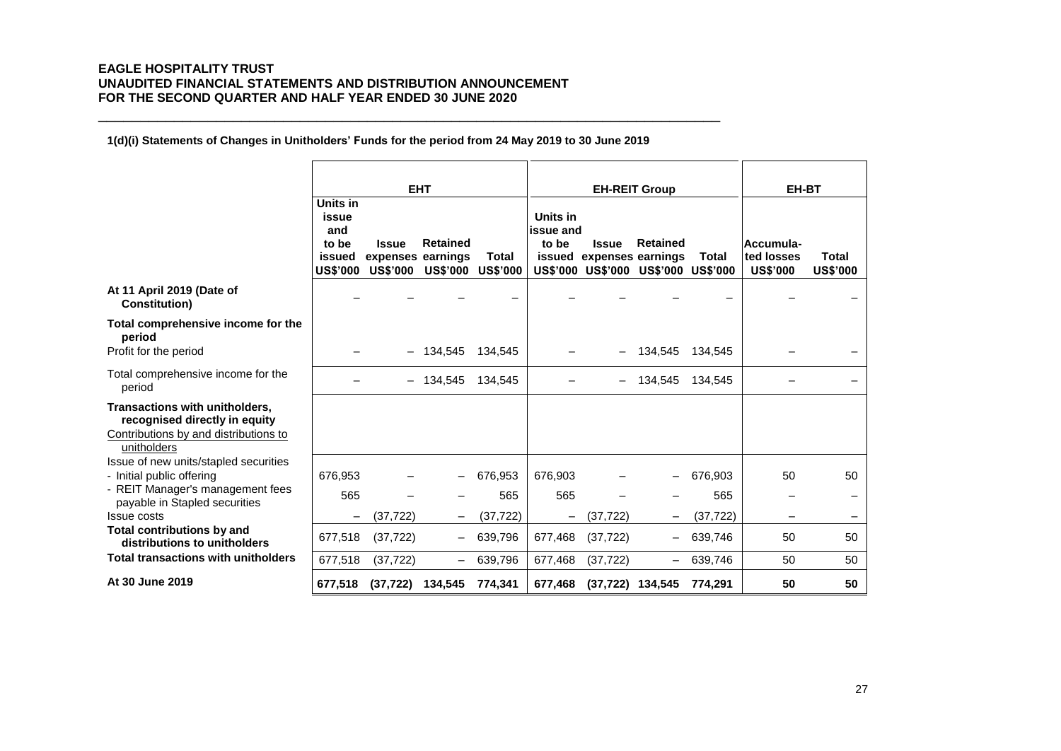**1(d)(i) Statements of Changes in Unitholders' Funds for the period from 24 May 2019 to 30 June 2019**

| | EHT | | | | EH-REIT Group | | | | EH-BT | |
|---|---|---|---|---|---|---|---|---|---|---|
| | Units in issue and to be issued US$'000 | Issue expenses US$'000 | Retained earnings US$'000 | Total US$'000 | Units in issue and to be issued US$'000 | Issue expenses US$'000 | Retained earnings US$'000 | Total US$'000 | Accumulated losses US$'000 | Total US$'000 |
| **At 11 April 2019 (Date of Constitution)** | – | – | – | – | – | – | – | – | – | – |
| **Total comprehensive income for the period** | | | | | | | | | | |
| Profit for the period | – | – | 134,545 | 134,545 | – | – | 134,545 | 134,545 | – | – |
| Total comprehensive income for the period | – | – | 134,545 | 134,545 | – | – | 134,545 | 134,545 | – | – |
| **Transactions with unitholders, recognised directly in equity** | | | | | | | | | | |
| Contributions by and distributions to unitholders | | | | | | | | | | |
| Issue of new units/stapled securities | | | | | | | | | | |
| - Initial public offering | 676,953 | – | – | 676,953 | 676,903 | – | – | 676,903 | 50 | 50 |
| - REIT Manager's management fees payable in Stapled securities | 565 | – | – | 565 | 565 | – | – | 565 | – | – |
| Issue costs | – | (37,722) | – | (37,722) | – | (37,722) | – | (37,722) | – | – |
| **Total contributions by and distributions to unitholders** | 677,518 | (37,722) | – | 639,796 | 677,468 | (37,722) | – | 639,746 | 50 | 50 |
| **Total transactions with unitholders** | 677,518 | (37,722) | – | 639,796 | 677,468 | (37,722) | – | 639,746 | 50 | 50 |
| **At 30 June 2019** | **677,518** | **(37,722)** | **134,545** | **774,341** | **677,468** | **(37,722)** | **134,545** | **774,291** | **50** | **50** |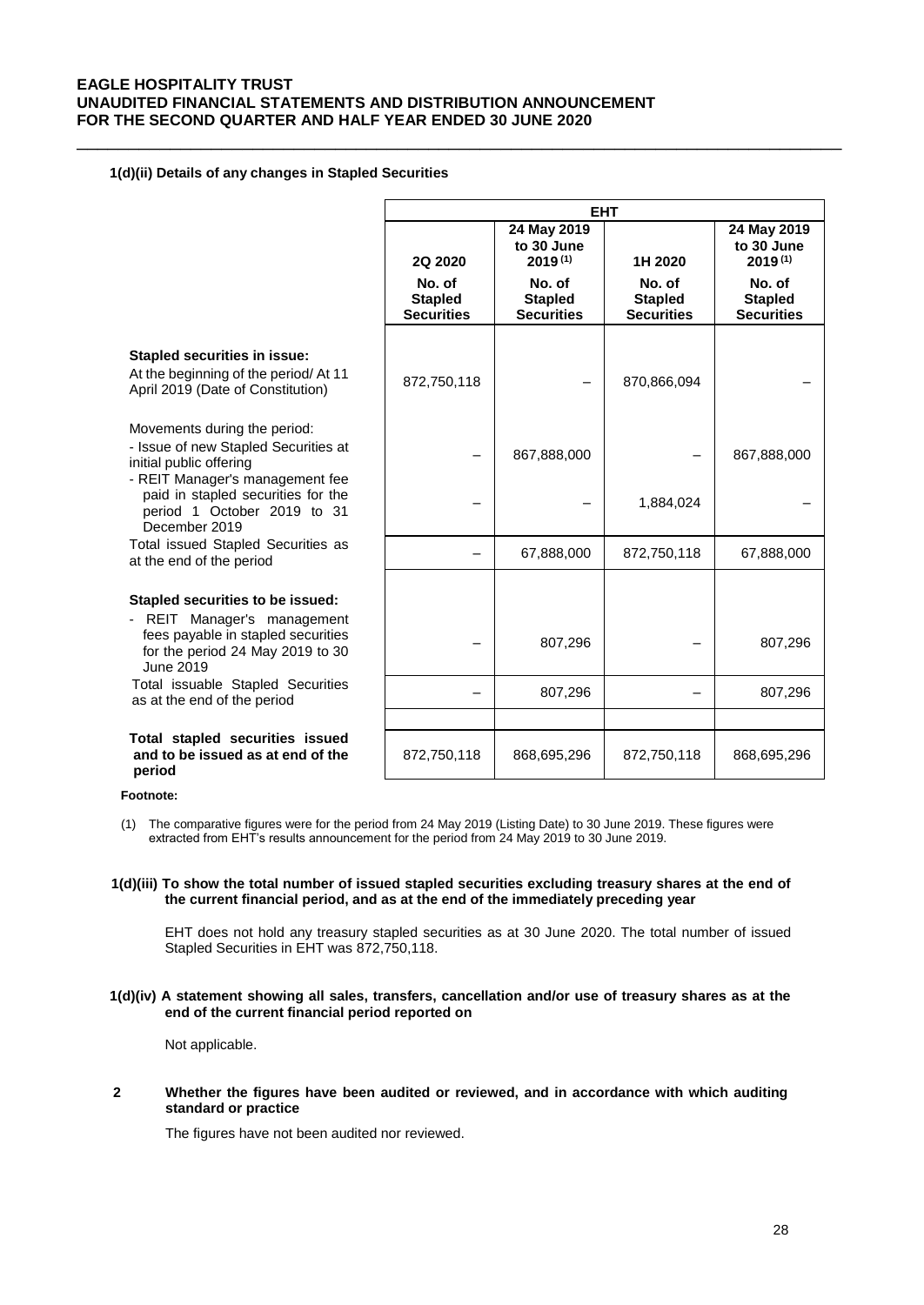**1(d)(ii) Details of any changes in Stapled Securities**

| | EHT | | | |
|---|---|---|---|---|
| | 2Q 2020 | 24 May 2019 to 30 June 2019 [(1)] | 1H 2020 | 24 May 2019 to 30 June 2019 [(1)] |
| | No. of Stapled Securities | No. of Stapled Securities | No. of Stapled Securities | No. of Stapled Securities |
| **Stapled securities in issue:** | | | | |
| At the beginning of the period/ At 11 April 2019 (Date of Constitution) | 872,750,118 | – | 870,866,094 | – |
| Movements during the period: | | | | |
| - Issue of new Stapled Securities at initial public offering | – | 867,888,000 | – | 867,888,000 |
| - REIT Manager's management fee paid in stapled securities for the period 1 October 2019 to 31 December 2019 | – | – | 1,884,024 | – |
| Total issued Stapled Securities as at the end of the period | – | 67,888,000 | 872,750,118 | 67,888,000 |
| **Stapled securities to be issued:** | | | | |
| - REIT Manager's management fees payable in stapled securities for the period 24 May 2019 to 30 June 2019 | – | 807,296 | – | 807,296 |
| Total issuable Stapled Securities as at the end of the period | – | 807,296 | – | 807,296 |
| **Total stapled securities issued and to be issued as at end of the period** | 872,750,118 | 868,695,296 | 872,750,118 | 868,695,296 |

**Footnote:**

(1) The comparative figures were for the period from 24 May 2019 (Listing Date) to 30 June 2019. These figures were extracted from EHT's results announcement for the period from 24 May 2019 to 30 June 2019.

**1(d)(iii) To show the total number of issued stapled securities excluding treasury shares at the end of the current financial period, and as at the end of the immediately preceding year**

EHT does not hold any treasury stapled securities as at 30 June 2020. The total number of issued Stapled Securities in EHT was 872,750,118.

**1(d)(iv) A statement showing all sales, transfers, cancellation and/or use of treasury shares as at the end of the current financial period reported on**

Not applicable.

**2 Whether the figures have been audited or reviewed, and in accordance with which auditing standard or practice**

The figures have not been audited nor reviewed.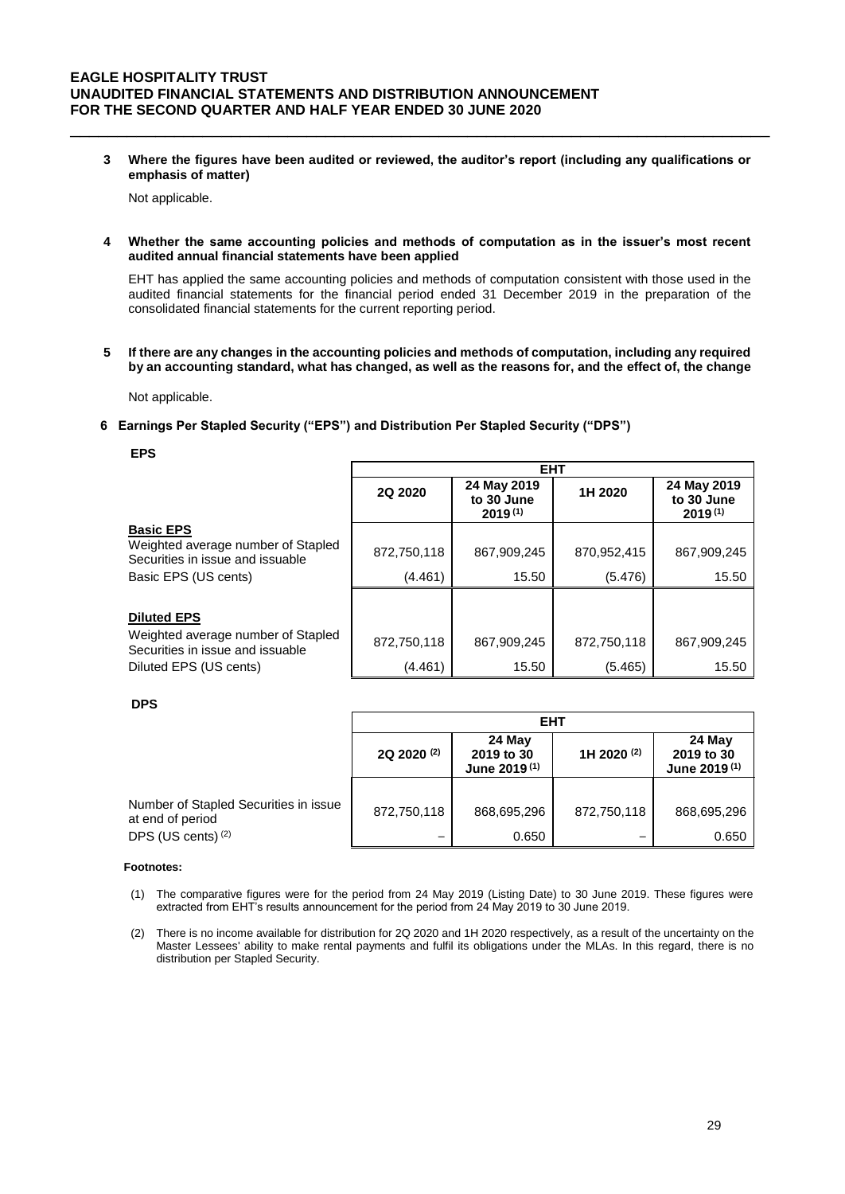**3 Where the figures have been audited or reviewed, the auditor's report (including any qualifications or emphasis of matter)**

Not applicable.

**4 Whether the same accounting policies and methods of computation as in the issuer's most recent audited annual financial statements have been applied**

EHT has applied the same accounting policies and methods of computation consistent with those used in the audited financial statements for the financial period ended 31 December 2019 in the preparation of the consolidated financial statements for the current reporting period.

**5 If there are any changes in the accounting policies and methods of computation, including any required by an accounting standard, what has changed, as well as the reasons for, and the effect of, the change**

Not applicable.

**6 Earnings Per Stapled Security ("EPS") and Distribution Per Stapled Security ("DPS")**

**EPS**

| | EHT | | | |
|---|---|---|---|---|
| | 2Q 2020 | 24 May 2019 to 30 June 2019 (1) | 1H 2020 | 24 May 2019 to 30 June 2019 (1) |
| **Basic EPS** | | | | |
| Weighted average number of Stapled Securities in issue and issuable | 872,750,118 | 867,909,245 | 870,952,415 | 867,909,245 |
| Basic EPS (US cents) | (4.461) | 15.50 | (5.476) | 15.50 |
| **Diluted EPS** | | | | |
| Weighted average number of Stapled Securities in issue and issuable | 872,750,118 | 867,909,245 | 872,750,118 | 867,909,245 |
| Diluted EPS (US cents) | (4.461) | 15.50 | (5.465) | 15.50 |

**DPS**

| | EHT | | | |
|---|---|---|---|---|
| | 2Q 2020 (2) | 24 May 2019 to 30 June 2019 (1) | 1H 2020 (2) | 24 May 2019 to 30 June 2019 (1) |
| Number of Stapled Securities in issue at end of period | 872,750,118 | 868,695,296 | 872,750,118 | 868,695,296 |
| DPS (US cents) (2) | – | 0.650 | – | 0.650 |

**Footnotes:**

(1) The comparative figures were for the period from 24 May 2019 (Listing Date) to 30 June 2019. These figures were extracted from EHT's results announcement for the period from 24 May 2019 to 30 June 2019.

(2) There is no income available for distribution for 2Q 2020 and 1H 2020 respectively, as a result of the uncertainty on the Master Lessees' ability to make rental payments and fulfil its obligations under the MLAs. In this regard, there is no distribution per Stapled Security.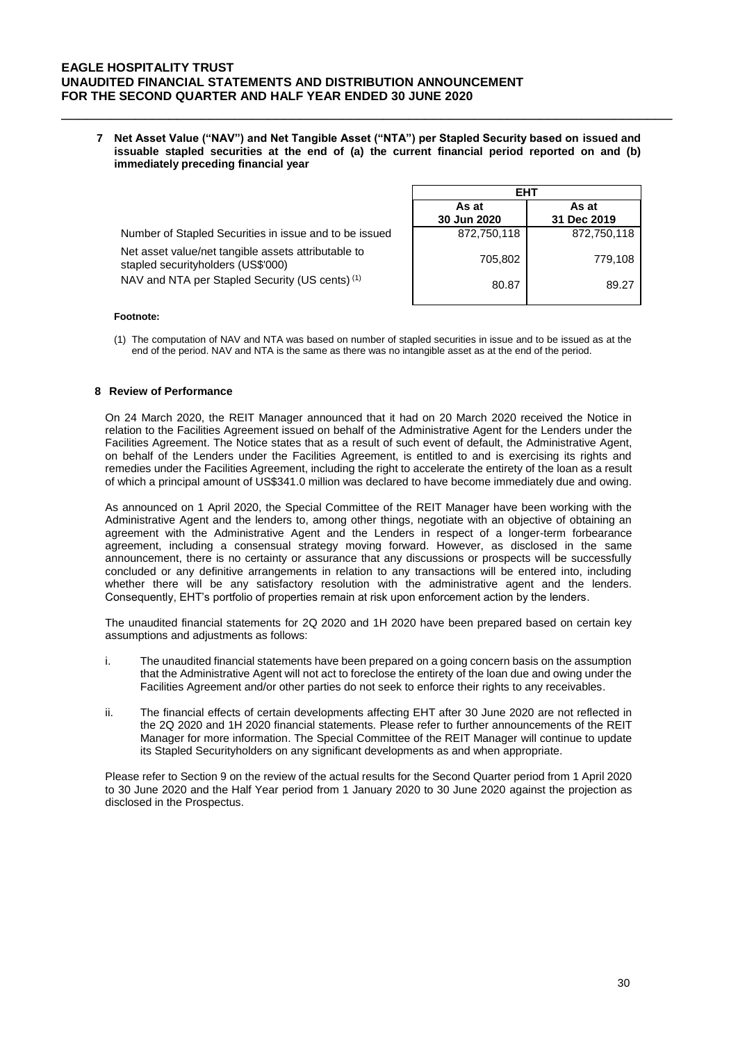## 7 Net Asset Value ("NAV") and Net Tangible Asset ("NTA") per Stapled Security based on issued and issuable stapled securities at the end of (a) the current financial period reported on and (b) immediately preceding financial year

| | EHT | |
|---|---|---|
| | As at 30 Jun 2020 | As at 31 Dec 2019 |
| Number of Stapled Securities in issue and to be issued | 872,750,118 | 872,750,118 |
| Net asset value/net tangible assets attributable to stapled securityholders (US$'000) | 705,802 | 779,108 |
| NAV and NTA per Stapled Security (US cents) (1) | 80.87 | 89.27 |

**Footnote:**

(1) The computation of NAV and NTA was based on number of stapled securities in issue and to be issued as at the end of the period. NAV and NTA is the same as there was no intangible asset as at the end of the period.

## 8 Review of Performance

On 24 March 2020, the REIT Manager announced that it had on 20 March 2020 received the Notice in relation to the Facilities Agreement issued on behalf of the Administrative Agent for the Lenders under the Facilities Agreement. The Notice states that as a result of such event of default, the Administrative Agent, on behalf of the Lenders under the Facilities Agreement, is entitled to and is exercising its rights and remedies under the Facilities Agreement, including the right to accelerate the entirety of the loan as a result of which a principal amount of US$341.0 million was declared to have become immediately due and owing.

As announced on 1 April 2020, the Special Committee of the REIT Manager have been working with the Administrative Agent and the lenders to, among other things, negotiate with an objective of obtaining an agreement with the Administrative Agent and the Lenders in respect of a longer-term forbearance agreement, including a consensual strategy moving forward. However, as disclosed in the same announcement, there is no certainty or assurance that any discussions or prospects will be successfully concluded or any definitive arrangements in relation to any transactions will be entered into, including whether there will be any satisfactory resolution with the administrative agent and the lenders. Consequently, EHT's portfolio of properties remain at risk upon enforcement action by the lenders.

The unaudited financial statements for 2Q 2020 and 1H 2020 have been prepared based on certain key assumptions and adjustments as follows:

i. The unaudited financial statements have been prepared on a going concern basis on the assumption that the Administrative Agent will not act to foreclose the entirety of the loan due and owing under the Facilities Agreement and/or other parties do not seek to enforce their rights to any receivables.

ii. The financial effects of certain developments affecting EHT after 30 June 2020 are not reflected in the 2Q 2020 and 1H 2020 financial statements. Please refer to further announcements of the REIT Manager for more information. The Special Committee of the REIT Manager will continue to update its Stapled Securityholders on any significant developments as and when appropriate.

Please refer to Section 9 on the review of the actual results for the Second Quarter period from 1 April 2020 to 30 June 2020 and the Half Year period from 1 January 2020 to 30 June 2020 against the projection as disclosed in the Prospectus.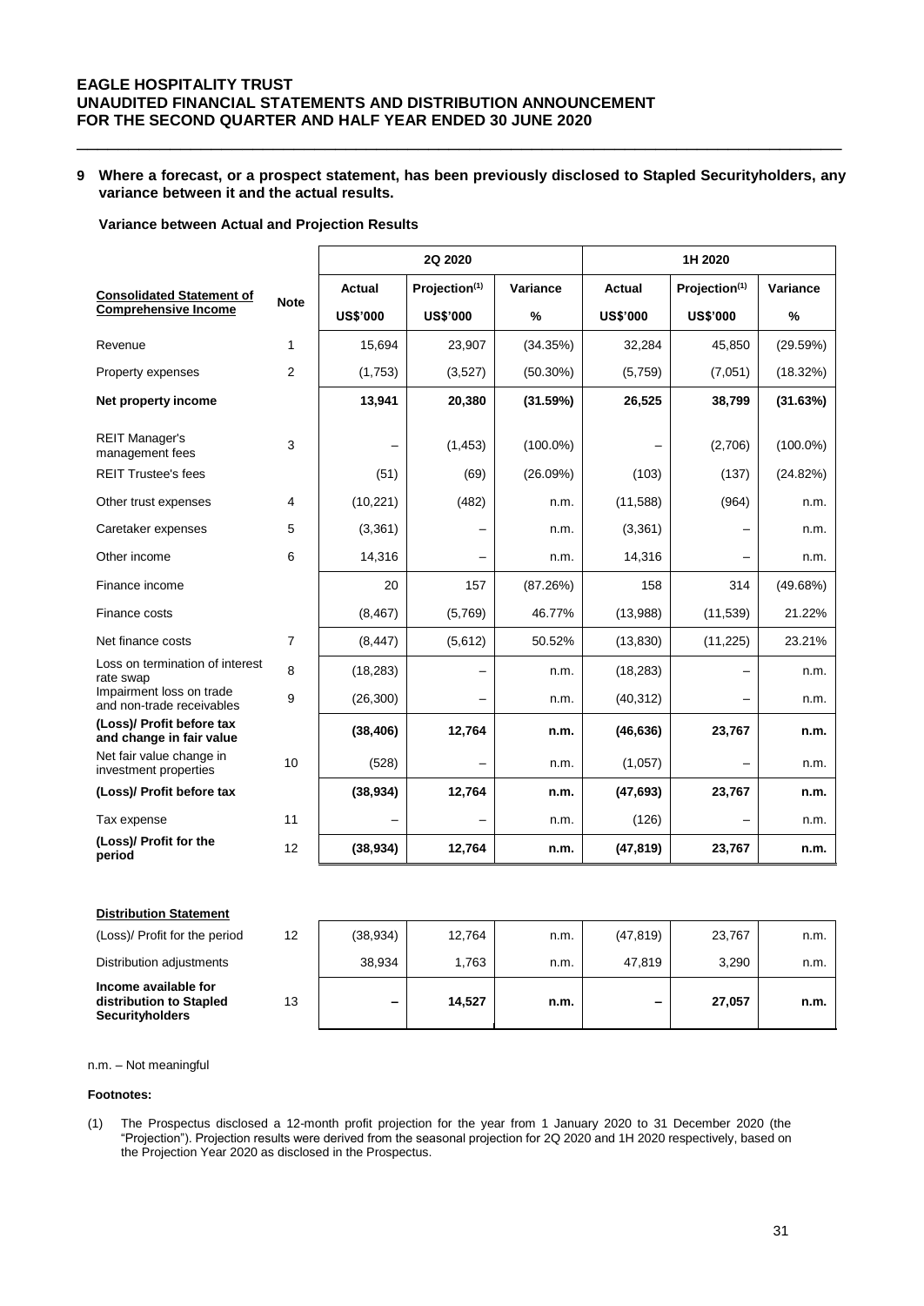## 9 Where a forecast, or a prospect statement, has been previously disclosed to Stapled Securityholders, any variance between it and the actual results.

**Variance between Actual and Projection Results**

| Consolidated Statement of Comprehensive Income | Note | 2Q 2020 | | | 1H 2020 | | |
|---|---|---|---|---|---|---|---|
| | | Actual | Projection(1) | Variance | Actual | Projection(1) | Variance |
| | | US$'000 | US$'000 | % | US$'000 | US$'000 | % |
| Revenue | 1 | 15,694 | 23,907 | (34.35%) | 32,284 | 45,850 | (29.59%) |
| Property expenses | 2 | (1,753) | (3,527) | (50.30%) | (5,759) | (7,051) | (18.32%) |
| **Net property income** | | **13,941** | **20,380** | **(31.59%)** | **26,525** | **38,799** | **(31.63%)** |
| REIT Manager's management fees | 3 | – | (1,453) | (100.0%) | – | (2,706) | (100.0%) |
| REIT Trustee's fees | | (51) | (69) | (26.09%) | (103) | (137) | (24.82%) |
| Other trust expenses | 4 | (10,221) | (482) | n.m. | (11,588) | (964) | n.m. |
| Caretaker expenses | 5 | (3,361) | – | n.m. | (3,361) | – | n.m. |
| Other income | 6 | 14,316 | – | n.m. | 14,316 | – | n.m. |
| Finance income | | 20 | 157 | (87.26%) | 158 | 314 | (49.68%) |
| Finance costs | | (8,467) | (5,769) | 46.77% | (13,988) | (11,539) | 21.22% |
| Net finance costs | 7 | (8,447) | (5,612) | 50.52% | (13,830) | (11,225) | 23.21% |
| Loss on termination of interest rate swap | 8 | (18,283) | – | n.m. | (18,283) | – | n.m. |
| Impairment loss on trade and non-trade receivables | 9 | (26,300) | – | n.m. | (40,312) | – | n.m. |
| **(Loss)/ Profit before tax and change in fair value** | | **(38,406)** | **12,764** | **n.m.** | **(46,636)** | **23,767** | **n.m.** |
| Net fair value change in investment properties | 10 | (528) | – | n.m. | (1,057) | – | n.m. |
| **(Loss)/ Profit before tax** | | **(38,934)** | **12,764** | **n.m.** | **(47,693)** | **23,767** | **n.m.** |
| Tax expense | 11 | – | – | n.m. | (126) | – | n.m. |
| **(Loss)/ Profit for the period** | 12 | **(38,934)** | **12,764** | **n.m.** | **(47,819)** | **23,767** | **n.m.** |

| Distribution Statement | Note | Actual | Projection(1) | Variance | Actual | Projection(1) | Variance |
|---|---|---|---|---|---|---|---|
| (Loss)/ Profit for the period | 12 | (38,934) | 12,764 | n.m. | (47,819) | 23,767 | n.m. |
| Distribution adjustments | | 38,934 | 1,763 | n.m. | 47,819 | 3,290 | n.m. |
| **Income available for distribution to Stapled Securityholders** | 13 | **–** | **14,527** | **n.m.** | **–** | **27,057** | **n.m.** |

n.m. – Not meaningful

**Footnotes:**

(1) The Prospectus disclosed a 12-month profit projection for the year from 1 January 2020 to 31 December 2020 (the "Projection"). Projection results were derived from the seasonal projection for 2Q 2020 and 1H 2020 respectively, based on the Projection Year 2020 as disclosed in the Prospectus.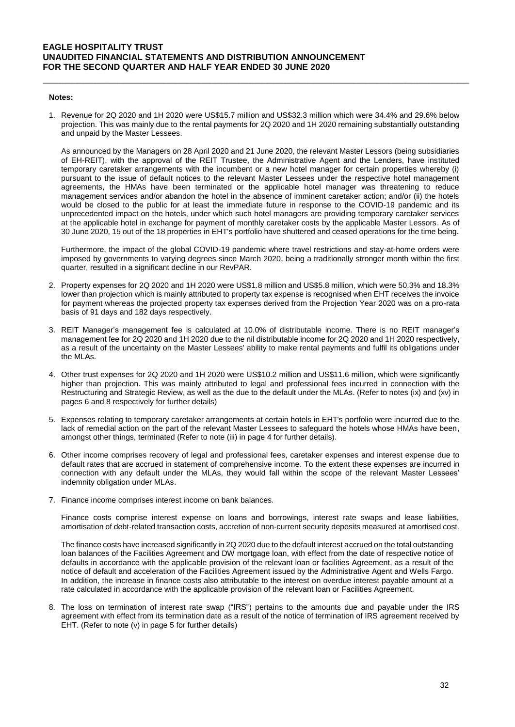**Notes:**

1. Revenue for 2Q 2020 and 1H 2020 were US$15.7 million and US$32.3 million which were 34.4% and 29.6% below projection. This was mainly due to the rental payments for 2Q 2020 and 1H 2020 remaining substantially outstanding and unpaid by the Master Lessees.

   As announced by the Managers on 28 April 2020 and 21 June 2020, the relevant Master Lessors (being subsidiaries of EH-REIT), with the approval of the REIT Trustee, the Administrative Agent and the Lenders, have instituted temporary caretaker arrangements with the incumbent or a new hotel manager for certain properties whereby (i) pursuant to the issue of default notices to the relevant Master Lessees under the respective hotel management agreements, the HMAs have been terminated or the applicable hotel manager was threatening to reduce management services and/or abandon the hotel in the absence of imminent caretaker action; and/or (ii) the hotels would be closed to the public for at least the immediate future in response to the COVID-19 pandemic and its unprecedented impact on the hotels, under which such hotel managers are providing temporary caretaker services at the applicable hotel in exchange for payment of monthly caretaker costs by the applicable Master Lessors. As of 30 June 2020, 15 out of the 18 properties in EHT's portfolio have shuttered and ceased operations for the time being.

   Furthermore, the impact of the global COVID-19 pandemic where travel restrictions and stay-at-home orders were imposed by governments to varying degrees since March 2020, being a traditionally stronger month within the first quarter, resulted in a significant decline in our RevPAR.

2. Property expenses for 2Q 2020 and 1H 2020 were US$1.8 million and US$5.8 million, which were 50.3% and 18.3% lower than projection which is mainly attributed to property tax expense is recognised when EHT receives the invoice for payment whereas the projected property tax expenses derived from the Projection Year 2020 was on a pro-rata basis of 91 days and 182 days respectively.

3. REIT Manager's management fee is calculated at 10.0% of distributable income. There is no REIT manager's management fee for 2Q 2020 and 1H 2020 due to the nil distributable income for 2Q 2020 and 1H 2020 respectively, as a result of the uncertainty on the Master Lessees' ability to make rental payments and fulfil its obligations under the MLAs.

4. Other trust expenses for 2Q 2020 and 1H 2020 were US$10.2 million and US$11.6 million, which were significantly higher than projection. This was mainly attributed to legal and professional fees incurred in connection with the Restructuring and Strategic Review, as well as the due to the default under the MLAs. (Refer to notes (ix) and (xv) in pages 6 and 8 respectively for further details)

5. Expenses relating to temporary caretaker arrangements at certain hotels in EHT's portfolio were incurred due to the lack of remedial action on the part of the relevant Master Lessees to safeguard the hotels whose HMAs have been, amongst other things, terminated (Refer to note (iii) in page 4 for further details).

6. Other income comprises recovery of legal and professional fees, caretaker expenses and interest expense due to default rates that are accrued in statement of comprehensive income. To the extent these expenses are incurred in connection with any default under the MLAs, they would fall within the scope of the relevant Master Lessees' indemnity obligation under MLAs.

7. Finance income comprises interest income on bank balances.

   Finance costs comprise interest expense on loans and borrowings, interest rate swaps and lease liabilities, amortisation of debt-related transaction costs, accretion of non-current security deposits measured at amortised cost.

   The finance costs have increased significantly in 2Q 2020 due to the default interest accrued on the total outstanding loan balances of the Facilities Agreement and DW mortgage loan, with effect from the date of respective notice of defaults in accordance with the applicable provision of the relevant loan or facilities Agreement, as a result of the notice of default and acceleration of the Facilities Agreement issued by the Administrative Agent and Wells Fargo. In addition, the increase in finance costs also attributable to the interest on overdue interest payable amount at a rate calculated in accordance with the applicable provision of the relevant loan or Facilities Agreement.

8. The loss on termination of interest rate swap ("IRS") pertains to the amounts due and payable under the IRS agreement with effect from its termination date as a result of the notice of termination of IRS agreement received by EHT. (Refer to note (v) in page 5 for further details)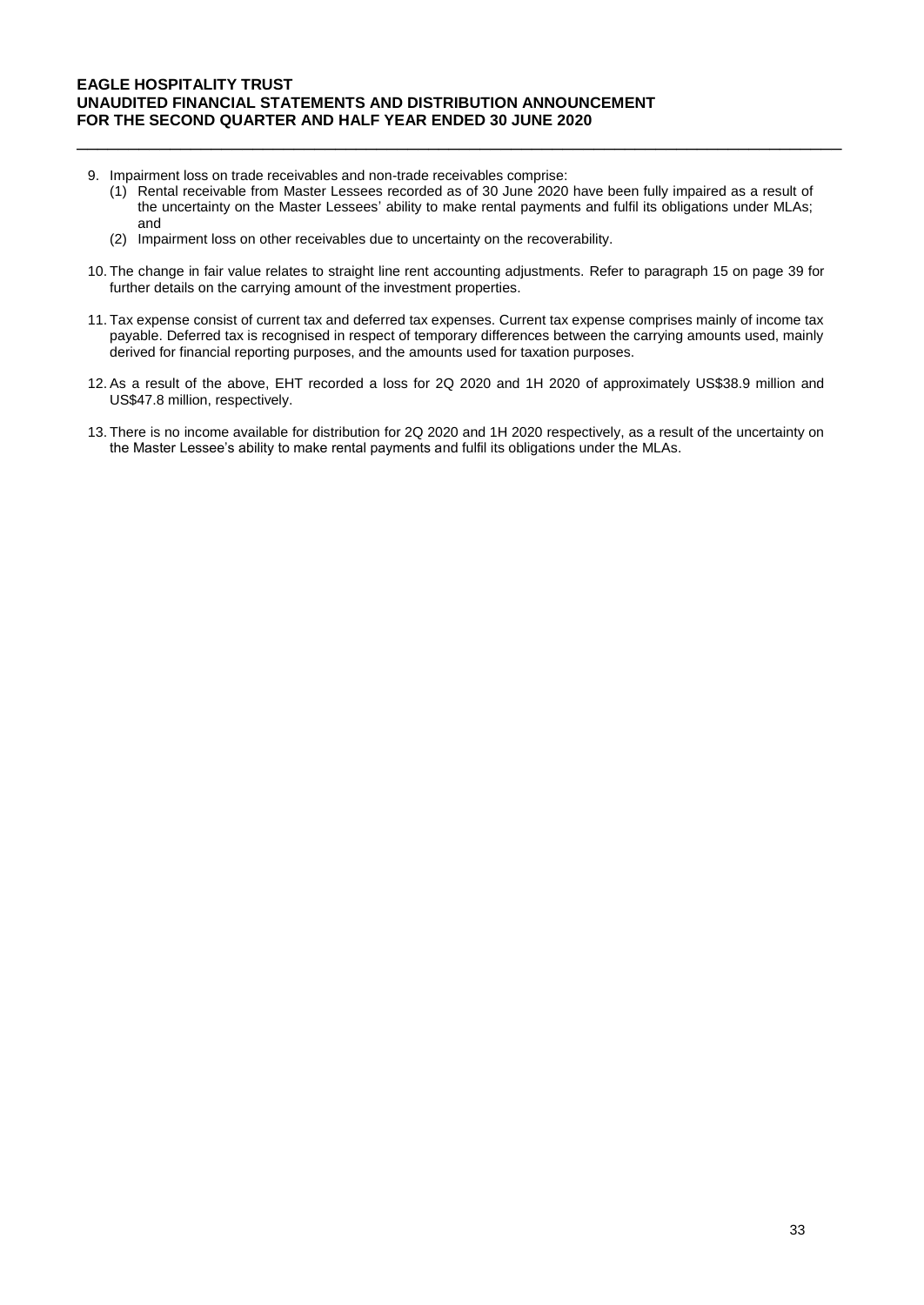9. Impairment loss on trade receivables and non-trade receivables comprise:
   (1) Rental receivable from Master Lessees recorded as of 30 June 2020 have been fully impaired as a result of the uncertainty on the Master Lessees' ability to make rental payments and fulfil its obligations under MLAs; and
   (2) Impairment loss on other receivables due to uncertainty on the recoverability.

10. The change in fair value relates to straight line rent accounting adjustments. Refer to paragraph 15 on page 39 for further details on the carrying amount of the investment properties.

11. Tax expense consist of current tax and deferred tax expenses. Current tax expense comprises mainly of income tax payable. Deferred tax is recognised in respect of temporary differences between the carrying amounts used, mainly derived for financial reporting purposes, and the amounts used for taxation purposes.

12. As a result of the above, EHT recorded a loss for 2Q 2020 and 1H 2020 of approximately US$38.9 million and US$47.8 million, respectively.

13. There is no income available for distribution for 2Q 2020 and 1H 2020 respectively, as a result of the uncertainty on the Master Lessee's ability to make rental payments and fulfil its obligations under the MLAs.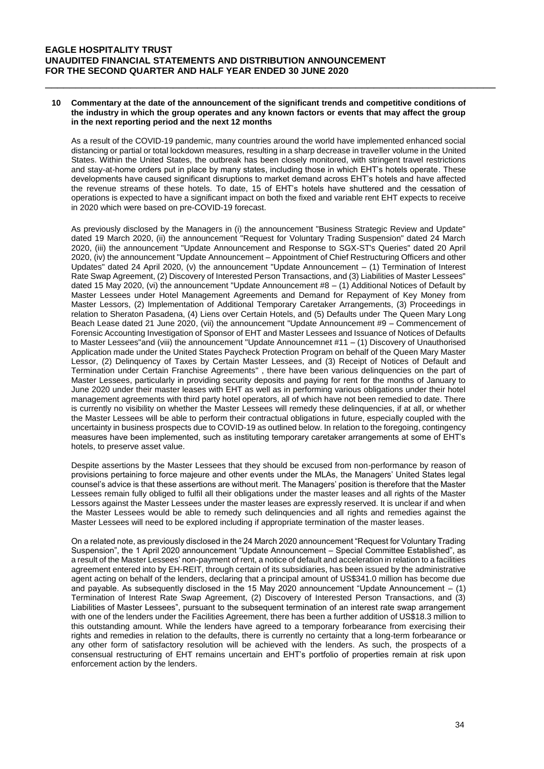## 10 Commentary at the date of the announcement of the significant trends and competitive conditions of the industry in which the group operates and any known factors or events that may affect the group in the next reporting period and the next 12 months

As a result of the COVID-19 pandemic, many countries around the world have implemented enhanced social distancing or partial or total lockdown measures, resulting in a sharp decrease in traveller volume in the United States. Within the United States, the outbreak has been closely monitored, with stringent travel restrictions and stay-at-home orders put in place by many states, including those in which EHT's hotels operate. These developments have caused significant disruptions to market demand across EHT's hotels and have affected the revenue streams of these hotels. To date, 15 of EHT's hotels have shuttered and the cessation of operations is expected to have a significant impact on both the fixed and variable rent EHT expects to receive in 2020 which were based on pre-COVID-19 forecast.

As previously disclosed by the Managers in (i) the announcement "Business Strategic Review and Update" dated 19 March 2020, (ii) the announcement "Request for Voluntary Trading Suspension" dated 24 March 2020, (iii) the announcement "Update Announcement and Response to SGX-ST's Queries" dated 20 April 2020, (iv) the announcement "Update Announcement – Appointment of Chief Restructuring Officers and other Updates" dated 24 April 2020, (v) the announcement "Update Announcement – (1) Termination of Interest Rate Swap Agreement, (2) Discovery of Interested Person Transactions, and (3) Liabilities of Master Lessees" dated 15 May 2020, (vi) the announcement "Update Announcement #8 – (1) Additional Notices of Default by Master Lessees under Hotel Management Agreements and Demand for Repayment of Key Money from Master Lessors, (2) Implementation of Additional Temporary Caretaker Arrangements, (3) Proceedings in relation to Sheraton Pasadena, (4) Liens over Certain Hotels, and (5) Defaults under The Queen Mary Long Beach Lease dated 21 June 2020, (vii) the announcement "Update Announcement #9 – Commencement of Forensic Accounting Investigation of Sponsor of EHT and Master Lessees and Issuance of Notices of Defaults to Master Lessees"and (viii) the announcement "Update Announcemnet #11 – (1) Discovery of Unauthorised Application made under the United States Paycheck Protection Program on behalf of the Queen Mary Master Lessor, (2) Delinquency of Taxes by Certain Master Lessees, and (3) Receipt of Notices of Default and Termination under Certain Franchise Agreements" , there have been various delinquencies on the part of Master Lessees, particularly in providing security deposits and paying for rent for the months of January to June 2020 under their master leases with EHT as well as in performing various obligations under their hotel management agreements with third party hotel operators, all of which have not been remedied to date. There is currently no visibility on whether the Master Lessees will remedy these delinquencies, if at all, or whether the Master Lessees will be able to perform their contractual obligations in future, especially coupled with the uncertainty in business prospects due to COVID-19 as outlined below. In relation to the foregoing, contingency measures have been implemented, such as instituting temporary caretaker arrangements at some of EHT's hotels, to preserve asset value.

Despite assertions by the Master Lessees that they should be excused from non-performance by reason of provisions pertaining to force majeure and other events under the MLAs, the Managers' United States legal counsel's advice is that these assertions are without merit. The Managers' position is therefore that the Master Lessees remain fully obliged to fulfil all their obligations under the master leases and all rights of the Master Lessors against the Master Lessees under the master leases are expressly reserved. It is unclear if and when the Master Lessees would be able to remedy such delinquencies and all rights and remedies against the Master Lessees will need to be explored including if appropriate termination of the master leases.

On a related note, as previously disclosed in the 24 March 2020 announcement "Request for Voluntary Trading Suspension", the 1 April 2020 announcement "Update Announcement – Special Committee Established", as a result of the Master Lessees' non-payment of rent, a notice of default and acceleration in relation to a facilities agreement entered into by EH-REIT, through certain of its subsidiaries, has been issued by the administrative agent acting on behalf of the lenders, declaring that a principal amount of US$341.0 million has become due and payable. As subsequently disclosed in the 15 May 2020 announcement "Update Announcement – (1) Termination of Interest Rate Swap Agreement, (2) Discovery of Interested Person Transactions, and (3) Liabilities of Master Lessees", pursuant to the subsequent termination of an interest rate swap arrangement with one of the lenders under the Facilities Agreement, there has been a further addition of US$18.3 million to this outstanding amount. While the lenders have agreed to a temporary forbearance from exercising their rights and remedies in relation to the defaults, there is currently no certainty that a long-term forbearance or any other form of satisfactory resolution will be achieved with the lenders. As such, the prospects of a consensual restructuring of EHT remains uncertain and EHT's portfolio of properties remain at risk upon enforcement action by the lenders.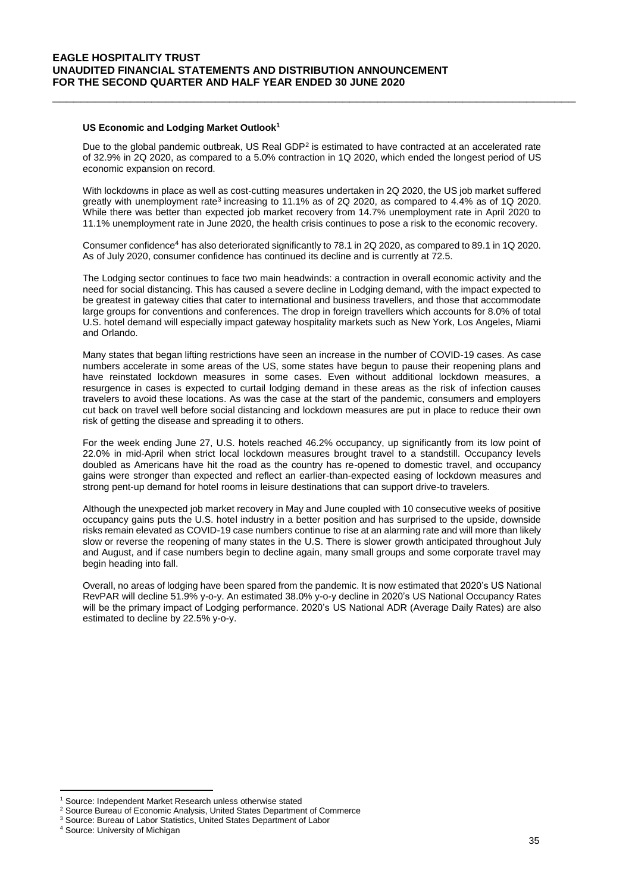**US Economic and Lodging Market Outlook**[1]

Due to the global pandemic outbreak, US Real GDP[2] is estimated to have contracted at an accelerated rate of 32.9% in 2Q 2020, as compared to a 5.0% contraction in 1Q 2020, which ended the longest period of US economic expansion on record.

With lockdowns in place as well as cost-cutting measures undertaken in 2Q 2020, the US job market suffered greatly with unemployment rate[3] increasing to 11.1% as of 2Q 2020, as compared to 4.4% as of 1Q 2020. While there was better than expected job market recovery from 14.7% unemployment rate in April 2020 to 11.1% unemployment rate in June 2020, the health crisis continues to pose a risk to the economic recovery.

Consumer confidence[4] has also deteriorated significantly to 78.1 in 2Q 2020, as compared to 89.1 in 1Q 2020. As of July 2020, consumer confidence has continued its decline and is currently at 72.5.

The Lodging sector continues to face two main headwinds: a contraction in overall economic activity and the need for social distancing. This has caused a severe decline in Lodging demand, with the impact expected to be greatest in gateway cities that cater to international and business travellers, and those that accommodate large groups for conventions and conferences. The drop in foreign travellers which accounts for 8.0% of total U.S. hotel demand will especially impact gateway hospitality markets such as New York, Los Angeles, Miami and Orlando.

Many states that began lifting restrictions have seen an increase in the number of COVID-19 cases. As case numbers accelerate in some areas of the US, some states have begun to pause their reopening plans and have reinstated lockdown measures in some cases. Even without additional lockdown measures, a resurgence in cases is expected to curtail lodging demand in these areas as the risk of infection causes travelers to avoid these locations. As was the case at the start of the pandemic, consumers and employers cut back on travel well before social distancing and lockdown measures are put in place to reduce their own risk of getting the disease and spreading it to others.

For the week ending June 27, U.S. hotels reached 46.2% occupancy, up significantly from its low point of 22.0% in mid-April when strict local lockdown measures brought travel to a standstill. Occupancy levels doubled as Americans have hit the road as the country has re-opened to domestic travel, and occupancy gains were stronger than expected and reflect an earlier-than-expected easing of lockdown measures and strong pent-up demand for hotel rooms in leisure destinations that can support drive-to travelers.

Although the unexpected job market recovery in May and June coupled with 10 consecutive weeks of positive occupancy gains puts the U.S. hotel industry in a better position and has surprised to the upside, downside risks remain elevated as COVID-19 case numbers continue to rise at an alarming rate and will more than likely slow or reverse the reopening of many states in the U.S. There is slower growth anticipated throughout July and August, and if case numbers begin to decline again, many small groups and some corporate travel may begin heading into fall.

Overall, no areas of lodging have been spared from the pandemic. It is now estimated that 2020's US National RevPAR will decline 51.9% y-o-y. An estimated 38.0% y-o-y decline in 2020's US National Occupancy Rates will be the primary impact of Lodging performance. 2020's US National ADR (Average Daily Rates) are also estimated to decline by 22.5% y-o-y.

---

[1] Source: Independent Market Research unless otherwise stated
[2] Source Bureau of Economic Analysis, United States Department of Commerce
[3] Source: Bureau of Labor Statistics, United States Department of Labor
[4] Source: University of Michigan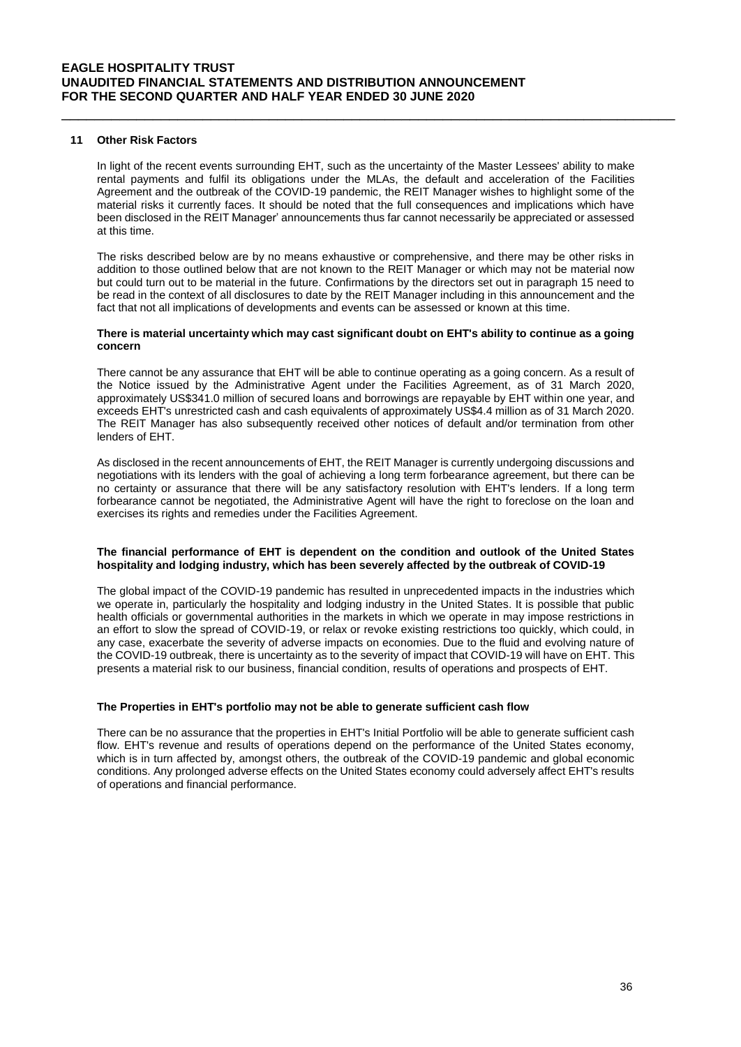## 11 Other Risk Factors

In light of the recent events surrounding EHT, such as the uncertainty of the Master Lessees' ability to make rental payments and fulfil its obligations under the MLAs, the default and acceleration of the Facilities Agreement and the outbreak of the COVID-19 pandemic, the REIT Manager wishes to highlight some of the material risks it currently faces. It should be noted that the full consequences and implications which have been disclosed in the REIT Manager' announcements thus far cannot necessarily be appreciated or assessed at this time.

The risks described below are by no means exhaustive or comprehensive, and there may be other risks in addition to those outlined below that are not known to the REIT Manager or which may not be material now but could turn out to be material in the future. Confirmations by the directors set out in paragraph 15 need to be read in the context of all disclosures to date by the REIT Manager including in this announcement and the fact that not all implications of developments and events can be assessed or known at this time.

**There is material uncertainty which may cast significant doubt on EHT's ability to continue as a going concern**

There cannot be any assurance that EHT will be able to continue operating as a going concern. As a result of the Notice issued by the Administrative Agent under the Facilities Agreement, as of 31 March 2020, approximately US$341.0 million of secured loans and borrowings are repayable by EHT within one year, and exceeds EHT's unrestricted cash and cash equivalents of approximately US$4.4 million as of 31 March 2020. The REIT Manager has also subsequently received other notices of default and/or termination from other lenders of EHT.

As disclosed in the recent announcements of EHT, the REIT Manager is currently undergoing discussions and negotiations with its lenders with the goal of achieving a long term forbearance agreement, but there can be no certainty or assurance that there will be any satisfactory resolution with EHT's lenders. If a long term forbearance cannot be negotiated, the Administrative Agent will have the right to foreclose on the loan and exercises its rights and remedies under the Facilities Agreement.

**The financial performance of EHT is dependent on the condition and outlook of the United States hospitality and lodging industry, which has been severely affected by the outbreak of COVID-19**

The global impact of the COVID-19 pandemic has resulted in unprecedented impacts in the industries which we operate in, particularly the hospitality and lodging industry in the United States. It is possible that public health officials or governmental authorities in the markets in which we operate in may impose restrictions in an effort to slow the spread of COVID-19, or relax or revoke existing restrictions too quickly, which could, in any case, exacerbate the severity of adverse impacts on economies. Due to the fluid and evolving nature of the COVID-19 outbreak, there is uncertainty as to the severity of impact that COVID-19 will have on EHT. This presents a material risk to our business, financial condition, results of operations and prospects of EHT.

**The Properties in EHT's portfolio may not be able to generate sufficient cash flow**

There can be no assurance that the properties in EHT's Initial Portfolio will be able to generate sufficient cash flow. EHT's revenue and results of operations depend on the performance of the United States economy, which is in turn affected by, amongst others, the outbreak of the COVID-19 pandemic and global economic conditions. Any prolonged adverse effects on the United States economy could adversely affect EHT's results of operations and financial performance.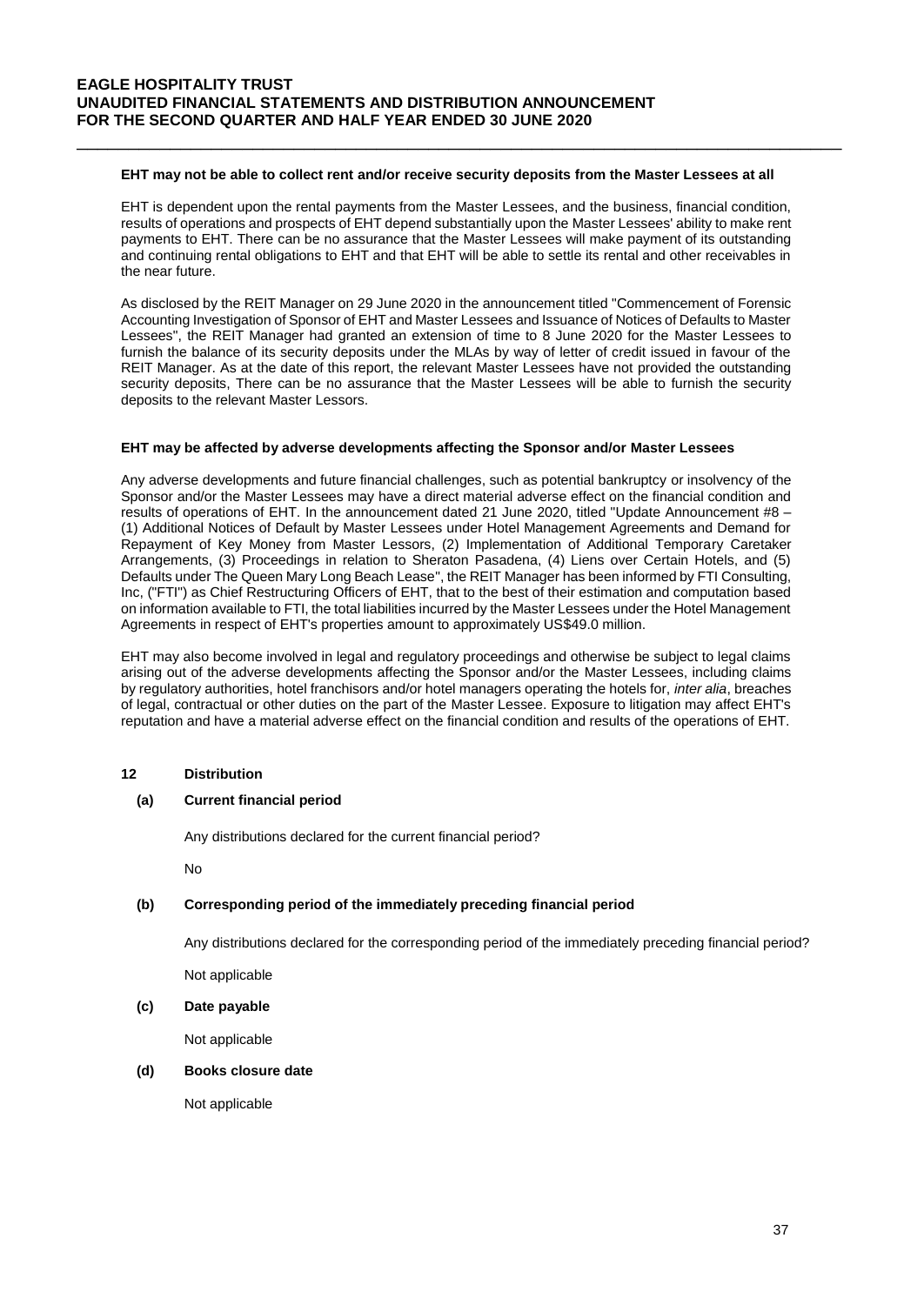**EHT may not be able to collect rent and/or receive security deposits from the Master Lessees at all**

EHT is dependent upon the rental payments from the Master Lessees, and the business, financial condition, results of operations and prospects of EHT depend substantially upon the Master Lessees' ability to make rent payments to EHT. There can be no assurance that the Master Lessees will make payment of its outstanding and continuing rental obligations to EHT and that EHT will be able to settle its rental and other receivables in the near future.

As disclosed by the REIT Manager on 29 June 2020 in the announcement titled "Commencement of Forensic Accounting Investigation of Sponsor of EHT and Master Lessees and Issuance of Notices of Defaults to Master Lessees", the REIT Manager had granted an extension of time to 8 June 2020 for the Master Lessees to furnish the balance of its security deposits under the MLAs by way of letter of credit issued in favour of the REIT Manager. As at the date of this report, the relevant Master Lessees have not provided the outstanding security deposits, There can be no assurance that the Master Lessees will be able to furnish the security deposits to the relevant Master Lessors.

**EHT may be affected by adverse developments affecting the Sponsor and/or Master Lessees**

Any adverse developments and future financial challenges, such as potential bankruptcy or insolvency of the Sponsor and/or the Master Lessees may have a direct material adverse effect on the financial condition and results of operations of EHT. In the announcement dated 21 June 2020, titled "Update Announcement #8 – (1) Additional Notices of Default by Master Lessees under Hotel Management Agreements and Demand for Repayment of Key Money from Master Lessors, (2) Implementation of Additional Temporary Caretaker Arrangements, (3) Proceedings in relation to Sheraton Pasadena, (4) Liens over Certain Hotels, and (5) Defaults under The Queen Mary Long Beach Lease", the REIT Manager has been informed by FTI Consulting, Inc, ("FTI") as Chief Restructuring Officers of EHT, that to the best of their estimation and computation based on information available to FTI, the total liabilities incurred by the Master Lessees under the Hotel Management Agreements in respect of EHT's properties amount to approximately US$49.0 million.

EHT may also become involved in legal and regulatory proceedings and otherwise be subject to legal claims arising out of the adverse developments affecting the Sponsor and/or the Master Lessees, including claims by regulatory authorities, hotel franchisors and/or hotel managers operating the hotels for, *inter alia*, breaches of legal, contractual or other duties on the part of the Master Lessee. Exposure to litigation may affect EHT's reputation and have a material adverse effect on the financial condition and results of the operations of EHT.

## 12 Distribution

### (a) Current financial period

Any distributions declared for the current financial period?

No

### (b) Corresponding period of the immediately preceding financial period

Any distributions declared for the corresponding period of the immediately preceding financial period?

Not applicable

### (c) Date payable

Not applicable

### (d) Books closure date

Not applicable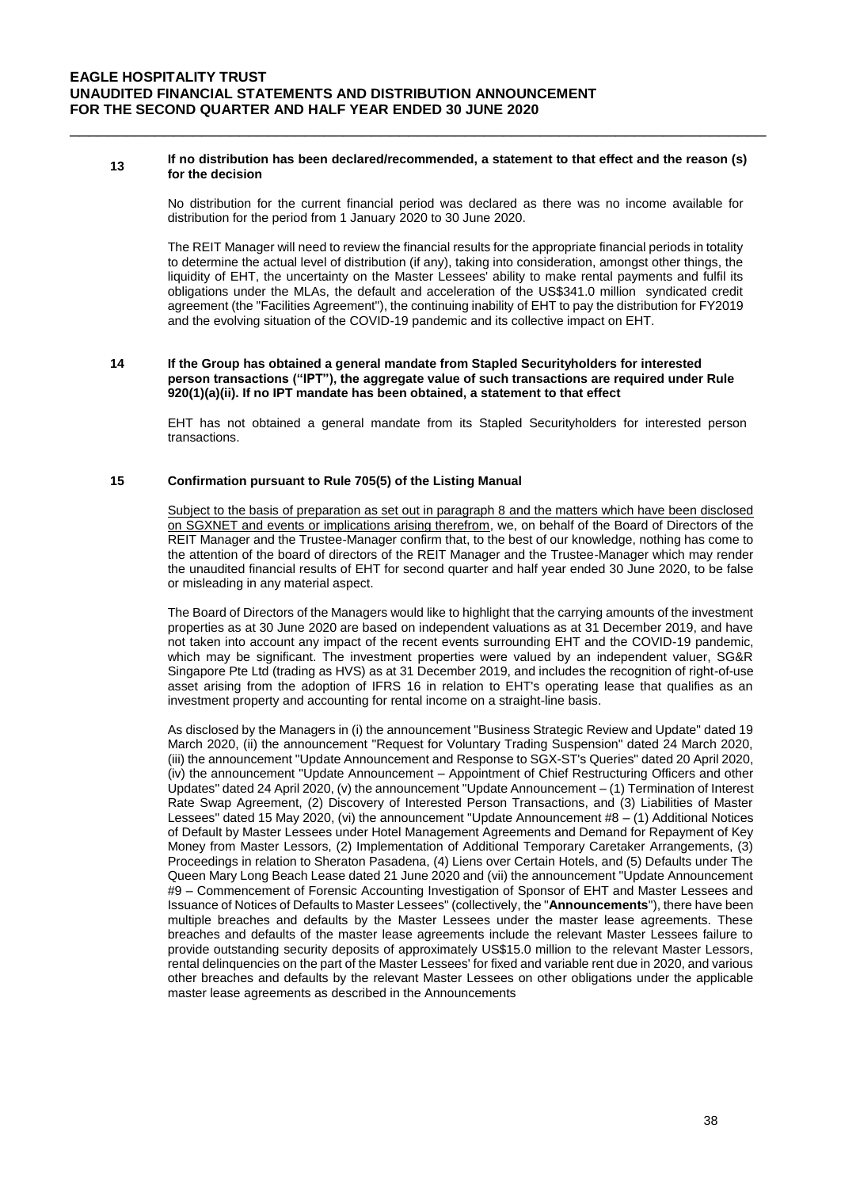### 13 If no distribution has been declared/recommended, a statement to that effect and the reason (s) for the decision

No distribution for the current financial period was declared as there was no income available for distribution for the period from 1 January 2020 to 30 June 2020.

The REIT Manager will need to review the financial results for the appropriate financial periods in totality to determine the actual level of distribution (if any), taking into consideration, amongst other things, the liquidity of EHT, the uncertainty on the Master Lessees' ability to make rental payments and fulfil its obligations under the MLAs, the default and acceleration of the US$341.0 million syndicated credit agreement (the "Facilities Agreement"), the continuing inability of EHT to pay the distribution for FY2019 and the evolving situation of the COVID-19 pandemic and its collective impact on EHT.

### 14 If the Group has obtained a general mandate from Stapled Securityholders for interested person transactions ("IPT"), the aggregate value of such transactions are required under Rule 920(1)(a)(ii). If no IPT mandate has been obtained, a statement to that effect

EHT has not obtained a general mandate from its Stapled Securityholders for interested person transactions.

### 15 Confirmation pursuant to Rule 705(5) of the Listing Manual

Subject to the basis of preparation as set out in paragraph 8 and the matters which have been disclosed on SGXNET and events or implications arising therefrom, we, on behalf of the Board of Directors of the REIT Manager and the Trustee-Manager confirm that, to the best of our knowledge, nothing has come to the attention of the board of directors of the REIT Manager and the Trustee-Manager which may render the unaudited financial results of EHT for second quarter and half year ended 30 June 2020, to be false or misleading in any material aspect.

The Board of Directors of the Managers would like to highlight that the carrying amounts of the investment properties as at 30 June 2020 are based on independent valuations as at 31 December 2019, and have not taken into account any impact of the recent events surrounding EHT and the COVID-19 pandemic, which may be significant. The investment properties were valued by an independent valuer, SG&R Singapore Pte Ltd (trading as HVS) as at 31 December 2019, and includes the recognition of right-of-use asset arising from the adoption of IFRS 16 in relation to EHT's operating lease that qualifies as an investment property and accounting for rental income on a straight-line basis.

As disclosed by the Managers in (i) the announcement "Business Strategic Review and Update" dated 19 March 2020, (ii) the announcement "Request for Voluntary Trading Suspension" dated 24 March 2020, (iii) the announcement "Update Announcement and Response to SGX-ST's Queries" dated 20 April 2020, (iv) the announcement "Update Announcement – Appointment of Chief Restructuring Officers and other Updates" dated 24 April 2020, (v) the announcement "Update Announcement – (1) Termination of Interest Rate Swap Agreement, (2) Discovery of Interested Person Transactions, and (3) Liabilities of Master Lessees" dated 15 May 2020, (vi) the announcement "Update Announcement #8 – (1) Additional Notices of Default by Master Lessees under Hotel Management Agreements and Demand for Repayment of Key Money from Master Lessors, (2) Implementation of Additional Temporary Caretaker Arrangements, (3) Proceedings in relation to Sheraton Pasadena, (4) Liens over Certain Hotels, and (5) Defaults under The Queen Mary Long Beach Lease dated 21 June 2020 and (vii) the announcement "Update Announcement #9 – Commencement of Forensic Accounting Investigation of Sponsor of EHT and Master Lessees and Issuance of Notices of Defaults to Master Lessees" (collectively, the "**Announcements**"), there have been multiple breaches and defaults by the Master Lessees under the master lease agreements. These breaches and defaults of the master lease agreements include the relevant Master Lessees failure to provide outstanding security deposits of approximately US$15.0 million to the relevant Master Lessors, rental delinquencies on the part of the Master Lessees' for fixed and variable rent due in 2020, and various other breaches and defaults by the relevant Master Lessees on other obligations under the applicable master lease agreements as described in the Announcements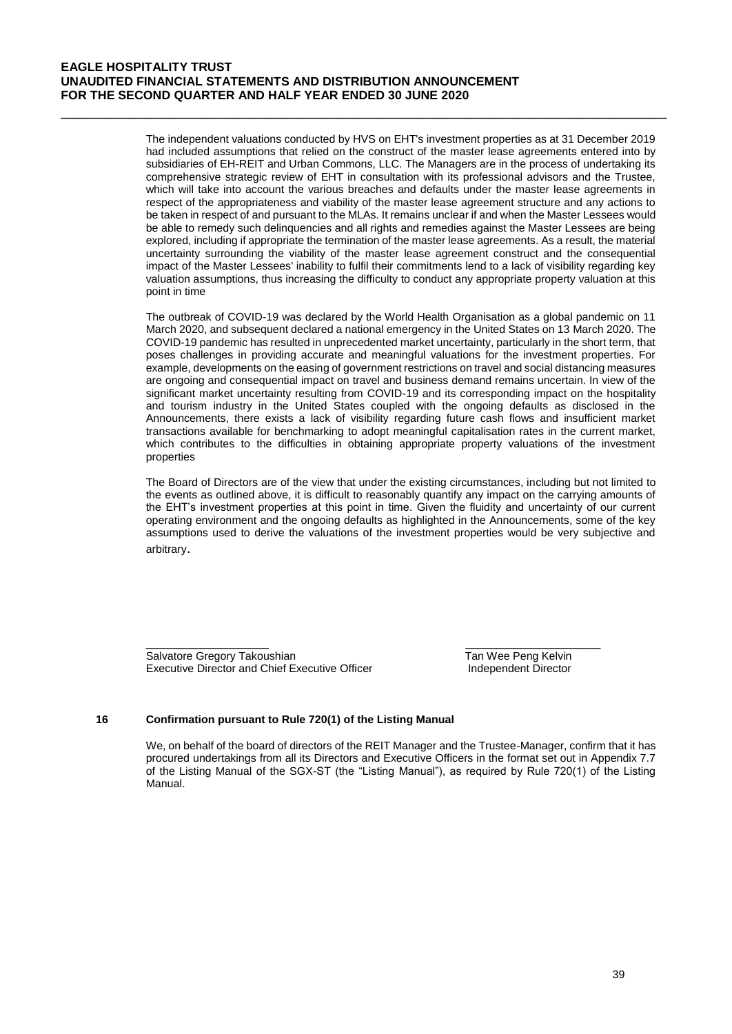The independent valuations conducted by HVS on EHT's investment properties as at 31 December 2019 had included assumptions that relied on the construct of the master lease agreements entered into by subsidiaries of EH-REIT and Urban Commons, LLC. The Managers are in the process of undertaking its comprehensive strategic review of EHT in consultation with its professional advisors and the Trustee, which will take into account the various breaches and defaults under the master lease agreements in respect of the appropriateness and viability of the master lease agreement structure and any actions to be taken in respect of and pursuant to the MLAs. It remains unclear if and when the Master Lessees would be able to remedy such delinquencies and all rights and remedies against the Master Lessees are being explored, including if appropriate the termination of the master lease agreements. As a result, the material uncertainty surrounding the viability of the master lease agreement construct and the consequential impact of the Master Lessees' inability to fulfil their commitments lend to a lack of visibility regarding key valuation assumptions, thus increasing the difficulty to conduct any appropriate property valuation at this point in time

The outbreak of COVID-19 was declared by the World Health Organisation as a global pandemic on 11 March 2020, and subsequent declared a national emergency in the United States on 13 March 2020. The COVID-19 pandemic has resulted in unprecedented market uncertainty, particularly in the short term, that poses challenges in providing accurate and meaningful valuations for the investment properties. For example, developments on the easing of government restrictions on travel and social distancing measures are ongoing and consequential impact on travel and business demand remains uncertain. In view of the significant market uncertainty resulting from COVID-19 and its corresponding impact on the hospitality and tourism industry in the United States coupled with the ongoing defaults as disclosed in the Announcements, there exists a lack of visibility regarding future cash flows and insufficient market transactions available for benchmarking to adopt meaningful capitalisation rates in the current market, which contributes to the difficulties in obtaining appropriate property valuations of the investment properties

The Board of Directors are of the view that under the existing circumstances, including but not limited to the events as outlined above, it is difficult to reasonably quantify any impact on the carrying amounts of the EHT's investment properties at this point in time. Given the fluidity and uncertainty of our current operating environment and the ongoing defaults as highlighted in the Announcements, some of the key assumptions used to derive the valuations of the investment properties would be very subjective and arbitrary.

\_\_\_\_\_\_\_\_\_\_\_\_\_\_\_\_\_\_\_\_
Salvatore Gregory Takoushian
Executive Director and Chief Executive Officer

\_\_\_\_\_\_\_\_\_\_\_\_\_\_\_\_\_\_\_\_
Tan Wee Peng Kelvin
Independent Director

## 16 Confirmation pursuant to Rule 720(1) of the Listing Manual

We, on behalf of the board of directors of the REIT Manager and the Trustee-Manager, confirm that it has procured undertakings from all its Directors and Executive Officers in the format set out in Appendix 7.7 of the Listing Manual of the SGX-ST (the "Listing Manual"), as required by Rule 720(1) of the Listing Manual.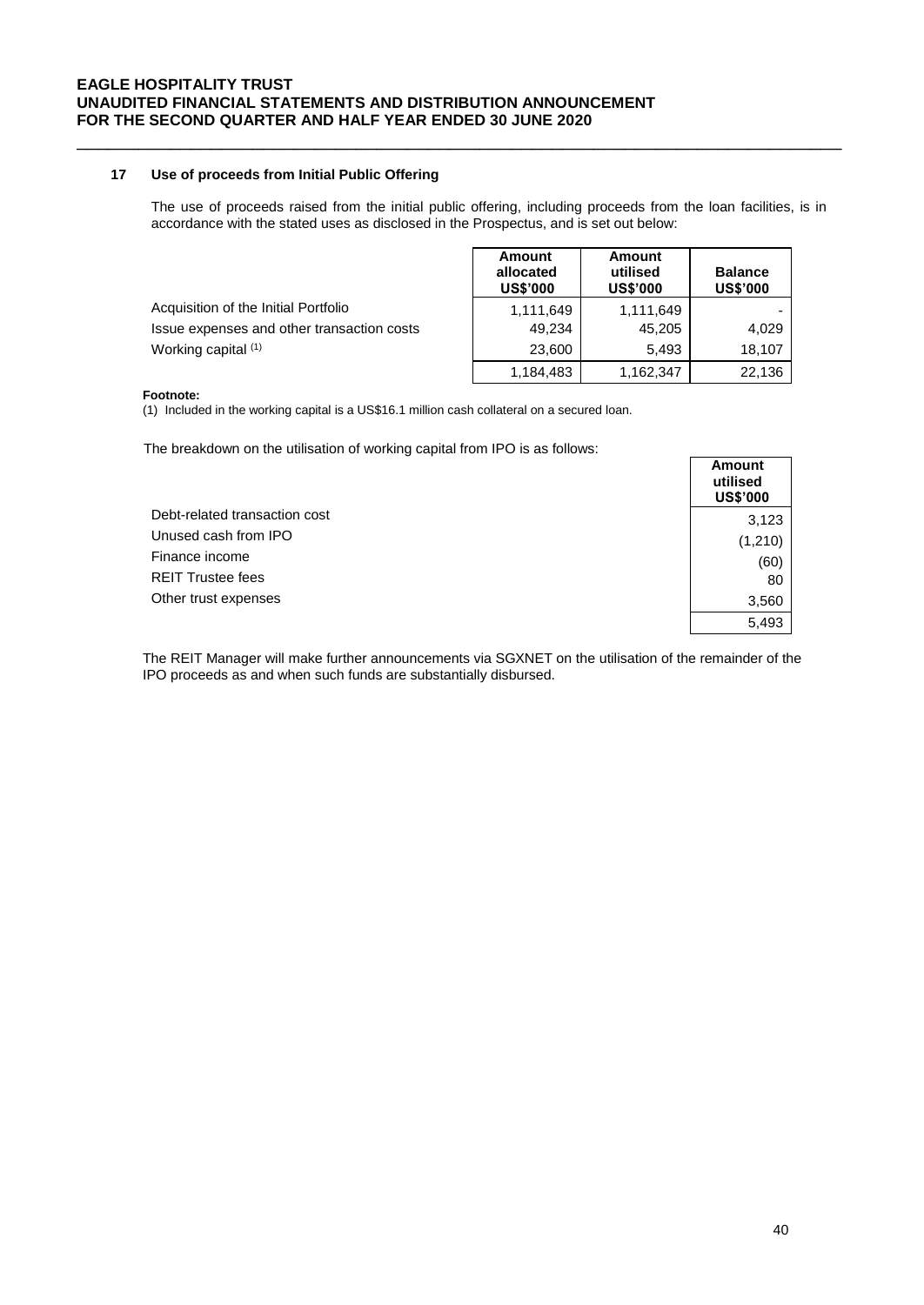### 17 Use of proceeds from Initial Public Offering

The use of proceeds raised from the initial public offering, including proceeds from the loan facilities, is in accordance with the stated uses as disclosed in the Prospectus, and is set out below:

| | Amount allocated US$'000 | Amount utilised US$'000 | Balance US$'000 |
|---|---|---|---|
| Acquisition of the Initial Portfolio | 1,111,649 | 1,111,649 | - |
| Issue expenses and other transaction costs | 49,234 | 45,205 | 4,029 |
| Working capital [(1)] | 23,600 | 5,493 | 18,107 |
| | 1,184,483 | 1,162,347 | 22,136 |

**Footnote:**

(1) Included in the working capital is a US$16.1 million cash collateral on a secured loan.

The breakdown on the utilisation of working capital from IPO is as follows:

| | Amount utilised US$'000 |
|---|---|
| Debt-related transaction cost | 3,123 |
| Unused cash from IPO | (1,210) |
| Finance income | (60) |
| REIT Trustee fees | 80 |
| Other trust expenses | 3,560 |
| | 5,493 |

The REIT Manager will make further announcements via SGXNET on the utilisation of the remainder of the IPO proceeds as and when such funds are substantially disbursed.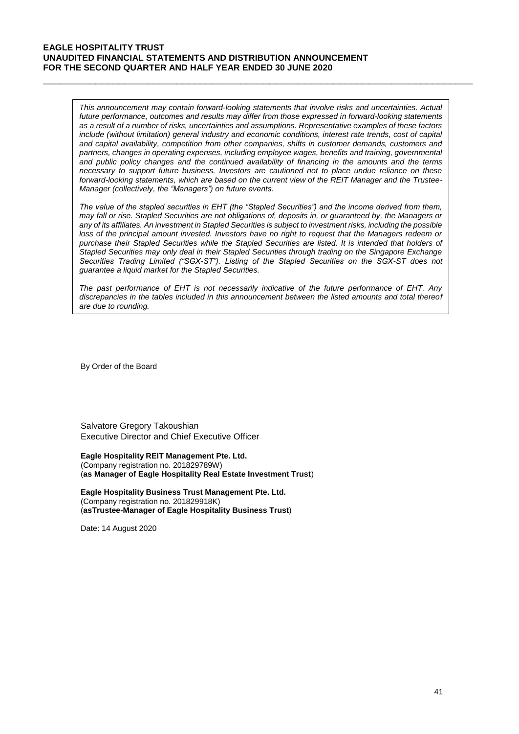*This announcement may contain forward-looking statements that involve risks and uncertainties. Actual future performance, outcomes and results may differ from those expressed in forward-looking statements as a result of a number of risks, uncertainties and assumptions. Representative examples of these factors include (without limitation) general industry and economic conditions, interest rate trends, cost of capital and capital availability, competition from other companies, shifts in customer demands, customers and partners, changes in operating expenses, including employee wages, benefits and training, governmental and public policy changes and the continued availability of financing in the amounts and the terms necessary to support future business. Investors are cautioned not to place undue reliance on these forward-looking statements, which are based on the current view of the REIT Manager and the Trustee-Manager (collectively, the "Managers") on future events.*

*The value of the stapled securities in EHT (the "Stapled Securities") and the income derived from them, may fall or rise. Stapled Securities are not obligations of, deposits in, or guaranteed by, the Managers or any of its affiliates. An investment in Stapled Securities is subject to investment risks, including the possible loss of the principal amount invested. Investors have no right to request that the Managers redeem or purchase their Stapled Securities while the Stapled Securities are listed. It is intended that holders of Stapled Securities may only deal in their Stapled Securities through trading on the Singapore Exchange Securities Trading Limited ("SGX-ST"). Listing of the Stapled Securities on the SGX-ST does not guarantee a liquid market for the Stapled Securities.*

*The past performance of EHT is not necessarily indicative of the future performance of EHT. Any discrepancies in the tables included in this announcement between the listed amounts and total thereof are due to rounding.*

By Order of the Board

Salvatore Gregory Takoushian
Executive Director and Chief Executive Officer

**Eagle Hospitality REIT Management Pte. Ltd.**
(Company registration no. 201829789W)
(**as Manager of Eagle Hospitality Real Estate Investment Trust**)

**Eagle Hospitality Business Trust Management Pte. Ltd.**
(Company registration no. 201829918K)
(**asTrustee-Manager of Eagle Hospitality Business Trust**)

Date: 14 August 2020